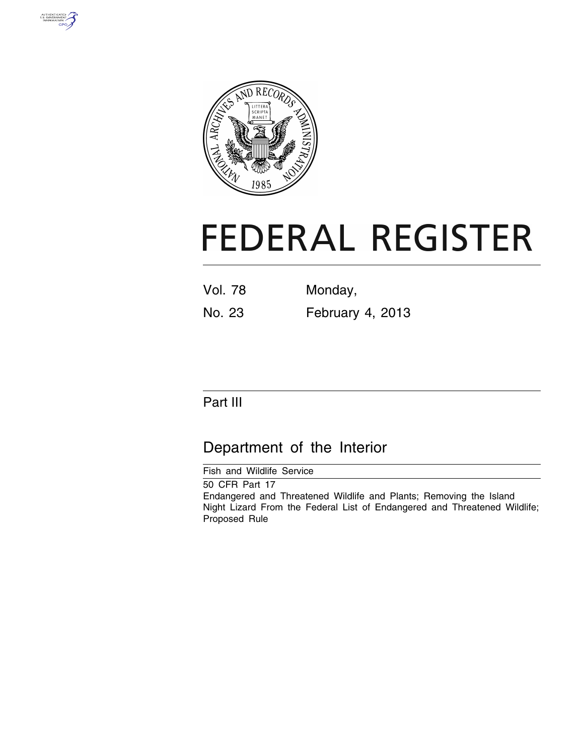# FEDERAL REGISTER

Vol. 78 Monday,

No. 23 February 4, 2013

## Part III

## Department of the Interior

Fish and Wildlife Service

50 CFR Part 17

Endangered and Threatened Wildlife and Plants; Removing the Island Night Lizard From the Federal List of Endangered and Threatened Wildlife; Proposed Rule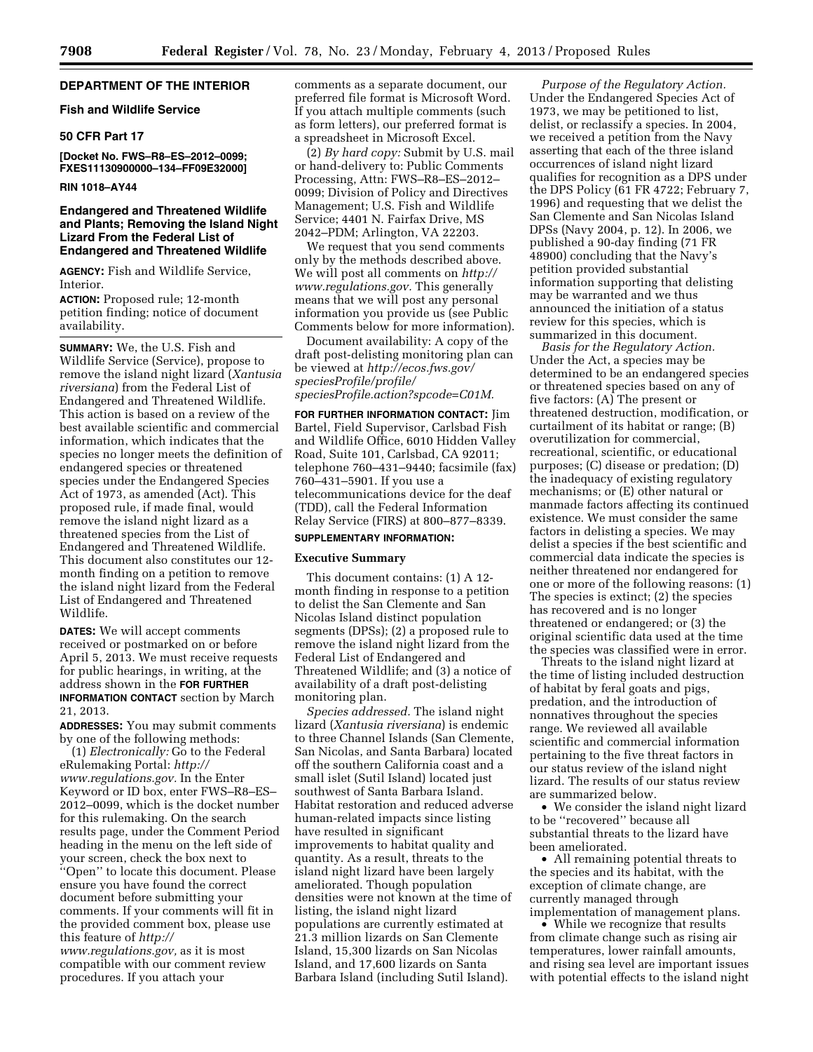**DEPARTMENT OF THE INTERIOR**

**Fish and Wildlife Service**

**50 CFR Part 17**

**[Docket No. FWS–R8–ES–2012–0099; FXES11130900000–134–FF09E32000]**

**RIN 1018–AY44**

## Endangered and Threatened Wildlife and Plants; Removing the Island Night Lizard From the Federal List of Endangered and Threatened Wildlife

**AGENCY:** Fish and Wildlife Service, Interior.

**ACTION:** Proposed rule; 12-month petition finding; notice of document availability.

**SUMMARY:** We, the U.S. Fish and Wildlife Service (Service), propose to remove the island night lizard (*Xantusia riversiana*) from the Federal List of Endangered and Threatened Wildlife. This action is based on a review of the best available scientific and commercial information, which indicates that the species no longer meets the definition of endangered species or threatened species under the Endangered Species Act of 1973, as amended (Act). This proposed rule, if made final, would remove the island night lizard as a threatened species from the List of Endangered and Threatened Wildlife. This document also constitutes our 12-month finding on a petition to remove the island night lizard from the Federal List of Endangered and Threatened Wildlife.

**DATES:** We will accept comments received or postmarked on or before April 5, 2013. We must receive requests for public hearings, in writing, at the address shown in the **FOR FURTHER INFORMATION CONTACT** section by March 21, 2013.

**ADDRESSES:** You may submit comments by one of the following methods:

(1) *Electronically:* Go to the Federal eRulemaking Portal: *http://www.regulations.gov.* In the Enter Keyword or ID box, enter FWS–R8–ES–2012–0099, which is the docket number for this rulemaking. On the search results page, under the Comment Period heading in the menu on the left side of your screen, check the box next to "Open" to locate this document. Please ensure you have found the correct document before submitting your comments. If your comments will fit in the provided comment box, please use this feature of *http://www.regulations.gov,* as it is most compatible with our comment review procedures. If you attach your comments as a separate document, our preferred file format is Microsoft Word. If you attach multiple comments (such as form letters), our preferred format is a spreadsheet in Microsoft Excel.

(2) *By hard copy:* Submit by U.S. mail or hand-delivery to: Public Comments Processing, Attn: FWS–R8–ES–2012–0099; Division of Policy and Directives Management; U.S. Fish and Wildlife Service; 4401 N. Fairfax Drive, MS 2042–PDM; Arlington, VA 22203.

We request that you send comments only by the methods described above. We will post all comments on *http://www.regulations.gov.* This generally means that we will post any personal information you provide us (see Public Comments below for more information).

Document availability: A copy of the draft post-delisting monitoring plan can be viewed at *http://ecos.fws.gov/speciesProfile/profile/speciesProfile.action?spcode=C01M.*

**FOR FURTHER INFORMATION CONTACT:** Jim Bartel, Field Supervisor, Carlsbad Fish and Wildlife Office, 6010 Hidden Valley Road, Suite 101, Carlsbad, CA 92011; telephone 760–431–9440; facsimile (fax) 760–431–5901. If you use a telecommunications device for the deaf (TDD), call the Federal Information Relay Service (FIRS) at 800–877–8339.

**SUPPLEMENTARY INFORMATION:**

### Executive Summary

This document contains: (1) A 12-month finding in response to a petition to delist the San Clemente and San Nicolas Island distinct population segments (DPSs); (2) a proposed rule to remove the island night lizard from the Federal List of Endangered and Threatened Wildlife; and (3) a notice of availability of a draft post-delisting monitoring plan.

*Species addressed.* The island night lizard (*Xantusia riversiana*) is endemic to three Channel Islands (San Clemente, San Nicolas, and Santa Barbara) located off the southern California coast and a small islet (Sutil Island) located just southwest of Santa Barbara Island. Habitat restoration and reduced adverse human-related impacts since listing have resulted in significant improvements to habitat quality and quantity. As a result, threats to the island night lizard have been largely ameliorated. Though population densities were not known at the time of listing, the island night lizard populations are currently estimated at 21.3 million lizards on San Clemente Island, 15,300 lizards on San Nicolas Island, and 17,600 lizards on Santa Barbara Island (including Sutil Island).

*Purpose of the Regulatory Action.* Under the Endangered Species Act of 1973, we may be petitioned to list, delist, or reclassify a species. In 2004, we received a petition from the Navy asserting that each of the three island occurrences of island night lizard qualifies for recognition as a DPS under the DPS Policy (61 FR 4722; February 7, 1996) and requesting that we delist the San Clemente and San Nicolas Island DPSs (Navy 2004, p. 12). In 2006, we published a 90-day finding (71 FR 48900) concluding that the Navy's petition provided substantial information supporting that delisting may be warranted and we thus announced the initiation of a status review for this species, which is summarized in this document.

*Basis for the Regulatory Action.* Under the Act, a species may be determined to be an endangered species or threatened species based on any of five factors: (A) The present or threatened destruction, modification, or curtailment of its habitat or range; (B) overutilization for commercial, recreational, scientific, or educational purposes; (C) disease or predation; (D) the inadequacy of existing regulatory mechanisms; or (E) other natural or manmade factors affecting its continued existence. We must consider the same factors in delisting a species. We may delist a species if the best scientific and commercial data indicate the species is neither threatened nor endangered for one or more of the following reasons: (1) The species is extinct; (2) the species has recovered and is no longer threatened or endangered; or (3) the original scientific data used at the time the species was classified were in error.

Threats to the island night lizard at the time of listing included destruction of habitat by feral goats and pigs, predation, and the introduction of nonnatives throughout the species range. We reviewed all available scientific and commercial information pertaining to the five threat factors in our status review of the island night lizard. The results of our status review are summarized below.

- We consider the island night lizard to be "recovered" because all substantial threats to the lizard have been ameliorated.
- All remaining potential threats to the species and its habitat, with the exception of climate change, are currently managed through implementation of management plans.
- While we recognize that results from climate change such as rising air temperatures, lower rainfall amounts, and rising sea level are important issues with potential effects to the island night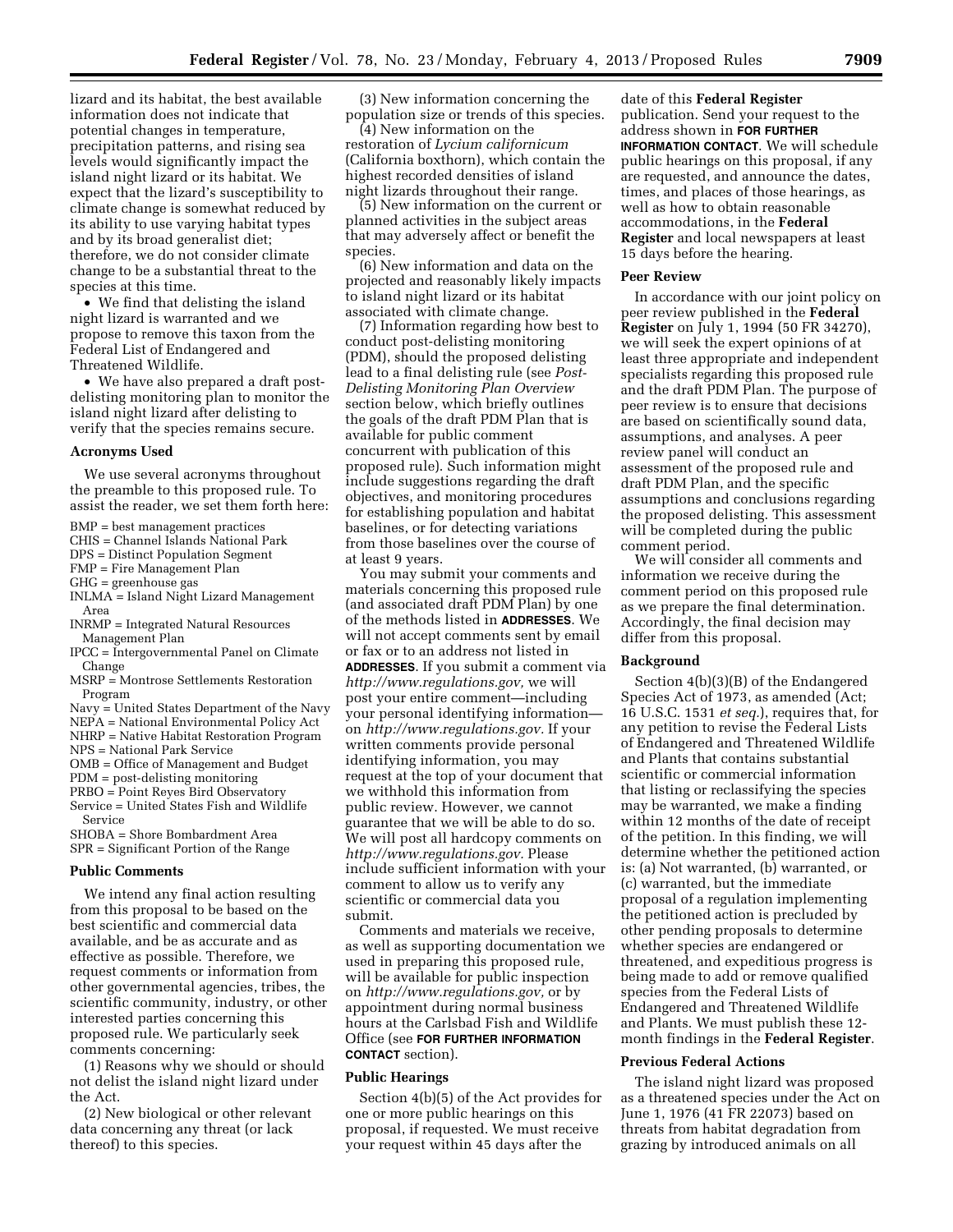lizard and its habitat, the best available information does not indicate that potential changes in temperature, precipitation patterns, and rising sea levels would significantly impact the island night lizard or its habitat. We expect that the lizard's susceptibility to climate change is somewhat reduced by its ability to use varying habitat types and by its broad generalist diet; therefore, we do not consider climate change to be a substantial threat to the species at this time.

- We find that delisting the island night lizard is warranted and we propose to remove this taxon from the Federal List of Endangered and Threatened Wildlife.
- We have also prepared a draft post-delisting monitoring plan to monitor the island night lizard after delisting to verify that the species remains secure.

## Acronyms Used

We use several acronyms throughout the preamble to this proposed rule. To assist the reader, we set them forth here:

BMP = best management practices
CHIS = Channel Islands National Park
DPS = Distinct Population Segment
FMP = Fire Management Plan
GHG = greenhouse gas
INLMA = Island Night Lizard Management Area
INRMP = Integrated Natural Resources Management Plan
IPCC = Intergovernmental Panel on Climate Change
MSRP = Montrose Settlements Restoration Program
Navy = United States Department of the Navy
NEPA = National Environmental Policy Act
NHRP = Native Habitat Restoration Program
NPS = National Park Service
OMB = Office of Management and Budget
PDM = post-delisting monitoring
PRBO = Point Reyes Bird Observatory
Service = United States Fish and Wildlife Service
SHOBA = Shore Bombardment Area
SPR = Significant Portion of the Range

## Public Comments

We intend any final action resulting from this proposal to be based on the best scientific and commercial data available, and be as accurate and as effective as possible. Therefore, we request comments or information from other governmental agencies, tribes, the scientific community, industry, or other interested parties concerning this proposed rule. We particularly seek comments concerning:

(1) Reasons why we should or should not delist the island night lizard under the Act.

(2) New biological or other relevant data concerning any threat (or lack thereof) to this species.

(3) New information concerning the population size or trends of this species.

(4) New information on the restoration of *Lycium californicum* (California boxthorn), which contain the highest recorded densities of island night lizards throughout their range.

(5) New information on the current or planned activities in the subject areas that may adversely affect or benefit the species.

(6) New information and data on the projected and reasonably likely impacts to island night lizard or its habitat associated with climate change.

(7) Information regarding how best to conduct post-delisting monitoring (PDM), should the proposed delisting lead to a final delisting rule (see *Post-Delisting Monitoring Plan Overview* section below, which briefly outlines the goals of the draft PDM Plan that is available for public comment concurrent with publication of this proposed rule). Such information might include suggestions regarding the draft objectives, and monitoring procedures for establishing population and habitat baselines, or for detecting variations from those baselines over the course of at least 9 years.

You may submit your comments and materials concerning this proposed rule (and associated draft PDM Plan) by one of the methods listed in **ADDRESSES**. We will not accept comments sent by email or fax or to an address not listed in **ADDRESSES**. If you submit a comment via *http://www.regulations.gov,* we will post your entire comment—including your personal identifying information—on *http://www.regulations.gov.* If your written comments provide personal identifying information, you may request at the top of your document that we withhold this information from public review. However, we cannot guarantee that we will be able to do so. We will post all hardcopy comments on *http://www.regulations.gov.* Please include sufficient information with your comment to allow us to verify any scientific or commercial data you submit.

Comments and materials we receive, as well as supporting documentation we used in preparing this proposed rule, will be available for public inspection on *http://www.regulations.gov,* or by appointment during normal business hours at the Carlsbad Fish and Wildlife Office (see **FOR FURTHER INFORMATION CONTACT** section).

## Public Hearings

Section 4(b)(5) of the Act provides for one or more public hearings on this proposal, if requested. We must receive your request within 45 days after the date of this **Federal Register** publication. Send your request to the address shown in **FOR FURTHER INFORMATION CONTACT**. We will schedule public hearings on this proposal, if any are requested, and announce the dates, times, and places of those hearings, as well as how to obtain reasonable accommodations, in the **Federal Register** and local newspapers at least 15 days before the hearing.

## Peer Review

In accordance with our joint policy on peer review published in the **Federal Register** on July 1, 1994 (50 FR 34270), we will seek the expert opinions of at least three appropriate and independent specialists regarding this proposed rule and the draft PDM Plan. The purpose of peer review is to ensure that decisions are based on scientifically sound data, assumptions, and analyses. A peer review panel will conduct an assessment of the proposed rule and draft PDM Plan, and the specific assumptions and conclusions regarding the proposed delisting. This assessment will be completed during the public comment period.

We will consider all comments and information we receive during the comment period on this proposed rule as we prepare the final determination. Accordingly, the final decision may differ from this proposal.

## Background

Section 4(b)(3)(B) of the Endangered Species Act of 1973, as amended (Act; 16 U.S.C. 1531 *et seq.*), requires that, for any petition to revise the Federal Lists of Endangered and Threatened Wildlife and Plants that contains substantial scientific or commercial information that listing or reclassifying the species may be warranted, we make a finding within 12 months of the date of receipt of the petition. In this finding, we will determine whether the petitioned action is: (a) Not warranted, (b) warranted, or (c) warranted, but the immediate proposal of a regulation implementing the petitioned action is precluded by other pending proposals to determine whether species are endangered or threatened, and expeditious progress is being made to add or remove qualified species from the Federal Lists of Endangered and Threatened Wildlife and Plants. We must publish these 12-month findings in the **Federal Register**.

## Previous Federal Actions

The island night lizard was proposed as a threatened species under the Act on June 1, 1976 (41 FR 22073) based on threats from habitat degradation from grazing by introduced animals on all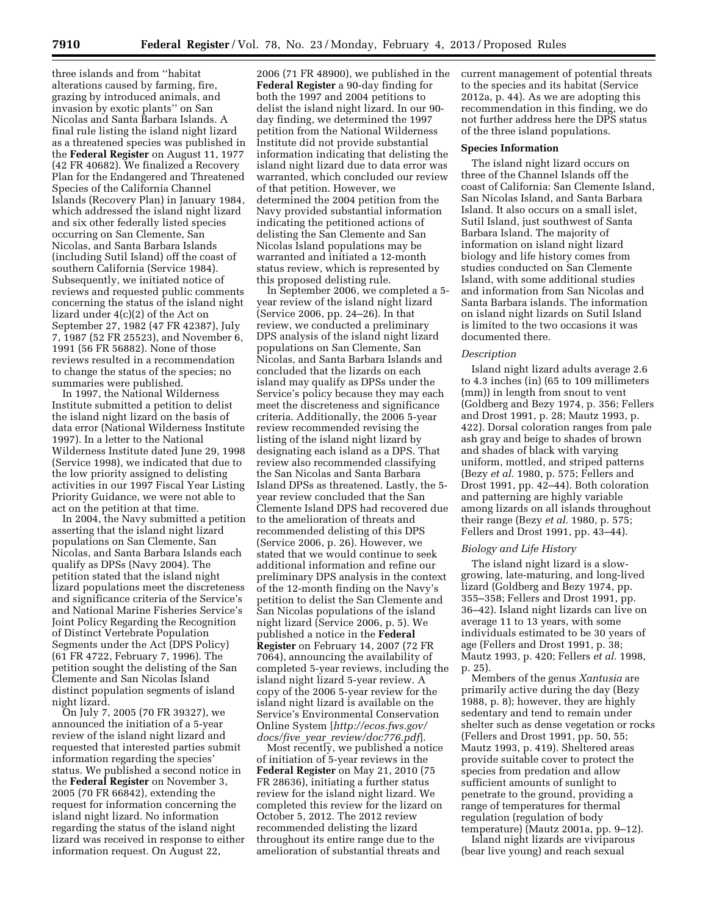three islands and from ''habitat alterations caused by farming, fire, grazing by introduced animals, and invasion by exotic plants'' on San Nicolas and Santa Barbara Islands. A final rule listing the island night lizard as a threatened species was published in the **Federal Register** on August 11, 1977 (42 FR 40682). We finalized a Recovery Plan for the Endangered and Threatened Species of the California Channel Islands (Recovery Plan) in January 1984, which addressed the island night lizard and six other federally listed species occurring on San Clemente, San Nicolas, and Santa Barbara Islands (including Sutil Island) off the coast of southern California (Service 1984). Subsequently, we initiated notice of reviews and requested public comments concerning the status of the island night lizard under 4(c)(2) of the Act on September 27, 1982 (47 FR 42387), July 7, 1987 (52 FR 25523), and November 6, 1991 (56 FR 56882). None of those reviews resulted in a recommendation to change the status of the species; no summaries were published.

In 1997, the National Wilderness Institute submitted a petition to delist the island night lizard on the basis of data error (National Wilderness Institute 1997). In a letter to the National Wilderness Institute dated June 29, 1998 (Service 1998), we indicated that due to the low priority assigned to delisting activities in our 1997 Fiscal Year Listing Priority Guidance, we were not able to act on the petition at that time.

In 2004, the Navy submitted a petition asserting that the island night lizard populations on San Clemente, San Nicolas, and Santa Barbara Islands each qualify as DPSs (Navy 2004). The petition stated that the island night lizard populations meet the discreteness and significance criteria of the Service's and National Marine Fisheries Service's Joint Policy Regarding the Recognition of Distinct Vertebrate Population Segments under the Act (DPS Policy) (61 FR 4722, February 7, 1996). The petition sought the delisting of the San Clemente and San Nicolas Island distinct population segments of island night lizard.

On July 7, 2005 (70 FR 39327), we announced the initiation of a 5-year review of the island night lizard and requested that interested parties submit information regarding the species' status. We published a second notice in the **Federal Register** on November 3, 2005 (70 FR 66842), extending the request for information concerning the island night lizard. No information regarding the status of the island night lizard was received in response to either information request. On August 22, 2006 (71 FR 48900), we published in the **Federal Register** a 90-day finding for both the 1997 and 2004 petitions to delist the island night lizard. In our 90-day finding, we determined the 1997 petition from the National Wilderness Institute did not provide substantial information indicating that delisting the island night lizard due to data error was warranted, which concluded our review of that petition. However, we determined the 2004 petition from the Navy provided substantial information indicating the petitioned actions of delisting the San Clemente and San Nicolas Island populations may be warranted and initiated a 12-month status review, which is represented by this proposed delisting rule.

In September 2006, we completed a 5-year review of the island night lizard (Service 2006, pp. 24–26). In that review, we conducted a preliminary DPS analysis of the island night lizard populations on San Clemente, San Nicolas, and Santa Barbara Islands and concluded that the lizards on each island may qualify as DPSs under the Service's policy because they may each meet the discreteness and significance criteria. Additionally, the 2006 5-year review recommended revising the listing of the island night lizard by designating each island as a DPS. That review also recommended classifying the San Nicolas and Santa Barbara Island DPSs as threatened. Lastly, the 5-year review concluded that the San Clemente Island DPS had recovered due to the amelioration of threats and recommended delisting of this DPS (Service 2006, p. 26). However, we stated that we would continue to seek additional information and refine our preliminary DPS analysis in the context of the 12-month finding on the Navy's petition to delist the San Clemente and San Nicolas populations of the island night lizard (Service 2006, p. 5). We published a notice in the **Federal Register** on February 14, 2007 (72 FR 7064), announcing the availability of completed 5-year reviews, including the island night lizard 5-year review. A copy of the 2006 5-year review for the island night lizard is available on the Service's Environmental Conservation Online System [*http://ecos.fws.gov/docs/five_year_review/doc776.pdf*].

Most recently, we published a notice of initiation of 5-year reviews in the **Federal Register** on May 21, 2010 (75 FR 28636), initiating a further status review for the island night lizard. We completed this review for the lizard on October 5, 2012. The 2012 review recommended delisting the lizard throughout its entire range due to the amelioration of substantial threats and current management of potential threats to the species and its habitat (Service 2012a, p. 44). As we are adopting this recommendation in this finding, we do not further address here the DPS status of the three island populations.

### Species Information

The island night lizard occurs on three of the Channel Islands off the coast of California: San Clemente Island, San Nicolas Island, and Santa Barbara Island. It also occurs on a small islet, Sutil Island, just southwest of Santa Barbara Island. The majority of information on island night lizard biology and life history comes from studies conducted on San Clemente Island, with some additional studies and information from San Nicolas and Santa Barbara islands. The information on island night lizards on Sutil Island is limited to the two occasions it was documented there.

#### *Description*

Island night lizard adults average 2.6 to 4.3 inches (in) (65 to 109 millimeters (mm)) in length from snout to vent (Goldberg and Bezy 1974, p. 356; Fellers and Drost 1991, p. 28; Mautz 1993, p. 422). Dorsal coloration ranges from pale ash gray and beige to shades of brown and shades of black with varying uniform, mottled, and striped patterns (Bezy *et al.* 1980, p. 575; Fellers and Drost 1991, pp. 42–44). Both coloration and patterning are highly variable among lizards on all islands throughout their range (Bezy *et al.* 1980, p. 575; Fellers and Drost 1991, pp. 43–44).

#### *Biology and Life History*

The island night lizard is a slow-growing, late-maturing, and long-lived lizard (Goldberg and Bezy 1974, pp. 355–358; Fellers and Drost 1991, pp. 36–42). Island night lizards can live on average 11 to 13 years, with some individuals estimated to be 30 years of age (Fellers and Drost 1991, p. 38; Mautz 1993, p. 420; Fellers *et al.* 1998, p. 25).

Members of the genus *Xantusia* are primarily active during the day (Bezy 1988, p. 8); however, they are highly sedentary and tend to remain under shelter such as dense vegetation or rocks (Fellers and Drost 1991, pp. 50, 55; Mautz 1993, p. 419). Sheltered areas provide suitable cover to protect the species from predation and allow sufficient amounts of sunlight to penetrate to the ground, providing a range of temperatures for thermal regulation (regulation of body temperature) (Mautz 2001a, pp. 9–12).

Island night lizards are viviparous (bear live young) and reach sexual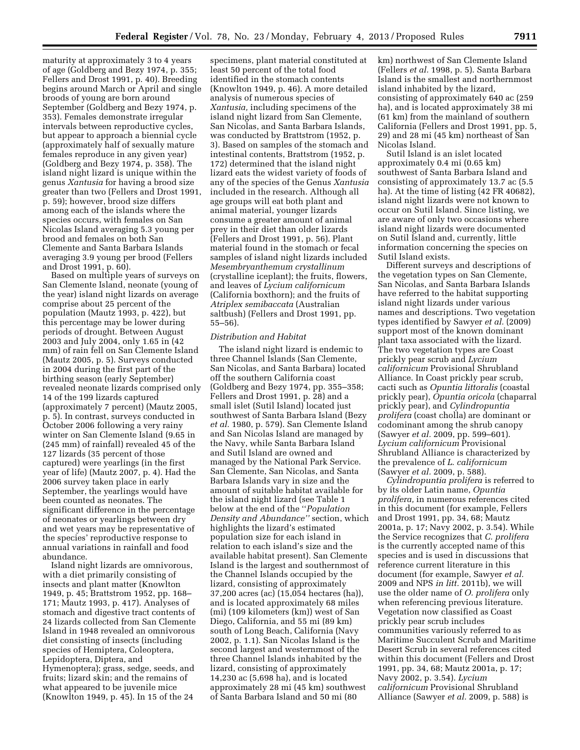maturity at approximately 3 to 4 years of age (Goldberg and Bezy 1974, p. 355; Fellers and Drost 1991, p. 40). Breeding begins around March or April and single broods of young are born around September (Goldberg and Bezy 1974, p. 353). Females demonstrate irregular intervals between reproductive cycles, but appear to approach a biennial cycle (approximately half of sexually mature females reproduce in any given year) (Goldberg and Bezy 1974, p. 358). The island night lizard is unique within the genus *Xantusia* for having a brood size greater than two (Fellers and Drost 1991, p. 59); however, brood size differs among each of the islands where the species occurs, with females on San Nicolas Island averaging 5.3 young per brood and females on both San Clemente and Santa Barbara Islands averaging 3.9 young per brood (Fellers and Drost 1991, p. 60).

Based on multiple years of surveys on San Clemente Island, neonate (young of the year) island night lizards on average comprise about 25 percent of the population (Mautz 1993, p. 422), but this percentage may be lower during periods of drought. Between August 2003 and July 2004, only 1.65 in (42 mm) of rain fell on San Clemente Island (Mautz 2005, p. 5). Surveys conducted in 2004 during the first part of the birthing season (early September) revealed neonate lizards comprised only 14 of the 199 lizards captured (approximately 7 percent) (Mautz 2005, p. 5). In contrast, surveys conducted in October 2006 following a very rainy winter on San Clemente Island (9.65 in (245 mm) of rainfall) revealed 45 of the 127 lizards (35 percent of those captured) were yearlings (in the first year of life) (Mautz 2007, p. 4). Had the 2006 survey taken place in early September, the yearlings would have been counted as neonates. The significant difference in the percentage of neonates or yearlings between dry and wet years may be representative of the species' reproductive response to annual variations in rainfall and food abundance.

Island night lizards are omnivorous, with a diet primarily consisting of insects and plant matter (Knowlton 1949, p. 45; Brattstrom 1952, pp. 168–171; Mautz 1993, p. 417). Analyses of stomach and digestive tract contents of 24 lizards collected from San Clemente Island in 1948 revealed an omnivorous diet consisting of insects (including species of Hemiptera, Coleoptera, Lepidoptera, Diptera, and Hymenoptera); grass, sedge, seeds, and fruits; lizard skin; and the remains of what appeared to be juvenile mice (Knowlton 1949, p. 45). In 15 of the 24 specimens, plant material constituted at least 50 percent of the total food identified in the stomach contents (Knowlton 1949, p. 46). A more detailed analysis of numerous species of *Xantusia,* including specimens of the island night lizard from San Clemente, San Nicolas, and Santa Barbara Islands, was conducted by Brattstrom (1952, p. 3). Based on samples of the stomach and intestinal contents, Brattstrom (1952, p. 172) determined that the island night lizard eats the widest variety of foods of any of the species of the Genus *Xantusia* included in the research. Although all age groups will eat both plant and animal material, younger lizards consume a greater amount of animal prey in their diet than older lizards (Fellers and Drost 1991, p. 56). Plant material found in the stomach or fecal samples of island night lizards included *Mesembryanthemum crystallinum* (crystalline iceplant); the fruits, flowers, and leaves of *Lycium californicum* (California boxthorn); and the fruits of *Atriplex semibaccata* (Australian saltbush) (Fellers and Drost 1991, pp. 55–56).

*Distribution and Habitat*

The island night lizard is endemic to three Channel Islands (San Clemente, San Nicolas, and Santa Barbara) located off the southern California coast (Goldberg and Bezy 1974, pp. 355–358; Fellers and Drost 1991, p. 28) and a small islet (Sutil Island) located just southwest of Santa Barbara Island (Bezy *et al.* 1980, p. 579). San Clemente Island and San Nicolas Island are managed by the Navy, while Santa Barbara Island and Sutil Island are owned and managed by the National Park Service. San Clemente, San Nicolas, and Santa Barbara Islands vary in size and the amount of suitable habitat available for the island night lizard (see Table 1 below at the end of the ''*Population Density and Abundance''* section, which highlights the lizard's estimated population size for each island in relation to each island's size and the available habitat present). San Clemente Island is the largest and southernmost of the Channel Islands occupied by the lizard, consisting of approximately 37,200 acres (ac) (15,054 hectares (ha)), and is located approximately 68 miles (mi) (109 kilometers (km)) west of San Diego, California, and 55 mi (89 km) south of Long Beach, California (Navy 2002, p. 1.1). San Nicolas Island is the second largest and westernmost of the three Channel Islands inhabited by the lizard, consisting of approximately 14,230 ac (5,698 ha), and is located approximately 28 mi (45 km) southwest of Santa Barbara Island and 50 mi (80 km) northwest of San Clemente Island (Fellers *et al.* 1998, p. 5). Santa Barbara Island is the smallest and northernmost island inhabited by the lizard, consisting of approximately 640 ac (259 ha), and is located approximately 38 mi (61 km) from the mainland of southern California (Fellers and Drost 1991, pp. 5, 29) and 28 mi (45 km) northeast of San Nicolas Island.

Sutil Island is an islet located approximately 0.4 mi (0.65 km) southwest of Santa Barbara Island and consisting of approximately 13.7 ac (5.5 ha). At the time of listing (42 FR 40682), island night lizards were not known to occur on Sutil Island. Since listing, we are aware of only two occasions where island night lizards were documented on Sutil Island and, currently, little information concerning the species on Sutil Island exists.

Different surveys and descriptions of the vegetation types on San Clemente, San Nicolas, and Santa Barbara Islands have referred to the habitat supporting island night lizards under various names and descriptions. Two vegetation types identified by Sawyer *et al.* (2009) support most of the known dominant plant taxa associated with the lizard. The two vegetation types are Coast prickly pear scrub and *Lycium californicum* Provisional Shrubland Alliance. In Coast prickly pear scrub, cacti such as *Opuntia littoralis* (coastal prickly pear), *Opuntia oricola* (chaparral prickly pear), and *Cylindropuntia prolifera* (coast cholla) are dominant or codominant among the shrub canopy (Sawyer *et al.* 2009, pp. 599–601). *Lycium californicum* Provisional Shrubland Alliance is characterized by the prevalence of *L. californicum* (Sawyer *et al.* 2009, p. 588).

*Cylindropuntia prolifera* is referred to by its older Latin name, *Opuntia prolifera,* in numerous references cited in this document (for example, Fellers and Drost 1991, pp. 34, 68; Mautz 2001a, p. 17; Navy 2002, p. 3.54). While the Service recognizes that *C. prolifera* is the currently accepted name of this species and is used in discussions that reference current literature in this document (for example, Sawyer *et al.* 2009 and NPS *in litt.* 2011b), we will use the older name of *O. prolifera* only when referencing previous literature. Vegetation now classified as Coast prickly pear scrub includes communities variously referred to as Maritime Succulent Scrub and Maritime Desert Scrub in several references cited within this document (Fellers and Drost 1991, pp. 34, 68; Mautz 2001a, p. 17; Navy 2002, p. 3.54). *Lycium californicum* Provisional Shrubland Alliance (Sawyer *et al.* 2009, p. 588) is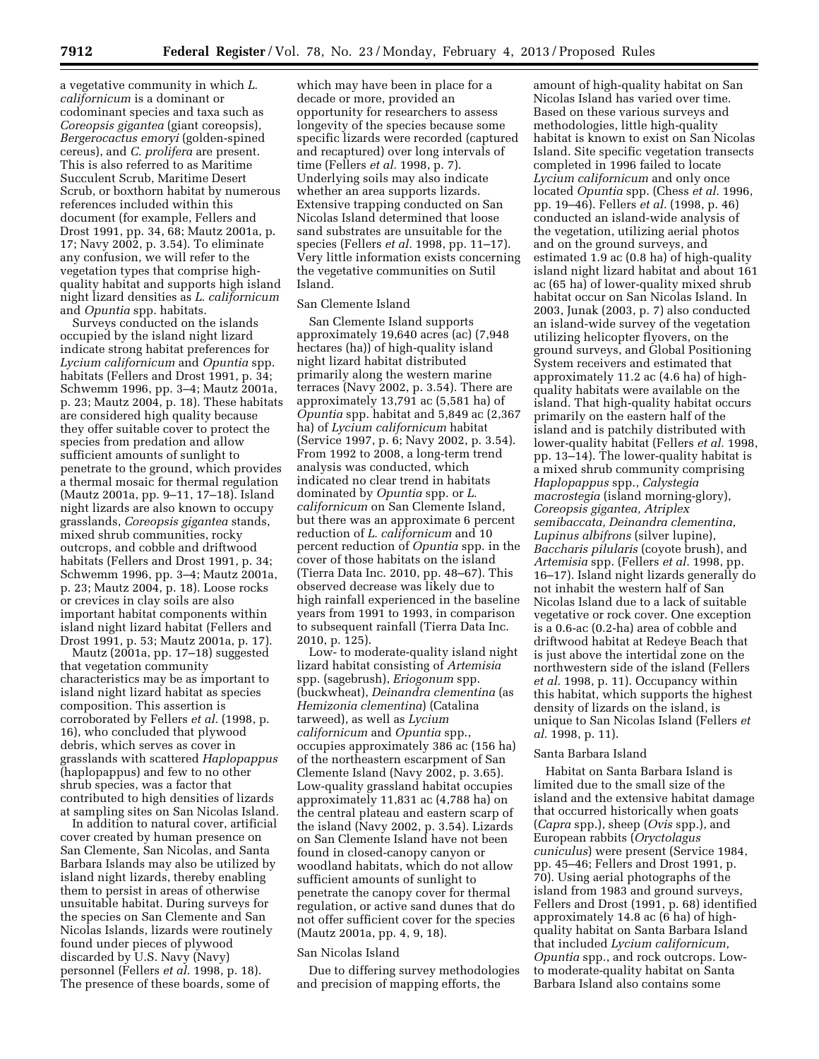a vegetative community in which *L. californicum* is a dominant or codominant species and taxa such as *Coreopsis gigantea* (giant coreopsis), *Bergerocactus emoryi* (golden-spined cereus), and *C. prolifera* are present. This is also referred to as Maritime Succulent Scrub, Maritime Desert Scrub, or boxthorn habitat by numerous references included within this document (for example, Fellers and Drost 1991, pp. 34, 68; Mautz 2001a, p. 17; Navy 2002, p. 3.54). To eliminate any confusion, we will refer to the vegetation types that comprise high-quality habitat and supports high island night lizard densities as *L. californicum* and *Opuntia* spp. habitats.

Surveys conducted on the islands occupied by the island night lizard indicate strong habitat preferences for *Lycium californicum* and *Opuntia* spp. habitats (Fellers and Drost 1991, p. 34; Schwemm 1996, pp. 3–4; Mautz 2001a, p. 23; Mautz 2004, p. 18). These habitats are considered high quality because they offer suitable cover to protect the species from predation and allow sufficient amounts of sunlight to penetrate to the ground, which provides a thermal mosaic for thermal regulation (Mautz 2001a, pp. 9–11, 17–18). Island night lizards are also known to occupy grasslands, *Coreopsis gigantea* stands, mixed shrub communities, rocky outcrops, and cobble and driftwood habitats (Fellers and Drost 1991, p. 34; Schwemm 1996, pp. 3–4; Mautz 2001a, p. 23; Mautz 2004, p. 18). Loose rocks or crevices in clay soils are also important habitat components within island night lizard habitat (Fellers and Drost 1991, p. 53; Mautz 2001a, p. 17).

Mautz (2001a, pp. 17–18) suggested that vegetation community characteristics may be as important to island night lizard habitat as species composition. This assertion is corroborated by Fellers *et al.* (1998, p. 16), who concluded that plywood debris, which serves as cover in grasslands with scattered *Haplopappus* (haplopappus) and few to no other shrub species, was a factor that contributed to high densities of lizards at sampling sites on San Nicolas Island.

In addition to natural cover, artificial cover created by human presence on San Clemente, San Nicolas, and Santa Barbara Islands may also be utilized by island night lizards, thereby enabling them to persist in areas of otherwise unsuitable habitat. During surveys for the species on San Clemente and San Nicolas Islands, lizards were routinely found under pieces of plywood discarded by U.S. Navy (Navy) personnel (Fellers *et al.* 1998, p. 18). The presence of these boards, some of which may have been in place for a decade or more, provided an opportunity for researchers to assess longevity of the species because some specific lizards were recorded (captured and recaptured) over long intervals of time (Fellers *et al.* 1998, p. 7). Underlying soils may also indicate whether an area supports lizards. Extensive trapping conducted on San Nicolas Island determined that loose sand substrates are unsuitable for the species (Fellers *et al.* 1998, pp. 11–17). Very little information exists concerning the vegetative communities on Sutil Island.

### San Clemente Island

San Clemente Island supports approximately 19,640 acres (ac) (7,948 hectares (ha)) of high-quality island night lizard habitat distributed primarily along the western marine terraces (Navy 2002, p. 3.54). There are approximately 13,791 ac (5,581 ha) of *Opuntia* spp. habitat and 5,849 ac (2,367 ha) of *Lycium californicum* habitat (Service 1997, p. 6; Navy 2002, p. 3.54). From 1992 to 2008, a long-term trend analysis was conducted, which indicated no clear trend in habitats dominated by *Opuntia* spp. or *L. californicum* on San Clemente Island, but there was an approximate 6 percent reduction of *L. californicum* and 10 percent reduction of *Opuntia* spp. in the cover of those habitats on the island (Tierra Data Inc. 2010, pp. 48–67). This observed decrease was likely due to high rainfall experienced in the baseline years from 1991 to 1993, in comparison to subsequent rainfall (Tierra Data Inc. 2010, p. 125).

Low- to moderate-quality island night lizard habitat consisting of *Artemisia* spp. (sagebrush), *Eriogonum* spp. (buckwheat), *Deinandra clementina* (as *Hemizonia clementina*) (Catalina tarweed), as well as *Lycium californicum* and *Opuntia* spp., occupies approximately 386 ac (156 ha) of the northeastern escarpment of San Clemente Island (Navy 2002, p. 3.65). Low-quality grassland habitat occupies approximately 11,831 ac (4,788 ha) on the central plateau and eastern scarp of the island (Navy 2002, p. 3.54). Lizards on San Clemente Island have not been found in closed-canopy canyon or woodland habitats, which do not allow sufficient amounts of sunlight to penetrate the canopy cover for thermal regulation, or active sand dunes that do not offer sufficient cover for the species (Mautz 2001a, pp. 4, 9, 18).

### San Nicolas Island

Due to differing survey methodologies and precision of mapping efforts, the amount of high-quality habitat on San Nicolas Island has varied over time. Based on these various surveys and methodologies, little high-quality habitat is known to exist on San Nicolas Island. Site specific vegetation transects completed in 1996 failed to locate *Lycium californicum* and only once located *Opuntia* spp. (Chess *et al.* 1996, pp. 19–46). Fellers *et al.* (1998, p. 46) conducted an island-wide analysis of the vegetation, utilizing aerial photos and on the ground surveys, and estimated 1.9 ac (0.8 ha) of high-quality island night lizard habitat and about 161 ac (65 ha) of lower-quality mixed shrub habitat occur on San Nicolas Island. In 2003, Junak (2003, p. 7) also conducted an island-wide survey of the vegetation utilizing helicopter flyovers, on the ground surveys, and Global Positioning System receivers and estimated that approximately 11.2 ac (4.6 ha) of high-quality habitats were available on the island. That high-quality habitat occurs primarily on the eastern half of the island and is patchily distributed with lower-quality habitat (Fellers *et al.* 1998, pp. 13–14). The lower-quality habitat is a mixed shrub community comprising *Haplopappus* spp., *Calystegia macrostegia* (island morning-glory), *Coreopsis gigantea, Atriplex semibaccata, Deinandra clementina, Lupinus albifrons* (silver lupine), *Baccharis pilularis* (coyote brush), and *Artemisia* spp. (Fellers *et al.* 1998, pp. 16–17). Island night lizards generally do not inhabit the western half of San Nicolas Island due to a lack of suitable vegetative or rock cover. One exception is a 0.6-ac (0.2-ha) area of cobble and driftwood habitat at Redeye Beach that is just above the intertidal zone on the northwestern side of the island (Fellers *et al.* 1998, p. 11). Occupancy within this habitat, which supports the highest density of lizards on the island, is unique to San Nicolas Island (Fellers *et al.* 1998, p. 11).

### Santa Barbara Island

Habitat on Santa Barbara Island is limited due to the small size of the island and the extensive habitat damage that occurred historically when goats (*Capra* spp.), sheep (*Ovis* spp.), and European rabbits (*Oryctolagus cuniculus*) were present (Service 1984, pp. 45–46; Fellers and Drost 1991, p. 70). Using aerial photographs of the island from 1983 and ground surveys, Fellers and Drost (1991, p. 68) identified approximately 14.8 ac (6 ha) of high-quality habitat on Santa Barbara Island that included *Lycium californicum, Opuntia* spp., and rock outcrops. Low- to moderate-quality habitat on Santa Barbara Island also contains some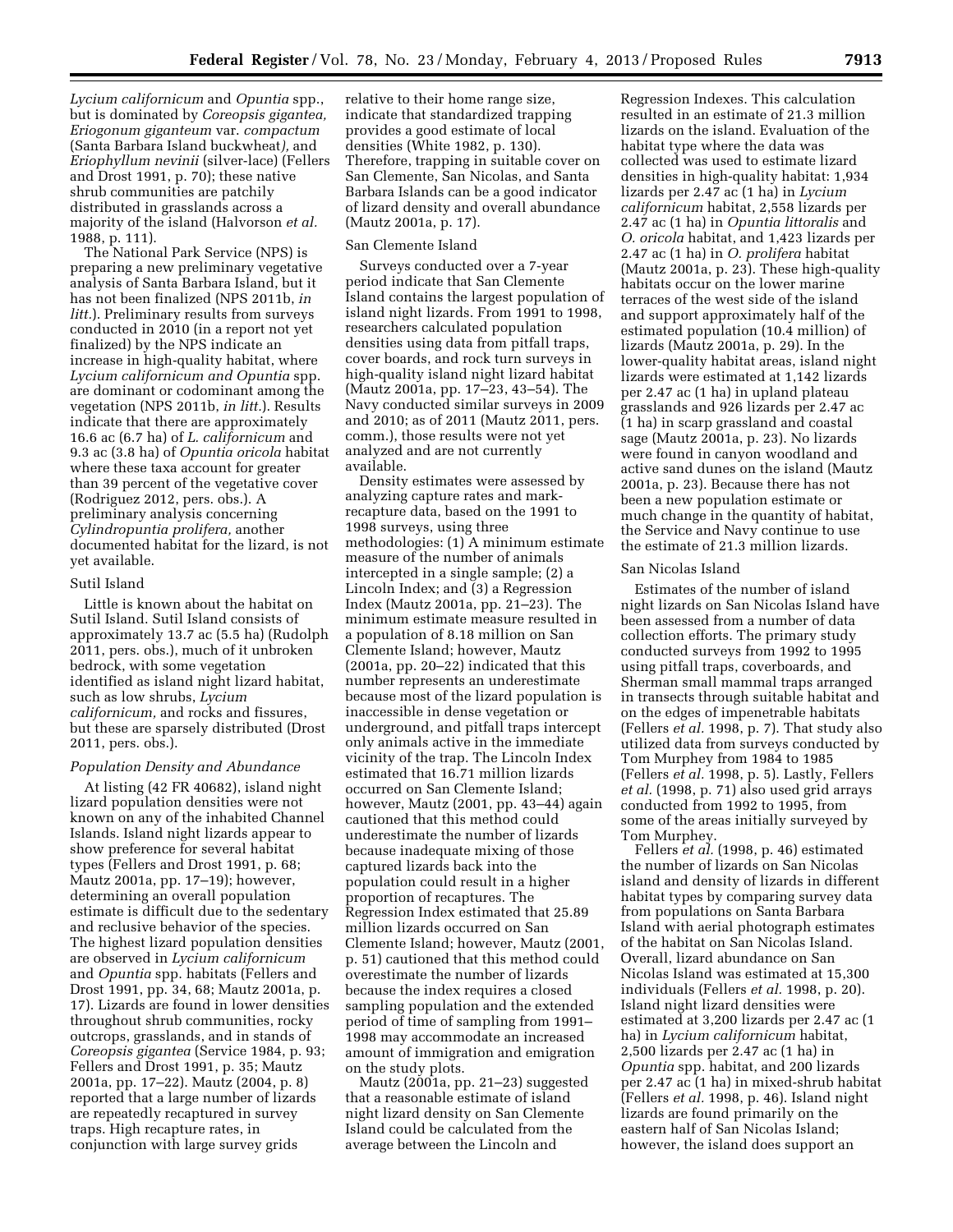*Lycium californicum* and *Opuntia* spp., but is dominated by *Coreopsis gigantea, Eriogonum giganteum* var. *compactum* (Santa Barbara Island buckwheat*),* and *Eriophyllum nevinii* (silver-lace) (Fellers and Drost 1991, p. 70); these native shrub communities are patchily distributed in grasslands across a majority of the island (Halvorson *et al.* 1988, p. 111).

The National Park Service (NPS) is preparing a new preliminary vegetative analysis of Santa Barbara Island, but it has not been finalized (NPS 2011b, *in litt.*). Preliminary results from surveys conducted in 2010 (in a report not yet finalized) by the NPS indicate an increase in high-quality habitat, where *Lycium californicum and Opuntia* spp. are dominant or codominant among the vegetation (NPS 2011b, *in litt.*). Results indicate that there are approximately 16.6 ac (6.7 ha) of *L. californicum* and 9.3 ac (3.8 ha) of *Opuntia oricola* habitat where these taxa account for greater than 39 percent of the vegetative cover (Rodriguez 2012, pers. obs.). A preliminary analysis concerning *Cylindropuntia prolifera,* another documented habitat for the lizard, is not yet available.

### Sutil Island

Little is known about the habitat on Sutil Island. Sutil Island consists of approximately 13.7 ac (5.5 ha) (Rudolph 2011, pers. obs.), much of it unbroken bedrock, with some vegetation identified as island night lizard habitat, such as low shrubs, *Lycium californicum,* and rocks and fissures, but these are sparsely distributed (Drost 2011, pers. obs.).

### *Population Density and Abundance*

At listing (42 FR 40682), island night lizard population densities were not known on any of the inhabited Channel Islands. Island night lizards appear to show preference for several habitat types (Fellers and Drost 1991, p. 68; Mautz 2001a, pp. 17–19); however, determining an overall population estimate is difficult due to the sedentary and reclusive behavior of the species. The highest lizard population densities are observed in *Lycium californicum* and *Opuntia* spp. habitats (Fellers and Drost 1991, pp. 34, 68; Mautz 2001a, p. 17). Lizards are found in lower densities throughout shrub communities, rocky outcrops, grasslands, and in stands of *Coreopsis gigantea* (Service 1984, p. 93; Fellers and Drost 1991, p. 35; Mautz 2001a, pp. 17–22). Mautz (2004, p. 8) reported that a large number of lizards are repeatedly recaptured in survey traps. High recapture rates, in conjunction with large survey grids relative to their home range size, indicate that standardized trapping provides a good estimate of local densities (White 1982, p. 130). Therefore, trapping in suitable cover on San Clemente, San Nicolas, and Santa Barbara Islands can be a good indicator of lizard density and overall abundance (Mautz 2001a, p. 17).

### San Clemente Island

Surveys conducted over a 7-year period indicate that San Clemente Island contains the largest population of island night lizards. From 1991 to 1998, researchers calculated population densities using data from pitfall traps, cover boards, and rock turn surveys in high-quality island night lizard habitat (Mautz 2001a, pp. 17–23, 43–54). The Navy conducted similar surveys in 2009 and 2010; as of 2011 (Mautz 2011, pers. comm.), those results were not yet analyzed and are not currently available.

Density estimates were assessed by analyzing capture rates and mark-recapture data, based on the 1991 to 1998 surveys, using three methodologies: (1) A minimum estimate measure of the number of animals intercepted in a single sample; (2) a Lincoln Index; and (3) a Regression Index (Mautz 2001a, pp. 21–23). The minimum estimate measure resulted in a population of 8.18 million on San Clemente Island; however, Mautz (2001a, pp. 20–22) indicated that this number represents an underestimate because most of the lizard population is inaccessible in dense vegetation or underground, and pitfall traps intercept only animals active in the immediate vicinity of the trap. The Lincoln Index estimated that 16.71 million lizards occurred on San Clemente Island; however, Mautz (2001, pp. 43–44) again cautioned that this method could underestimate the number of lizards because inadequate mixing of those captured lizards back into the population could result in a higher proportion of recaptures. The Regression Index estimated that 25.89 million lizards occurred on San Clemente Island; however, Mautz (2001, p. 51) cautioned that this method could overestimate the number of lizards because the index requires a closed sampling population and the extended period of time of sampling from 1991–1998 may accommodate an increased amount of immigration and emigration on the study plots.

Mautz (2001a, pp. 21–23) suggested that a reasonable estimate of island night lizard density on San Clemente Island could be calculated from the average between the Lincoln and Regression Indexes. This calculation resulted in an estimate of 21.3 million lizards on the island. Evaluation of the habitat type where the data was collected was used to estimate lizard densities in high-quality habitat: 1,934 lizards per 2.47 ac (1 ha) in *Lycium californicum* habitat, 2,558 lizards per 2.47 ac (1 ha) in *Opuntia littoralis* and *O. oricola* habitat, and 1,423 lizards per 2.47 ac (1 ha) in *O. prolifera* habitat (Mautz 2001a, p. 23). These high-quality habitats occur on the lower marine terraces of the west side of the island and support approximately half of the estimated population (10.4 million) of lizards (Mautz 2001a, p. 29). In the lower-quality habitat areas, island night lizards were estimated at 1,142 lizards per 2.47 ac (1 ha) in upland plateau grasslands and 926 lizards per 2.47 ac (1 ha) in scarp grassland and coastal sage (Mautz 2001a, p. 23). No lizards were found in canyon woodland and active sand dunes on the island (Mautz 2001a, p. 23). Because there has not been a new population estimate or much change in the quantity of habitat, the Service and Navy continue to use the estimate of 21.3 million lizards.

### San Nicolas Island

Estimates of the number of island night lizards on San Nicolas Island have been assessed from a number of data collection efforts. The primary study conducted surveys from 1992 to 1995 using pitfall traps, coverboards, and Sherman small mammal traps arranged in transects through suitable habitat and on the edges of impenetrable habitats (Fellers *et al.* 1998, p. 7). That study also utilized data from surveys conducted by Tom Murphey from 1984 to 1985 (Fellers *et al.* 1998, p. 5). Lastly, Fellers *et al.* (1998, p. 71) also used grid arrays conducted from 1992 to 1995, from some of the areas initially surveyed by Tom Murphey.

Fellers *et al.* (1998, p. 46) estimated the number of lizards on San Nicolas island and density of lizards in different habitat types by comparing survey data from populations on Santa Barbara Island with aerial photograph estimates of the habitat on San Nicolas Island. Overall, lizard abundance on San Nicolas Island was estimated at 15,300 individuals (Fellers *et al.* 1998, p. 20). Island night lizard densities were estimated at 3,200 lizards per 2.47 ac (1 ha) in *Lycium californicum* habitat, 2,500 lizards per 2.47 ac (1 ha) in *Opuntia* spp. habitat, and 200 lizards per 2.47 ac (1 ha) in mixed-shrub habitat (Fellers *et al.* 1998, p. 46). Island night lizards are found primarily on the eastern half of San Nicolas Island; however, the island does support an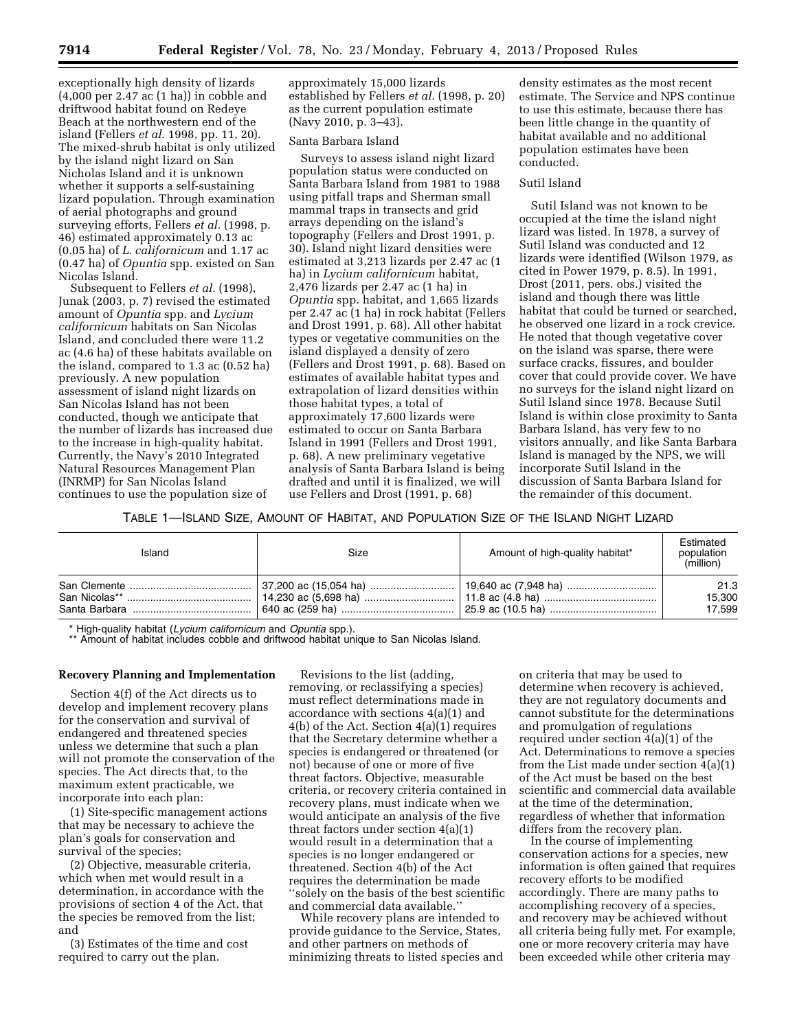exceptionally high density of lizards (4,000 per 2.47 ac (1 ha)) in cobble and driftwood habitat found on Redeye Beach at the northwestern end of the island (Fellers *et al.* 1998, pp. 11, 20). The mixed-shrub habitat is only utilized by the island night lizard on San Nicholas Island and it is unknown whether it supports a self-sustaining lizard population. Through examination of aerial photographs and ground surveying efforts, Fellers *et al.* (1998, p. 46) estimated approximately 0.13 ac (0.05 ha) of *L. californicum* and 1.17 ac (0.47 ha) of *Opuntia* spp. existed on San Nicolas Island.

Subsequent to Fellers *et al.* (1998), Junak (2003, p. 7) revised the estimated amount of *Opuntia* spp. and *Lycium californicum* habitats on San Nicolas Island, and concluded there were 11.2 ac (4.6 ha) of these habitats available on the island, compared to 1.3 ac (0.52 ha) previously. A new population assessment of island night lizards on San Nicolas Island has not been conducted, though we anticipate that the number of lizards has increased due to the increase in high-quality habitat. Currently, the Navy's 2010 Integrated Natural Resources Management Plan (INRMP) for San Nicolas Island continues to use the population size of approximately 15,000 lizards established by Fellers *et al.* (1998, p. 20) as the current population estimate (Navy 2010, p. 3–43).

Santa Barbara Island

Surveys to assess island night lizard population status were conducted on Santa Barbara Island from 1981 to 1988 using pitfall traps and Sherman small mammal traps in transects and grid arrays depending on the island's topography (Fellers and Drost 1991, p. 30). Island night lizard densities were estimated at 3,213 lizards per 2.47 ac (1 ha) in *Lycium californicum* habitat, 2,476 lizards per 2.47 ac (1 ha) in *Opuntia* spp. habitat, and 1,665 lizards per 2.47 ac (1 ha) in rock habitat (Fellers and Drost 1991, p. 68). All other habitat types or vegetative communities on the island displayed a density of zero (Fellers and Drost 1991, p. 68). Based on estimates of available habitat types and extrapolation of lizard densities within those habitat types, a total of approximately 17,600 lizards were estimated to occur on Santa Barbara Island in 1991 (Fellers and Drost 1991, p. 68). A new preliminary vegetative analysis of Santa Barbara Island is being drafted and until it is finalized, we will use Fellers and Drost (1991, p. 68) density estimates as the most recent estimate. The Service and NPS continue to use this estimate, because there has been little change in the quantity of habitat available and no additional population estimates have been conducted.

Sutil Island

Sutil Island was not known to be occupied at the time the island night lizard was listed. In 1978, a survey of Sutil Island was conducted and 12 lizards were identified (Wilson 1979, as cited in Power 1979, p. 8.5). In 1991, Drost (2011, pers. obs.) visited the island and though there was little habitat that could be turned or searched, he observed one lizard in a rock crevice. He noted that though vegetative cover on the island was sparse, there were surface cracks, fissures, and boulder cover that could provide cover. We have no surveys for the island night lizard on Sutil Island since 1978. Because Sutil Island is within close proximity to Santa Barbara Island, has very few to no visitors annually, and like Santa Barbara Island is managed by the NPS, we will incorporate Sutil Island in the discussion of Santa Barbara Island for the remainder of this document.

TABLE 1—ISLAND SIZE, AMOUNT OF HABITAT, AND POPULATION SIZE OF THE ISLAND NIGHT LIZARD

| Island | Size | Amount of high-quality habitat* | Estimated population (million) |
|---|---|---|---|
| San Clemente | 37,200 ac (15,054 ha) | 19,640 ac (7,948 ha) | 21.3 |
| San Nicolas** | 14,230 ac (5,698 ha) | 11.8 ac (4.8 ha) | 15,300 |
| Santa Barbara | 640 ac (259 ha) | 25.9 ac (10.5 ha) | 17,599 |

\* High-quality habitat (*Lycium californicum* and *Opuntia* spp.).
\*\* Amount of habitat includes cobble and driftwood habitat unique to San Nicolas Island.

**Recovery Planning and Implementation**

Section 4(f) of the Act directs us to develop and implement recovery plans for the conservation and survival of endangered and threatened species unless we determine that such a plan will not promote the conservation of the species. The Act directs that, to the maximum extent practicable, we incorporate into each plan:

(1) Site-specific management actions that may be necessary to achieve the plan's goals for conservation and survival of the species;

(2) Objective, measurable criteria, which when met would result in a determination, in accordance with the provisions of section 4 of the Act, that the species be removed from the list; and

(3) Estimates of the time and cost required to carry out the plan.

Revisions to the list (adding, removing, or reclassifying a species) must reflect determinations made in accordance with sections 4(a)(1) and 4(b) of the Act. Section 4(a)(1) requires that the Secretary determine whether a species is endangered or threatened (or not) because of one or more of five threat factors. Objective, measurable criteria, or recovery criteria contained in recovery plans, must indicate when we would anticipate an analysis of the five threat factors under section 4(a)(1) would result in a determination that a species is no longer endangered or threatened. Section 4(b) of the Act requires the determination be made ''solely on the basis of the best scientific and commercial data available.''

While recovery plans are intended to provide guidance to the Service, States, and other partners on methods of minimizing threats to listed species and on criteria that may be used to determine when recovery is achieved, they are not regulatory documents and cannot substitute for the determinations and promulgation of regulations required under section 4(a)(1) of the Act. Determinations to remove a species from the List made under section 4(a)(1) of the Act must be based on the best scientific and commercial data available at the time of the determination, regardless of whether that information differs from the recovery plan.

In the course of implementing conservation actions for a species, new information is often gained that requires recovery efforts to be modified accordingly. There are many paths to accomplishing recovery of a species, and recovery may be achieved without all criteria being fully met. For example, one or more recovery criteria may have been exceeded while other criteria may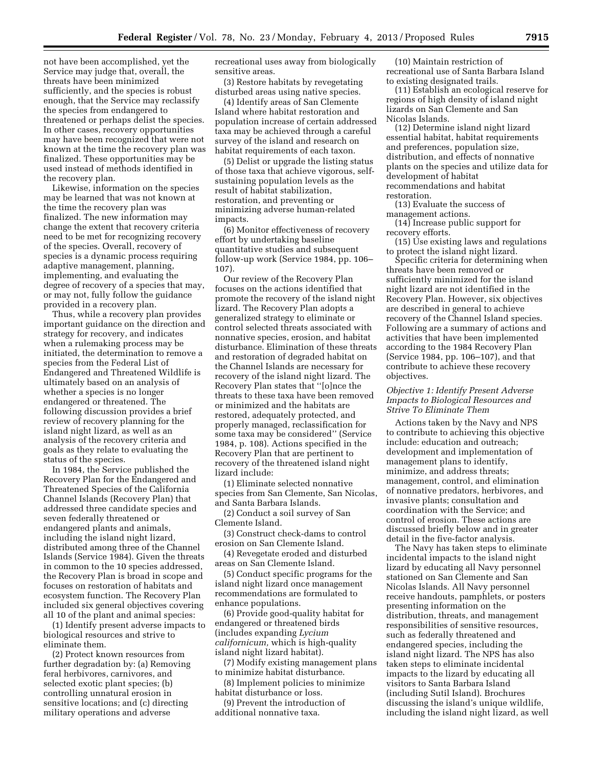not have been accomplished, yet the Service may judge that, overall, the threats have been minimized sufficiently, and the species is robust enough, that the Service may reclassify the species from endangered to threatened or perhaps delist the species. In other cases, recovery opportunities may have been recognized that were not known at the time the recovery plan was finalized. These opportunities may be used instead of methods identified in the recovery plan.

Likewise, information on the species may be learned that was not known at the time the recovery plan was finalized. The new information may change the extent that recovery criteria need to be met for recognizing recovery of the species. Overall, recovery of species is a dynamic process requiring adaptive management, planning, implementing, and evaluating the degree of recovery of a species that may, or may not, fully follow the guidance provided in a recovery plan.

Thus, while a recovery plan provides important guidance on the direction and strategy for recovery, and indicates when a rulemaking process may be initiated, the determination to remove a species from the Federal List of Endangered and Threatened Wildlife is ultimately based on an analysis of whether a species is no longer endangered or threatened. The following discussion provides a brief review of recovery planning for the island night lizard, as well as an analysis of the recovery criteria and goals as they relate to evaluating the status of the species.

In 1984, the Service published the Recovery Plan for the Endangered and Threatened Species of the California Channel Islands (Recovery Plan) that addressed three candidate species and seven federally threatened or endangered plants and animals, including the island night lizard, distributed among three of the Channel Islands (Service 1984). Given the threats in common to the 10 species addressed, the Recovery Plan is broad in scope and focuses on restoration of habitats and ecosystem function. The Recovery Plan included six general objectives covering all 10 of the plant and animal species:

(1) Identify present adverse impacts to biological resources and strive to eliminate them.

(2) Protect known resources from further degradation by: (a) Removing feral herbivores, carnivores, and selected exotic plant species; (b) controlling unnatural erosion in sensitive locations; and (c) directing military operations and adverse recreational uses away from biologically sensitive areas.

(3) Restore habitats by revegetating disturbed areas using native species.

(4) Identify areas of San Clemente Island where habitat restoration and population increase of certain addressed taxa may be achieved through a careful survey of the island and research on habitat requirements of each taxon.

(5) Delist or upgrade the listing status of those taxa that achieve vigorous, self-sustaining population levels as the result of habitat stabilization, restoration, and preventing or minimizing adverse human-related impacts.

(6) Monitor effectiveness of recovery effort by undertaking baseline quantitative studies and subsequent follow-up work (Service 1984, pp. 106–107).

Our review of the Recovery Plan focuses on the actions identified that promote the recovery of the island night lizard. The Recovery Plan adopts a generalized strategy to eliminate or control selected threats associated with nonnative species, erosion, and habitat disturbance. Elimination of these threats and restoration of degraded habitat on the Channel Islands are necessary for recovery of the island night lizard. The Recovery Plan states that ''[o]nce the threats to these taxa have been removed or minimized and the habitats are restored, adequately protected, and properly managed, reclassification for some taxa may be considered'' (Service 1984, p. 108). Actions specified in the Recovery Plan that are pertinent to recovery of the threatened island night lizard include:

(1) Eliminate selected nonnative species from San Clemente, San Nicolas, and Santa Barbara Islands.

(2) Conduct a soil survey of San Clemente Island.

(3) Construct check-dams to control erosion on San Clemente Island.

(4) Revegetate eroded and disturbed areas on San Clemente Island.

(5) Conduct specific programs for the island night lizard once management recommendations are formulated to enhance populations.

(6) Provide good-quality habitat for endangered or threatened birds (includes expanding *Lycium californicum,* which is high-quality island night lizard habitat).

(7) Modify existing management plans to minimize habitat disturbance.

(8) Implement policies to minimize habitat disturbance or loss.

(9) Prevent the introduction of additional nonnative taxa.

(10) Maintain restriction of recreational use of Santa Barbara Island to existing designated trails.

(11) Establish an ecological reserve for regions of high density of island night lizards on San Clemente and San Nicolas Islands.

(12) Determine island night lizard essential habitat, habitat requirements and preferences, population size, distribution, and effects of nonnative plants on the species and utilize data for development of habitat recommendations and habitat restoration.

(13) Evaluate the success of management actions.

(14) Increase public support for recovery efforts.

(15) Use existing laws and regulations to protect the island night lizard.

Specific criteria for determining when threats have been removed or sufficiently minimized for the island night lizard are not identified in the Recovery Plan. However, six objectives are described in general to achieve recovery of the Channel Island species. Following are a summary of actions and activities that have been implemented according to the 1984 Recovery Plan (Service 1984, pp. 106–107), and that contribute to achieve these recovery objectives.

*Objective 1: Identify Present Adverse Impacts to Biological Resources and Strive To Eliminate Them*

Actions taken by the Navy and NPS to contribute to achieving this objective include: education and outreach; development and implementation of management plans to identify, minimize, and address threats; management, control, and elimination of nonnative predators, herbivores, and invasive plants; consultation and coordination with the Service; and control of erosion. These actions are discussed briefly below and in greater detail in the five-factor analysis.

The Navy has taken steps to eliminate incidental impacts to the island night lizard by educating all Navy personnel stationed on San Clemente and San Nicolas Islands. All Navy personnel receive handouts, pamphlets, or posters presenting information on the distribution, threats, and management responsibilities of sensitive resources, such as federally threatened and endangered species, including the island night lizard. The NPS has also taken steps to eliminate incidental impacts to the lizard by educating all visitors to Santa Barbara Island (including Sutil Island). Brochures discussing the island's unique wildlife, including the island night lizard, as well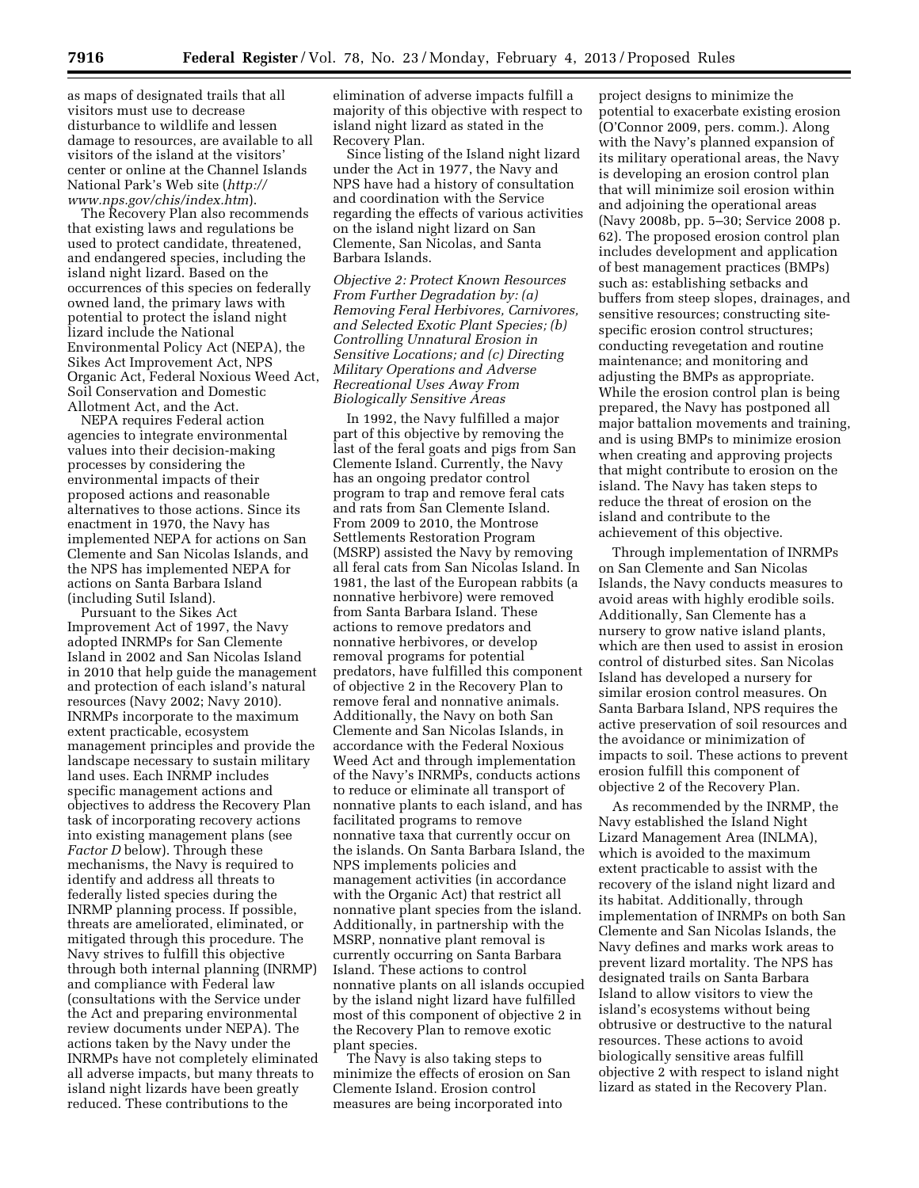as maps of designated trails that all visitors must use to decrease disturbance to wildlife and lessen damage to resources, are available to all visitors of the island at the visitors' center or online at the Channel Islands National Park's Web site (*http://www.nps.gov/chis/index.htm*).

The Recovery Plan also recommends that existing laws and regulations be used to protect candidate, threatened, and endangered species, including the island night lizard. Based on the occurrences of this species on federally owned land, the primary laws with potential to protect the island night lizard include the National Environmental Policy Act (NEPA), the Sikes Act Improvement Act, NPS Organic Act, Federal Noxious Weed Act, Soil Conservation and Domestic Allotment Act, and the Act.

NEPA requires Federal action agencies to integrate environmental values into their decision-making processes by considering the environmental impacts of their proposed actions and reasonable alternatives to those actions. Since its enactment in 1970, the Navy has implemented NEPA for actions on San Clemente and San Nicolas Islands, and the NPS has implemented NEPA for actions on Santa Barbara Island (including Sutil Island).

Pursuant to the Sikes Act Improvement Act of 1997, the Navy adopted INRMPs for San Clemente Island in 2002 and San Nicolas Island in 2010 that help guide the management and protection of each island's natural resources (Navy 2002; Navy 2010). INRMPs incorporate to the maximum extent practicable, ecosystem management principles and provide the landscape necessary to sustain military land uses. Each INRMP includes specific management actions and objectives to address the Recovery Plan task of incorporating recovery actions into existing management plans (see *Factor D* below). Through these mechanisms, the Navy is required to identify and address all threats to federally listed species during the INRMP planning process. If possible, threats are ameliorated, eliminated, or mitigated through this procedure. The Navy strives to fulfill this objective through both internal planning (INRMP) and compliance with Federal law (consultations with the Service under the Act and preparing environmental review documents under NEPA). The actions taken by the Navy under the INRMPs have not completely eliminated all adverse impacts, but many threats to island night lizards have been greatly reduced. These contributions to the elimination of adverse impacts fulfill a majority of this objective with respect to island night lizard as stated in the Recovery Plan.

Since listing of the Island night lizard under the Act in 1977, the Navy and NPS have had a history of consultation and coordination with the Service regarding the effects of various activities on the island night lizard on San Clemente, San Nicolas, and Santa Barbara Islands.

*Objective 2: Protect Known Resources From Further Degradation by: (a) Removing Feral Herbivores, Carnivores, and Selected Exotic Plant Species; (b) Controlling Unnatural Erosion in Sensitive Locations; and (c) Directing Military Operations and Adverse Recreational Uses Away From Biologically Sensitive Areas*

In 1992, the Navy fulfilled a major part of this objective by removing the last of the feral goats and pigs from San Clemente Island. Currently, the Navy has an ongoing predator control program to trap and remove feral cats and rats from San Clemente Island. From 2009 to 2010, the Montrose Settlements Restoration Program (MSRP) assisted the Navy by removing all feral cats from San Nicolas Island. In 1981, the last of the European rabbits (a nonnative herbivore) were removed from Santa Barbara Island. These actions to remove predators and nonnative herbivores, or develop removal programs for potential predators, have fulfilled this component of objective 2 in the Recovery Plan to remove feral and nonnative animals. Additionally, the Navy on both San Clemente and San Nicolas Islands, in accordance with the Federal Noxious Weed Act and through implementation of the Navy's INRMPs, conducts actions to reduce or eliminate all transport of nonnative plants to each island, and has facilitated programs to remove nonnative taxa that currently occur on the islands. On Santa Barbara Island, the NPS implements policies and management activities (in accordance with the Organic Act) that restrict all nonnative plant species from the island. Additionally, in partnership with the MSRP, nonnative plant removal is currently occurring on Santa Barbara Island. These actions to control nonnative plants on all islands occupied by the island night lizard have fulfilled most of this component of objective 2 in the Recovery Plan to remove exotic plant species.

The Navy is also taking steps to minimize the effects of erosion on San Clemente Island. Erosion control measures are being incorporated into project designs to minimize the potential to exacerbate existing erosion (O'Connor 2009, pers. comm.). Along with the Navy's planned expansion of its military operational areas, the Navy is developing an erosion control plan that will minimize soil erosion within and adjoining the operational areas (Navy 2008b, pp. 5–30; Service 2008 p. 62). The proposed erosion control plan includes development and application of best management practices (BMPs) such as: establishing setbacks and buffers from steep slopes, drainages, and sensitive resources; constructing site-specific erosion control structures; conducting revegetation and routine maintenance; and monitoring and adjusting the BMPs as appropriate. While the erosion control plan is being prepared, the Navy has postponed all major battalion movements and training, and is using BMPs to minimize erosion when creating and approving projects that might contribute to erosion on the island. The Navy has taken steps to reduce the threat of erosion on the island and contribute to the achievement of this objective.

Through implementation of INRMPs on San Clemente and San Nicolas Islands, the Navy conducts measures to avoid areas with highly erodible soils. Additionally, San Clemente has a nursery to grow native island plants, which are then used to assist in erosion control of disturbed sites. San Nicolas Island has developed a nursery for similar erosion control measures. On Santa Barbara Island, NPS requires the active preservation of soil resources and the avoidance or minimization of impacts to soil. These actions to prevent erosion fulfill this component of objective 2 of the Recovery Plan.

As recommended by the INRMP, the Navy established the Island Night Lizard Management Area (INLMA), which is avoided to the maximum extent practicable to assist with the recovery of the island night lizard and its habitat. Additionally, through implementation of INRMPs on both San Clemente and San Nicolas Islands, the Navy defines and marks work areas to prevent lizard mortality. The NPS has designated trails on Santa Barbara Island to allow visitors to view the island's ecosystems without being obtrusive or destructive to the natural resources. These actions to avoid biologically sensitive areas fulfill objective 2 with respect to island night lizard as stated in the Recovery Plan.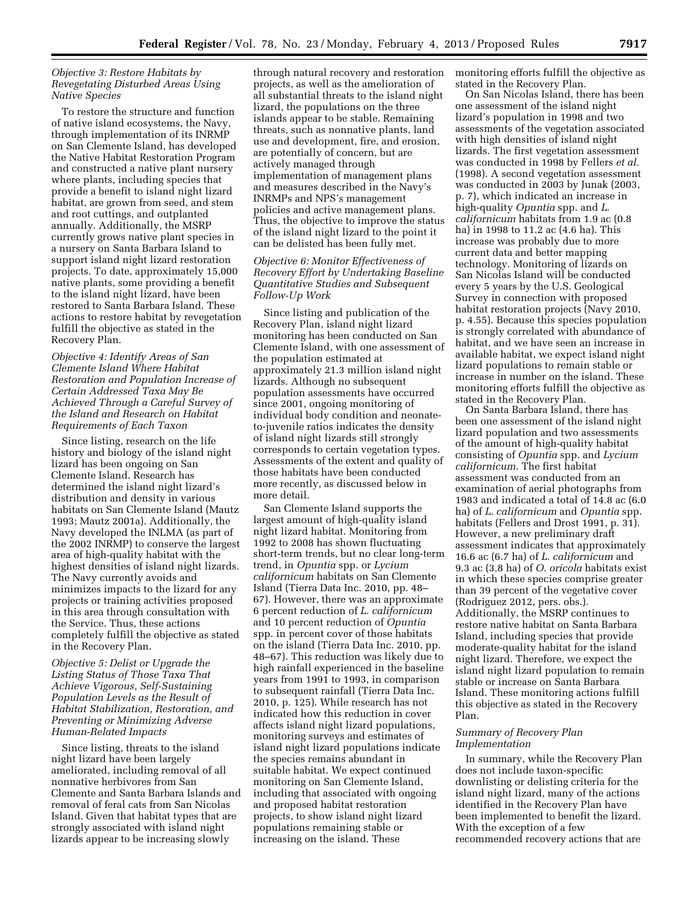*Objective 3: Restore Habitats by Revegetating Disturbed Areas Using Native Species*

To restore the structure and function of native island ecosystems, the Navy, through implementation of its INRMP on San Clemente Island, has developed the Native Habitat Restoration Program and constructed a native plant nursery where plants, including species that provide a benefit to island night lizard habitat, are grown from seed, and stem and root cuttings, and outplanted annually. Additionally, the MSRP currently grows native plant species in a nursery on Santa Barbara Island to support island night lizard restoration projects. To date, approximately 15,000 native plants, some providing a benefit to the island night lizard, have been restored to Santa Barbara Island. These actions to restore habitat by revegetation fulfill the objective as stated in the Recovery Plan.

*Objective 4: Identify Areas of San Clemente Island Where Habitat Restoration and Population Increase of Certain Addressed Taxa May Be Achieved Through a Careful Survey of the Island and Research on Habitat Requirements of Each Taxon*

Since listing, research on the life history and biology of the island night lizard has been ongoing on San Clemente Island. Research has determined the island night lizard's distribution and density in various habitats on San Clemente Island (Mautz 1993; Mautz 2001a). Additionally, the Navy developed the INLMA (as part of the 2002 INRMP) to conserve the largest area of high-quality habitat with the highest densities of island night lizards. The Navy currently avoids and minimizes impacts to the lizard for any projects or training activities proposed in this area through consultation with the Service. Thus, these actions completely fulfill the objective as stated in the Recovery Plan.

*Objective 5: Delist or Upgrade the Listing Status of Those Taxa That Achieve Vigorous, Self-Sustaining Population Levels as the Result of Habitat Stabilization, Restoration, and Preventing or Minimizing Adverse Human-Related Impacts*

Since listing, threats to the island night lizard have been largely ameliorated, including removal of all nonnative herbivores from San Clemente and Santa Barbara Islands and removal of feral cats from San Nicolas Island. Given that habitat types that are strongly associated with island night lizards appear to be increasing slowly through natural recovery and restoration projects, as well as the amelioration of all substantial threats to the island night lizard, the populations on the three islands appear to be stable. Remaining threats, such as nonnative plants, land use and development, fire, and erosion, are potentially of concern, but are actively managed through implementation of management plans and measures described in the Navy's INRMPs and NPS's management policies and active management plans. Thus, the objective to improve the status of the island night lizard to the point it can be delisted has been fully met.

*Objective 6: Monitor Effectiveness of Recovery Effort by Undertaking Baseline Quantitative Studies and Subsequent Follow-Up Work*

Since listing and publication of the Recovery Plan, island night lizard monitoring has been conducted on San Clemente Island, with one assessment of the population estimated at approximately 21.3 million island night lizards. Although no subsequent population assessments have occurred since 2001, ongoing monitoring of individual body condition and neonate-to-juvenile ratios indicates the density of island night lizards still strongly corresponds to certain vegetation types. Assessments of the extent and quality of those habitats have been conducted more recently, as discussed below in more detail.

San Clemente Island supports the largest amount of high-quality island night lizard habitat. Monitoring from 1992 to 2008 has shown fluctuating short-term trends, but no clear long-term trend, in *Opuntia* spp. or *Lycium californicum* habitats on San Clemente Island (Tierra Data Inc. 2010, pp. 48–67). However, there was an approximate 6 percent reduction of *L. californicum* and 10 percent reduction of *Opuntia* spp. in percent cover of those habitats on the island (Tierra Data Inc. 2010, pp. 48–67). This reduction was likely due to high rainfall experienced in the baseline years from 1991 to 1993, in comparison to subsequent rainfall (Tierra Data Inc. 2010, p. 125). While research has not indicated how this reduction in cover affects island night lizard populations, monitoring surveys and estimates of island night lizard populations indicate the species remains abundant in suitable habitat. We expect continued monitoring on San Clemente Island, including that associated with ongoing and proposed habitat restoration projects, to show island night lizard populations remaining stable or increasing on the island. These monitoring efforts fulfill the objective as stated in the Recovery Plan.

On San Nicolas Island, there has been one assessment of the island night lizard's population in 1998 and two assessments of the vegetation associated with high densities of island night lizards. The first vegetation assessment was conducted in 1998 by Fellers *et al.* (1998). A second vegetation assessment was conducted in 2003 by Junak (2003, p. 7), which indicated an increase in high-quality *Opuntia* spp. and *L. californicum* habitats from 1.9 ac (0.8 ha) in 1998 to 11.2 ac (4.6 ha). This increase was probably due to more current data and better mapping technology. Monitoring of lizards on San Nicolas Island will be conducted every 5 years by the U.S. Geological Survey in connection with proposed habitat restoration projects (Navy 2010, p. 4.55). Because this species population is strongly correlated with abundance of habitat, and we have seen an increase in available habitat, we expect island night lizard populations to remain stable or increase in number on the island. These monitoring efforts fulfill the objective as stated in the Recovery Plan.

On Santa Barbara Island, there has been one assessment of the island night lizard population and two assessments of the amount of high-quality habitat consisting of *Opuntia* spp. and *Lycium californicum*. The first habitat assessment was conducted from an examination of aerial photographs from 1983 and indicated a total of 14.8 ac (6.0 ha) of *L. californicum* and *Opuntia* spp. habitats (Fellers and Drost 1991, p. 31). However, a new preliminary draft assessment indicates that approximately 16.6 ac (6.7 ha) of *L. californicum* and 9.3 ac (3.8 ha) of *O. oricola* habitats exist in which these species comprise greater than 39 percent of the vegetative cover (Rodriguez 2012, pers. obs.). Additionally, the MSRP continues to restore native habitat on Santa Barbara Island, including species that provide moderate-quality habitat for the island night lizard. Therefore, we expect the island night lizard population to remain stable or increase on Santa Barbara Island. These monitoring actions fulfill this objective as stated in the Recovery Plan.

*Summary of Recovery Plan Implementation*

In summary, while the Recovery Plan does not include taxon-specific downlisting or delisting criteria for the island night lizard, many of the actions identified in the Recovery Plan have been implemented to benefit the lizard. With the exception of a few recommended recovery actions that are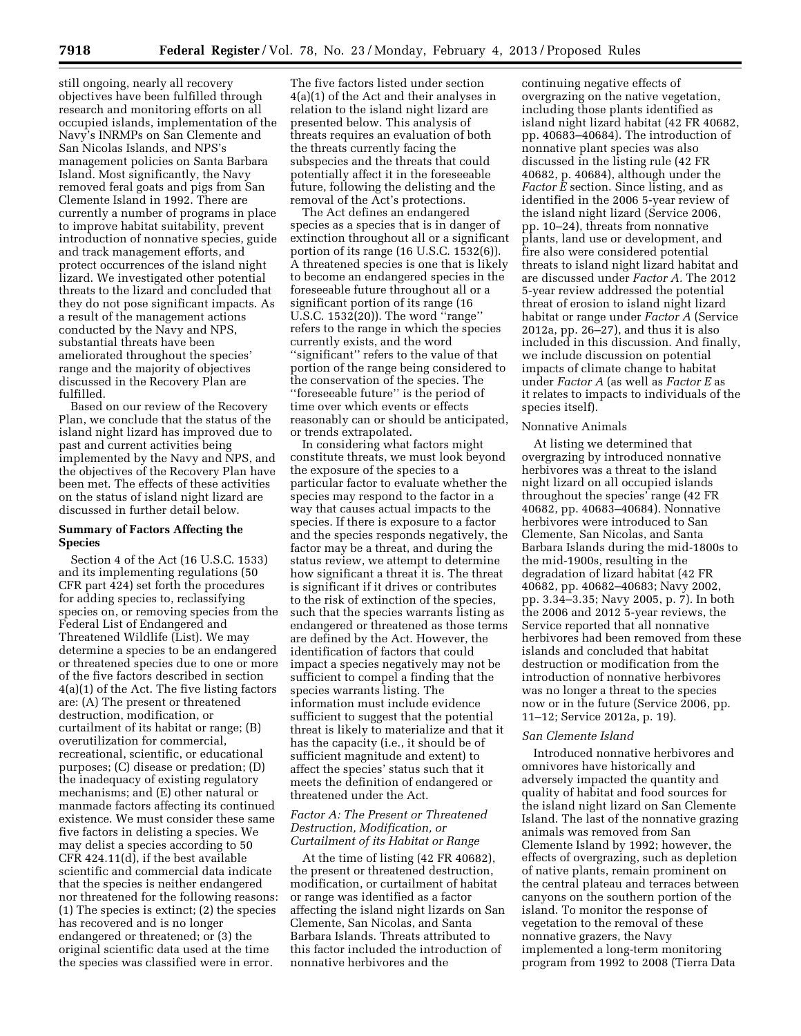still ongoing, nearly all recovery objectives have been fulfilled through research and monitoring efforts on all occupied islands, implementation of the Navy's INRMPs on San Clemente and San Nicolas Islands, and NPS's management policies on Santa Barbara Island. Most significantly, the Navy removed feral goats and pigs from San Clemente Island in 1992. There are currently a number of programs in place to improve habitat suitability, prevent introduction of nonnative species, guide and track management efforts, and protect occurrences of the island night lizard. We investigated other potential threats to the lizard and concluded that they do not pose significant impacts. As a result of the management actions conducted by the Navy and NPS, substantial threats have been ameliorated throughout the species' range and the majority of objectives discussed in the Recovery Plan are fulfilled.

Based on our review of the Recovery Plan, we conclude that the status of the island night lizard has improved due to past and current activities being implemented by the Navy and NPS, and the objectives of the Recovery Plan have been met. The effects of these activities on the status of island night lizard are discussed in further detail below.

## Summary of Factors Affecting the Species

Section 4 of the Act (16 U.S.C. 1533) and its implementing regulations (50 CFR part 424) set forth the procedures for adding species to, reclassifying species on, or removing species from the Federal List of Endangered and Threatened Wildlife (List). We may determine a species to be an endangered or threatened species due to one or more of the five factors described in section 4(a)(1) of the Act. The five listing factors are: (A) The present or threatened destruction, modification, or curtailment of its habitat or range; (B) overutilization for commercial, recreational, scientific, or educational purposes; (C) disease or predation; (D) the inadequacy of existing regulatory mechanisms; and (E) other natural or manmade factors affecting its continued existence. We must consider these same five factors in delisting a species. We may delist a species according to 50 CFR 424.11(d), if the best available scientific and commercial data indicate that the species is neither endangered nor threatened for the following reasons: (1) The species is extinct; (2) the species has recovered and is no longer endangered or threatened; or (3) the original scientific data used at the time the species was classified were in error.

The five factors listed under section 4(a)(1) of the Act and their analyses in relation to the island night lizard are presented below. This analysis of threats requires an evaluation of both the threats currently facing the subspecies and the threats that could potentially affect it in the foreseeable future, following the delisting and the removal of the Act's protections.

The Act defines an endangered species as a species that is in danger of extinction throughout all or a significant portion of its range (16 U.S.C. 1532(6)). A threatened species is one that is likely to become an endangered species in the foreseeable future throughout all or a significant portion of its range (16 U.S.C. 1532(20)). The word ''range'' refers to the range in which the species currently exists, and the word ''significant'' refers to the value of that portion of the range being considered to the conservation of the species. The ''foreseeable future'' is the period of time over which events or effects reasonably can or should be anticipated, or trends extrapolated.

In considering what factors might constitute threats, we must look beyond the exposure of the species to a particular factor to evaluate whether the species may respond to the factor in a way that causes actual impacts to the species. If there is exposure to a factor and the species responds negatively, the factor may be a threat, and during the status review, we attempt to determine how significant a threat it is. The threat is significant if it drives or contributes to the risk of extinction of the species, such that the species warrants listing as endangered or threatened as those terms are defined by the Act. However, the identification of factors that could impact a species negatively may not be sufficient to compel a finding that the species warrants listing. The information must include evidence sufficient to suggest that the potential threat is likely to materialize and that it has the capacity (i.e., it should be of sufficient magnitude and extent) to affect the species' status such that it meets the definition of endangered or threatened under the Act.

### *Factor A: The Present or Threatened Destruction, Modification, or Curtailment of its Habitat or Range*

At the time of listing (42 FR 40682), the present or threatened destruction, modification, or curtailment of habitat or range was identified as a factor affecting the island night lizards on San Clemente, San Nicolas, and Santa Barbara Islands. Threats attributed to this factor included the introduction of nonnative herbivores and the continuing negative effects of overgrazing on the native vegetation, including those plants identified as island night lizard habitat (42 FR 40682, pp. 40683–40684). The introduction of nonnative plant species was also discussed in the listing rule (42 FR 40682, p. 40684), although under the *Factor E* section. Since listing, and as identified in the 2006 5-year review of the island night lizard (Service 2006, pp. 10–24), threats from nonnative plants, land use or development, and fire also were considered potential threats to island night lizard habitat and are discussed under *Factor A.* The 2012 5-year review addressed the potential threat of erosion to island night lizard habitat or range under *Factor A* (Service 2012a, pp. 26–27), and thus it is also included in this discussion. And finally, we include discussion on potential impacts of climate change to habitat under *Factor A* (as well as *Factor E* as it relates to impacts to individuals of the species itself).

#### Nonnative Animals

At listing we determined that overgrazing by introduced nonnative herbivores was a threat to the island night lizard on all occupied islands throughout the species' range (42 FR 40682, pp. 40683–40684). Nonnative herbivores were introduced to San Clemente, San Nicolas, and Santa Barbara Islands during the mid-1800s to the mid-1900s, resulting in the degradation of lizard habitat (42 FR 40682, pp. 40682–40683; Navy 2002, pp. 3.34–3.35; Navy 2005, p. 7). In both the 2006 and 2012 5-year reviews, the Service reported that all nonnative herbivores had been removed from these islands and concluded that habitat destruction or modification from the introduction of nonnative herbivores was no longer a threat to the species now or in the future (Service 2006, pp. 11–12; Service 2012a, p. 19).

#### *San Clemente Island*

Introduced nonnative herbivores and omnivores have historically and adversely impacted the quantity and quality of habitat and food sources for the island night lizard on San Clemente Island. The last of the nonnative grazing animals was removed from San Clemente Island by 1992; however, the effects of overgrazing, such as depletion of native plants, remain prominent on the central plateau and terraces between canyons on the southern portion of the island. To monitor the response of vegetation to the removal of these nonnative grazers, the Navy implemented a long-term monitoring program from 1992 to 2008 (Tierra Data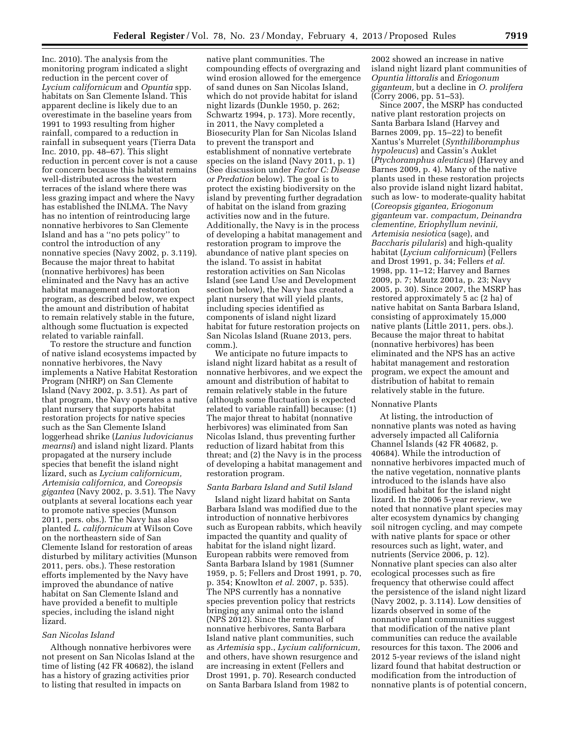Inc. 2010). The analysis from the monitoring program indicated a slight reduction in the percent cover of *Lycium californicum* and *Opuntia* spp. habitats on San Clemente Island. This apparent decline is likely due to an overestimate in the baseline years from 1991 to 1993 resulting from higher rainfall, compared to a reduction in rainfall in subsequent years (Tierra Data Inc. 2010, pp. 48–67). This slight reduction in percent cover is not a cause for concern because this habitat remains well-distributed across the western terraces of the island where there was less grazing impact and where the Navy has established the INLMA. The Navy has no intention of reintroducing large nonnative herbivores to San Clemente Island and has a ''no pets policy'' to control the introduction of any nonnative species (Navy 2002, p. 3.119). Because the major threat to habitat (nonnative herbivores) has been eliminated and the Navy has an active habitat management and restoration program, as described below, we expect the amount and distribution of habitat to remain relatively stable in the future, although some fluctuation is expected related to variable rainfall.

To restore the structure and function of native island ecosystems impacted by nonnative herbivores, the Navy implements a Native Habitat Restoration Program (NHRP) on San Clemente Island (Navy 2002, p. 3.51). As part of that program, the Navy operates a native plant nursery that supports habitat restoration projects for native species such as the San Clemente Island loggerhead shrike (*Lanius ludovicianus mearnsi*) and island night lizard. Plants propagated at the nursery include species that benefit the island night lizard, such as *Lycium californicum, Artemisia californica,* and *Coreopsis gigantea* (Navy 2002, p. 3.51). The Navy outplants at several locations each year to promote native species (Munson 2011, pers. obs.). The Navy has also planted *L. californicum* at Wilson Cove on the northeastern side of San Clemente Island for restoration of areas disturbed by military activities (Munson 2011, pers. obs.). These restoration efforts implemented by the Navy have improved the abundance of native habitat on San Clemente Island and have provided a benefit to multiple species, including the island night lizard.

*San Nicolas Island*

Although nonnative herbivores were not present on San Nicolas Island at the time of listing (42 FR 40682), the island has a history of grazing activities prior to listing that resulted in impacts on native plant communities. The compounding effects of overgrazing and wind erosion allowed for the emergence of sand dunes on San Nicolas Island, which do not provide habitat for island night lizards (Dunkle 1950, p. 262; Schwartz 1994, p. 173). More recently, in 2011, the Navy completed a Biosecurity Plan for San Nicolas Island to prevent the transport and establishment of nonnative vertebrate species on the island (Navy 2011, p. 1) (See discussion under *Factor C: Disease or Predation* below). The goal is to protect the existing biodiversity on the island by preventing further degradation of habitat on the island from grazing activities now and in the future. Additionally, the Navy is in the process of developing a habitat management and restoration program to improve the abundance of native plant species on the island. To assist in habitat restoration activities on San Nicolas Island (see Land Use and Development section below), the Navy has created a plant nursery that will yield plants, including species identified as components of island night lizard habitat for future restoration projects on San Nicolas Island (Ruane 2013, pers. comm.).

We anticipate no future impacts to island night lizard habitat as a result of nonnative herbivores, and we expect the amount and distribution of habitat to remain relatively stable in the future (although some fluctuation is expected related to variable rainfall) because: (1) The major threat to habitat (nonnative herbivores) was eliminated from San Nicolas Island, thus preventing further reduction of lizard habitat from this threat; and (2) the Navy is in the process of developing a habitat management and restoration program.

*Santa Barbara Island and Sutil Island*

Island night lizard habitat on Santa Barbara Island was modified due to the introduction of nonnative herbivores such as European rabbits, which heavily impacted the quantity and quality of habitat for the island night lizard. European rabbits were removed from Santa Barbara Island by 1981 (Sumner 1959, p. 5; Fellers and Drost 1991, p. 70, p. 354; Knowlton *et al.* 2007, p. 535). The NPS currently has a nonnative species prevention policy that restricts bringing any animal onto the island (NPS 2012). Since the removal of nonnative herbivores, Santa Barbara Island native plant communities, such as *Artemisia* spp., *Lycium californicum,* and others, have shown resurgence and are increasing in extent (Fellers and Drost 1991, p. 70). Research conducted on Santa Barbara Island from 1982 to 2002 showed an increase in native island night lizard plant communities of *Opuntia littoralis* and *Eriogonum giganteum,* but a decline in *O. prolifera* (Corry 2006, pp. 51–53).

Since 2007, the MSRP has conducted native plant restoration projects on Santa Barbara Island (Harvey and Barnes 2009, pp. 15–22) to benefit Xantus's Murrelet (*Synthiliboramphus hypoleucus*) and Cassin's Auklet (*Ptychoramphus aleuticus*) (Harvey and Barnes 2009, p. 4). Many of the native plants used in these restoration projects also provide island night lizard habitat, such as low- to moderate-quality habitat (*Coreopsis gigantea, Eriogonum giganteum* var. *compactum, Deinandra clementine, Eriophyllum nevinii, Artemisia nesiotica* (sage), and *Baccharis pilularis*) and high-quality habitat (*Lycium californicum*) (Fellers and Drost 1991, p. 34; Fellers *et al.* 1998, pp. 11–12; Harvey and Barnes 2009, p. 7; Mautz 2001a, p. 23; Navy 2005, p. 30). Since 2007, the MSRP has restored approximately 5 ac (2 ha) of native habitat on Santa Barbara Island, consisting of approximately 15,000 native plants (Little 2011, pers. obs.). Because the major threat to habitat (nonnative herbivores) has been eliminated and the NPS has an active habitat management and restoration program, we expect the amount and distribution of habitat to remain relatively stable in the future.

Nonnative Plants

At listing, the introduction of nonnative plants was noted as having adversely impacted all California Channel Islands (42 FR 40682, p. 40684). While the introduction of nonnative herbivores impacted much of the native vegetation, nonnative plants introduced to the islands have also modified habitat for the island night lizard. In the 2006 5-year review, we noted that nonnative plant species may alter ecosystem dynamics by changing soil nitrogen cycling, and may compete with native plants for space or other resources such as light, water, and nutrients (Service 2006, p. 12). Nonnative plant species can also alter ecological processes such as fire frequency that otherwise could affect the persistence of the island night lizard (Navy 2002, p. 3.114). Low densities of lizards observed in some of the nonnative plant communities suggest that modification of the native plant communities can reduce the available resources for this taxon. The 2006 and 2012 5-year reviews of the island night lizard found that habitat destruction or modification from the introduction of nonnative plants is of potential concern,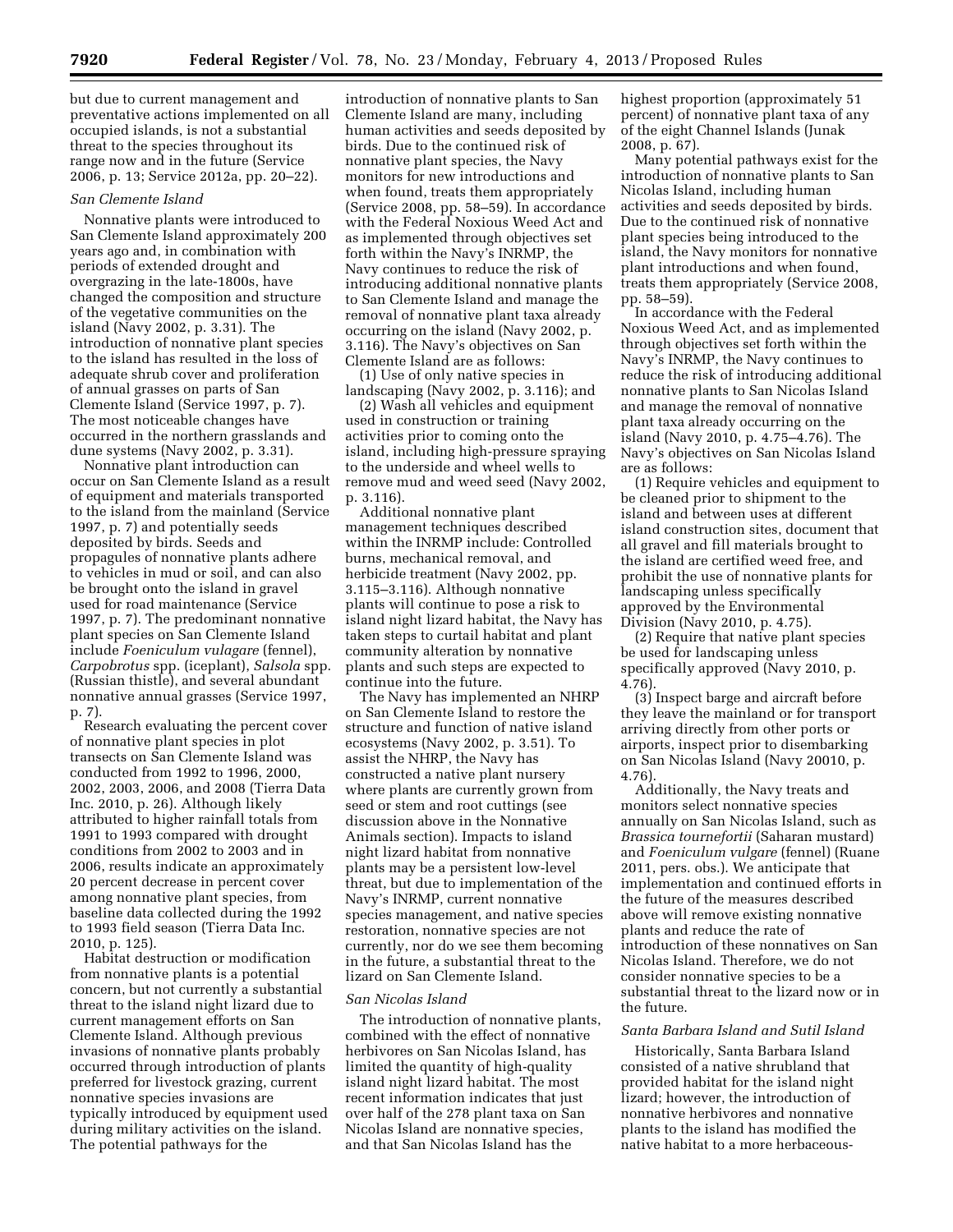but due to current management and preventative actions implemented on all occupied islands, is not a substantial threat to the species throughout its range now and in the future (Service 2006, p. 13; Service 2012a, pp. 20–22).

*San Clemente Island*

Nonnative plants were introduced to San Clemente Island approximately 200 years ago and, in combination with periods of extended drought and overgrazing in the late-1800s, have changed the composition and structure of the vegetative communities on the island (Navy 2002, p. 3.31). The introduction of nonnative plant species to the island has resulted in the loss of adequate shrub cover and proliferation of annual grasses on parts of San Clemente Island (Service 1997, p. 7). The most noticeable changes have occurred in the northern grasslands and dune systems (Navy 2002, p. 3.31).

Nonnative plant introduction can occur on San Clemente Island as a result of equipment and materials transported to the island from the mainland (Service 1997, p. 7) and potentially seeds deposited by birds. Seeds and propagules of nonnative plants adhere to vehicles in mud or soil, and can also be brought onto the island in gravel used for road maintenance (Service 1997, p. 7). The predominant nonnative plant species on San Clemente Island include *Foeniculum vulagare* (fennel), *Carpobrotus* spp. (iceplant), *Salsola* spp. (Russian thistle), and several abundant nonnative annual grasses (Service 1997, p. 7).

Research evaluating the percent cover of nonnative plant species in plot transects on San Clemente Island was conducted from 1992 to 1996, 2000, 2002, 2003, 2006, and 2008 (Tierra Data Inc. 2010, p. 26). Although likely attributed to higher rainfall totals from 1991 to 1993 compared with drought conditions from 2002 to 2003 and in 2006, results indicate an approximately 20 percent decrease in percent cover among nonnative plant species, from baseline data collected during the 1992 to 1993 field season (Tierra Data Inc. 2010, p. 125).

Habitat destruction or modification from nonnative plants is a potential concern, but not currently a substantial threat to the island night lizard due to current management efforts on San Clemente Island. Although previous invasions of nonnative plants probably occurred through introduction of plants preferred for livestock grazing, current nonnative species invasions are typically introduced by equipment used during military activities on the island. The potential pathways for the introduction of nonnative plants to San Clemente Island are many, including human activities and seeds deposited by birds. Due to the continued risk of nonnative plant species, the Navy monitors for new introductions and when found, treats them appropriately (Service 2008, pp. 58–59). In accordance with the Federal Noxious Weed Act and as implemented through objectives set forth within the Navy's INRMP, the Navy continues to reduce the risk of introducing additional nonnative plants to San Clemente Island and manage the removal of nonnative plant taxa already occurring on the island (Navy 2002, p. 3.116). The Navy's objectives on San Clemente Island are as follows:

(1) Use of only native species in landscaping (Navy 2002, p. 3.116); and

(2) Wash all vehicles and equipment used in construction or training activities prior to coming onto the island, including high-pressure spraying to the underside and wheel wells to remove mud and weed seed (Navy 2002, p. 3.116).

Additional nonnative plant management techniques described within the INRMP include: Controlled burns, mechanical removal, and herbicide treatment (Navy 2002, pp. 3.115–3.116). Although nonnative plants will continue to pose a risk to island night lizard habitat, the Navy has taken steps to curtail habitat and plant community alteration by nonnative plants and such steps are expected to continue into the future.

The Navy has implemented an NHRP on San Clemente Island to restore the structure and function of native island ecosystems (Navy 2002, p. 3.51). To assist the NHRP, the Navy has constructed a native plant nursery where plants are currently grown from seed or stem and root cuttings (see discussion above in the Nonnative Animals section). Impacts to island night lizard habitat from nonnative plants may be a persistent low-level threat, but due to implementation of the Navy's INRMP, current nonnative species management, and native species restoration, nonnative species are not currently, nor do we see them becoming in the future, a substantial threat to the lizard on San Clemente Island.

*San Nicolas Island*

The introduction of nonnative plants, combined with the effect of nonnative herbivores on San Nicolas Island, has limited the quantity of high-quality island night lizard habitat. The most recent information indicates that just over half of the 278 plant taxa on San Nicolas Island are nonnative species, and that San Nicolas Island has the highest proportion (approximately 51 percent) of nonnative plant taxa of any of the eight Channel Islands (Junak 2008, p. 67).

Many potential pathways exist for the introduction of nonnative plants to San Nicolas Island, including human activities and seeds deposited by birds. Due to the continued risk of nonnative plant species being introduced to the island, the Navy monitors for nonnative plant introductions and when found, treats them appropriately (Service 2008, pp. 58–59).

In accordance with the Federal Noxious Weed Act, and as implemented through objectives set forth within the Navy's INRMP, the Navy continues to reduce the risk of introducing additional nonnative plants to San Nicolas Island and manage the removal of nonnative plant taxa already occurring on the island (Navy 2010, p. 4.75–4.76). The Navy's objectives on San Nicolas Island are as follows:

(1) Require vehicles and equipment to be cleaned prior to shipment to the island and between uses at different island construction sites, document that all gravel and fill materials brought to the island are certified weed free, and prohibit the use of nonnative plants for landscaping unless specifically approved by the Environmental Division (Navy 2010, p. 4.75).

(2) Require that native plant species be used for landscaping unless specifically approved (Navy 2010, p. 4.76).

(3) Inspect barge and aircraft before they leave the mainland or for transport arriving directly from other ports or airports, inspect prior to disembarking on San Nicolas Island (Navy 20010, p. 4.76).

Additionally, the Navy treats and monitors select nonnative species annually on San Nicolas Island, such as *Brassica tournefortii* (Saharan mustard) and *Foeniculum vulgare* (fennel) (Ruane 2011, pers. obs.). We anticipate that implementation and continued efforts in the future of the measures described above will remove existing nonnative plants and reduce the rate of introduction of these nonnatives on San Nicolas Island. Therefore, we do not consider nonnative species to be a substantial threat to the lizard now or in the future.

*Santa Barbara Island and Sutil Island*

Historically, Santa Barbara Island consisted of a native shrubland that provided habitat for the island night lizard; however, the introduction of nonnative herbivores and nonnative plants to the island has modified the native habitat to a more herbaceous-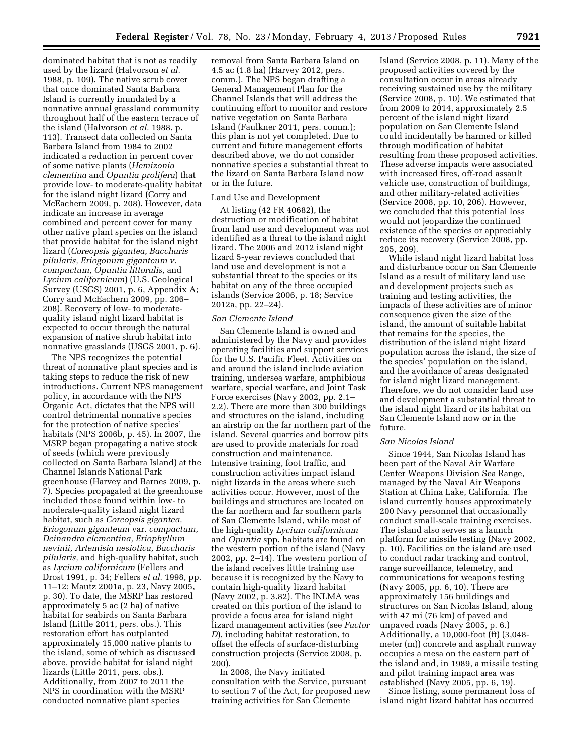dominated habitat that is not as readily used by the lizard (Halvorson *et al.* 1988, p. 109). The native scrub cover that once dominated Santa Barbara Island is currently inundated by a nonnative annual grassland community throughout half of the eastern terrace of the island (Halvorson *et al.* 1988, p. 113). Transect data collected on Santa Barbara Island from 1984 to 2002 indicated a reduction in percent cover of some native plants (*Hemizonia clementina* and *Opuntia prolifera*) that provide low- to moderate-quality habitat for the island night lizard (Corry and McEachern 2009, p. 208). However, data indicate an increase in average combined and percent cover for many other native plant species on the island that provide habitat for the island night lizard (*Coreopsis gigantea, Baccharis pilularis, Eriogonum giganteum v. compactum, Opuntia littoralis,* and *Lycium californicum*) (U.S. Geological Survey (USGS) 2001, p. 6, Appendix A; Corry and McEachern 2009, pp. 206–208). Recovery of low- to moderate-quality island night lizard habitat is expected to occur through the natural expansion of native shrub habitat into nonnative grasslands (USGS 2001, p. 6).

The NPS recognizes the potential threat of nonnative plant species and is taking steps to reduce the risk of new introductions. Current NPS management policy, in accordance with the NPS Organic Act, dictates that the NPS will control detrimental nonnative species for the protection of native species' habitats (NPS 2006b, p. 45). In 2007, the MSRP began propagating a native stock of seeds (which were previously collected on Santa Barbara Island) at the Channel Islands National Park greenhouse (Harvey and Barnes 2009, p. 7). Species propagated at the greenhouse included those found within low- to moderate-quality island night lizard habitat, such as *Coreopsis gigantea, Eriogonum giganteum* var. *compactum, Deinandra clementina, Eriophyllum nevinii, Artemisia nesiotica, Baccharis pilularis,* and high-quality habitat, such as *Lycium californicum* (Fellers and Drost 1991, p. 34; Fellers *et al.* 1998, pp. 11–12; Mautz 2001a, p. 23, Navy 2005, p. 30). To date, the MSRP has restored approximately 5 ac (2 ha) of native habitat for seabirds on Santa Barbara Island (Little 2011, pers. obs.). This restoration effort has outplanted approximately 15,000 native plants to the island, some of which as discussed above, provide habitat for island night lizards (Little 2011, pers. obs.). Additionally, from 2007 to 2011 the NPS in coordination with the MSRP conducted nonnative plant species removal from Santa Barbara Island on 4.5 ac (1.8 ha) (Harvey 2012, pers. comm.). The NPS began drafting a General Management Plan for the Channel Islands that will address the continuing effort to monitor and restore native vegetation on Santa Barbara Island (Faulkner 2011, pers. comm.); this plan is not yet completed. Due to current and future management efforts described above, we do not consider nonnative species a substantial threat to the lizard on Santa Barbara Island now or in the future.

Land Use and Development

At listing (42 FR 40682), the destruction or modification of habitat from land use and development was not identified as a threat to the island night lizard. The 2006 and 2012 island night lizard 5-year reviews concluded that land use and development is not a substantial threat to the species or its habitat on any of the three occupied islands (Service 2006, p. 18; Service 2012a, pp. 22–24).

*San Clemente Island*

San Clemente Island is owned and administered by the Navy and provides operating facilities and support services for the U.S. Pacific Fleet. Activities on and around the island include aviation training, undersea warfare, amphibious warfare, special warfare, and Joint Task Force exercises (Navy 2002, pp. 2.1–2.2). There are more than 300 buildings and structures on the island, including an airstrip on the far northern part of the island. Several quarries and borrow pits are used to provide materials for road construction and maintenance. Intensive training, foot traffic, and construction activities impact island night lizards in the areas where such activities occur. However, most of the buildings and structures are located on the far northern and far southern parts of San Clemente Island, while most of the high-quality *Lycium californicum* and *Opuntia* spp. habitats are found on the western portion of the island (Navy 2002, pp. 2–14). The western portion of the island receives little training use because it is recognized by the Navy to contain high-quality lizard habitat (Navy 2002, p. 3.82). The INLMA was created on this portion of the island to provide a focus area for island night lizard management activities (see *Factor D*), including habitat restoration, to offset the effects of surface-disturbing construction projects (Service 2008, p. 200).

In 2008, the Navy initiated consultation with the Service, pursuant to section 7 of the Act, for proposed new training activities for San Clemente Island (Service 2008, p. 11). Many of the proposed activities covered by the consultation occur in areas already receiving sustained use by the military (Service 2008, p. 10). We estimated that from 2009 to 2014, approximately 2.5 percent of the island night lizard population on San Clemente Island could incidentally be harmed or killed through modification of habitat resulting from these proposed activities. These adverse impacts were associated with increased fires, off-road assault vehicle use, construction of buildings, and other military-related activities (Service 2008, pp. 10, 206). However, we concluded that this potential loss would not jeopardize the continued existence of the species or appreciably reduce its recovery (Service 2008, pp. 205, 209).

While island night lizard habitat loss and disturbance occur on San Clemente Island as a result of military land use and development projects such as training and testing activities, the impacts of these activities are of minor consequence given the size of the island, the amount of suitable habitat that remains for the species, the distribution of the island night lizard population across the island, the size of the species' population on the island, and the avoidance of areas designated for island night lizard management. Therefore, we do not consider land use and development a substantial threat to the island night lizard or its habitat on San Clemente Island now or in the future.

*San Nicolas Island*

Since 1944, San Nicolas Island has been part of the Naval Air Warfare Center Weapons Division Sea Range, managed by the Naval Air Weapons Station at China Lake, California. The island currently houses approximately 200 Navy personnel that occasionally conduct small-scale training exercises. The island also serves as a launch platform for missile testing (Navy 2002, p. 10). Facilities on the island are used to conduct radar tracking and control, range surveillance, telemetry, and communications for weapons testing (Navy 2005, pp. 6, 10). There are approximately 156 buildings and structures on San Nicolas Island, along with 47 mi (76 km) of paved and unpaved roads (Navy 2005, p. 6.) Additionally, a 10,000-foot (ft) (3,048-meter (m)) concrete and asphalt runway occupies a mesa on the eastern part of the island and, in 1989, a missile testing and pilot training impact area was established (Navy 2005, pp. 6, 19).

Since listing, some permanent loss of island night lizard habitat has occurred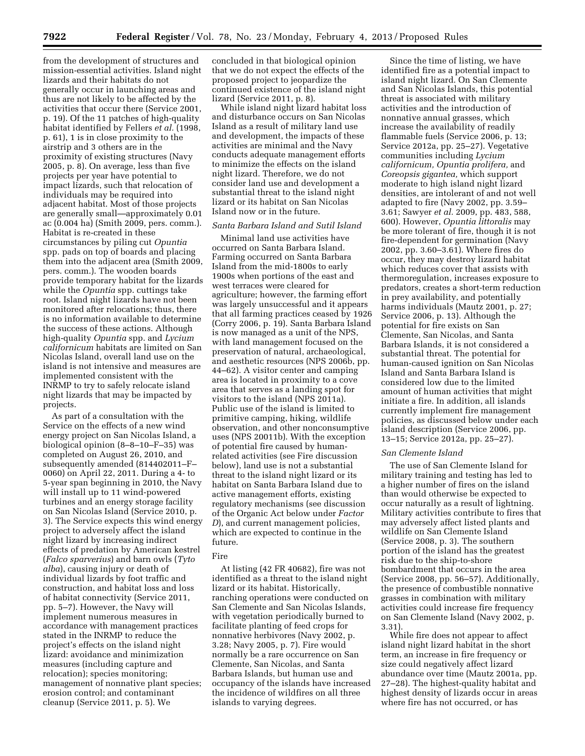from the development of structures and mission-essential activities. Island night lizards and their habitats do not generally occur in launching areas and thus are not likely to be affected by the activities that occur there (Service 2001, p. 19). Of the 11 patches of high-quality habitat identified by Fellers *et al.* (1998, p. 61), 1 is in close proximity to the airstrip and 3 others are in the proximity of existing structures (Navy 2005, p. 8). On average, less than five projects per year have potential to impact lizards, such that relocation of individuals may be required into adjacent habitat. Most of those projects are generally small—approximately 0.01 ac (0.004 ha) (Smith 2009, pers. comm.). Habitat is re-created in these circumstances by piling cut *Opuntia* spp. pads on top of boards and placing them into the adjacent area (Smith 2009, pers. comm.). The wooden boards provide temporary habitat for the lizards while the *Opuntia* spp. cuttings take root. Island night lizards have not been monitored after relocations; thus, there is no information available to determine the success of these actions. Although high-quality *Opuntia* spp. and *Lycium californicum* habitats are limited on San Nicolas Island, overall land use on the island is not intensive and measures are implemented consistent with the INRMP to try to safely relocate island night lizards that may be impacted by projects.

As part of a consultation with the Service on the effects of a new wind energy project on San Nicolas Island, a biological opinion (8–8–10–F–35) was completed on August 26, 2010, and subsequently amended (814402011–F–0060) on April 22, 2011. During a 4- to 5-year span beginning in 2010, the Navy will install up to 11 wind-powered turbines and an energy storage facility on San Nicolas Island (Service 2010, p. 3). The Service expects this wind energy project to adversely affect the island night lizard by increasing indirect effects of predation by American kestrel (*Falco sparverius*) and barn owls (*Tyto alba*), causing injury or death of individual lizards by foot traffic and construction, and habitat loss and loss of habitat connectivity (Service 2011, pp. 5–7). However, the Navy will implement numerous measures in accordance with management practices stated in the INRMP to reduce the project's effects on the island night lizard: avoidance and minimization measures (including capture and relocation); species monitoring; management of nonnative plant species; erosion control; and contaminant cleanup (Service 2011, p. 5). We concluded in that biological opinion that we do not expect the effects of the proposed project to jeopardize the continued existence of the island night lizard (Service 2011, p. 8).

While island night lizard habitat loss and disturbance occurs on San Nicolas Island as a result of military land use and development, the impacts of these activities are minimal and the Navy conducts adequate management efforts to minimize the effects on the island night lizard. Therefore, we do not consider land use and development a substantial threat to the island night lizard or its habitat on San Nicolas Island now or in the future.

*Santa Barbara Island and Sutil Island*

Minimal land use activities have occurred on Santa Barbara Island. Farming occurred on Santa Barbara Island from the mid-1800s to early 1900s when portions of the east and west terraces were cleared for agriculture; however, the farming effort was largely unsuccessful and it appears that all farming practices ceased by 1926 (Corry 2006, p. 19). Santa Barbara Island is now managed as a unit of the NPS, with land management focused on the preservation of natural, archaeological, and aesthetic resources (NPS 2006b, pp. 44–62). A visitor center and camping area is located in proximity to a cove area that serves as a landing spot for visitors to the island (NPS 2011a). Public use of the island is limited to primitive camping, hiking, wildlife observation, and other nonconsumptive uses (NPS 20011b). With the exception of potential fire caused by human-related activities (see Fire discussion below), land use is not a substantial threat to the island night lizard or its habitat on Santa Barbara Island due to active management efforts, existing regulatory mechanisms (see discussion of the Organic Act below under *Factor D*), and current management policies, which are expected to continue in the future.

Fire

At listing (42 FR 40682), fire was not identified as a threat to the island night lizard or its habitat. Historically, ranching operations were conducted on San Clemente and San Nicolas Islands, with vegetation periodically burned to facilitate planting of feed crops for nonnative herbivores (Navy 2002, p. 3.28; Navy 2005, p. 7). Fire would normally be a rare occurrence on San Clemente, San Nicolas, and Santa Barbara Islands, but human use and occupancy of the islands have increased the incidence of wildfires on all three islands to varying degrees.

Since the time of listing, we have identified fire as a potential impact to island night lizard. On San Clemente and San Nicolas Islands, this potential threat is associated with military activities and the introduction of nonnative annual grasses, which increase the availability of readily flammable fuels (Service 2006, p. 13; Service 2012a, pp. 25–27). Vegetative communities including *Lycium californicum, Opuntia prolifera,* and *Coreopsis gigantea,* which support moderate to high island night lizard densities, are intolerant of and not well adapted to fire (Navy 2002, pp. 3.59–3.61; Sawyer *et al.* 2009, pp. 483, 588, 600). However, *Opuntia littoralis* may be more tolerant of fire, though it is not fire-dependent for germination (Navy 2002, pp. 3.60–3.61). Where fires do occur, they may destroy lizard habitat which reduces cover that assists with thermoregulation, increases exposure to predators, creates a short-term reduction in prey availability, and potentially harms individuals (Mautz 2001, p. 27; Service 2006, p. 13). Although the potential for fire exists on San Clemente, San Nicolas, and Santa Barbara Islands, it is not considered a substantial threat. The potential for human-caused ignition on San Nicolas Island and Santa Barbara Island is considered low due to the limited amount of human activities that might initiate a fire. In addition, all islands currently implement fire management policies, as discussed below under each island description (Service 2006, pp. 13–15; Service 2012a, pp. 25–27).

*San Clemente Island*

The use of San Clemente Island for military training and testing has led to a higher number of fires on the island than would otherwise be expected to occur naturally as a result of lightning. Military activities contribute to fires that may adversely affect listed plants and wildlife on San Clemente Island (Service 2008, p. 3). The southern portion of the island has the greatest risk due to the ship-to-shore bombardment that occurs in the area (Service 2008, pp. 56–57). Additionally, the presence of combustible nonnative grasses in combination with military activities could increase fire frequency on San Clemente Island (Navy 2002, p. 3.31).

While fire does not appear to affect island night lizard habitat in the short term, an increase in fire frequency or size could negatively affect lizard abundance over time (Mautz 2001a, pp. 27–28). The highest-quality habitat and highest density of lizards occur in areas where fire has not occurred, or has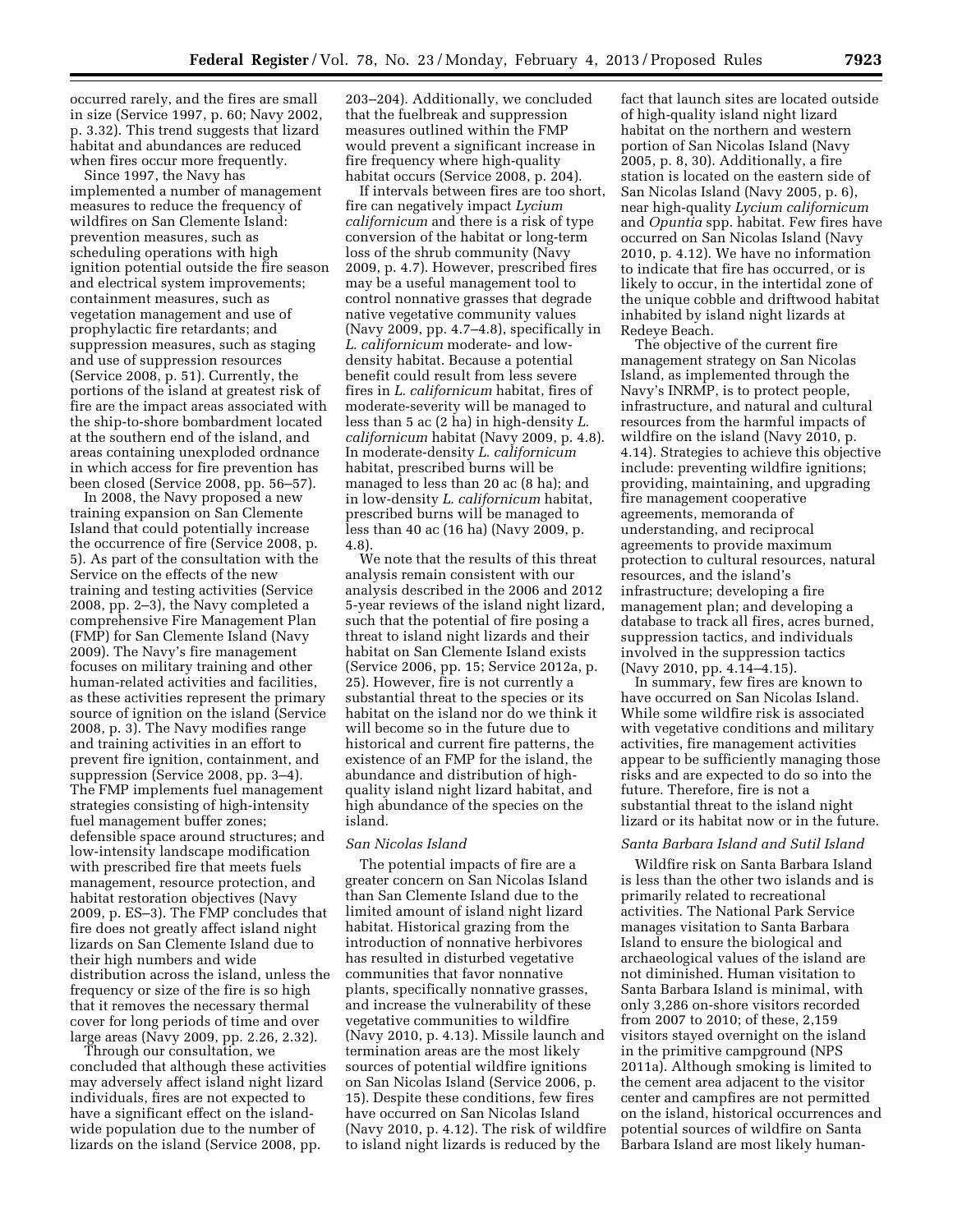occurred rarely, and the fires are small in size (Service 1997, p. 60; Navy 2002, p. 3.32). This trend suggests that lizard habitat and abundances are reduced when fires occur more frequently.

Since 1997, the Navy has implemented a number of management measures to reduce the frequency of wildfires on San Clemente Island: prevention measures, such as scheduling operations with high ignition potential outside the fire season and electrical system improvements; containment measures, such as vegetation management and use of prophylactic fire retardants; and suppression measures, such as staging and use of suppression resources (Service 2008, p. 51). Currently, the portions of the island at greatest risk of fire are the impact areas associated with the ship-to-shore bombardment located at the southern end of the island, and areas containing unexploded ordnance in which access for fire prevention has been closed (Service 2008, pp. 56–57).

In 2008, the Navy proposed a new training expansion on San Clemente Island that could potentially increase the occurrence of fire (Service 2008, p. 5). As part of the consultation with the Service on the effects of the new training and testing activities (Service 2008, pp. 2–3), the Navy completed a comprehensive Fire Management Plan (FMP) for San Clemente Island (Navy 2009). The Navy's fire management focuses on military training and other human-related activities and facilities, as these activities represent the primary source of ignition on the island (Service 2008, p. 3). The Navy modifies range and training activities in an effort to prevent fire ignition, containment, and suppression (Service 2008, pp. 3–4). The FMP implements fuel management strategies consisting of high-intensity fuel management buffer zones; defensible space around structures; and low-intensity landscape modification with prescribed fire that meets fuels management, resource protection, and habitat restoration objectives (Navy 2009, p. ES–3). The FMP concludes that fire does not greatly affect island night lizards on San Clemente Island due to their high numbers and wide distribution across the island, unless the frequency or size of the fire is so high that it removes the necessary thermal cover for long periods of time and over large areas (Navy 2009, pp. 2.26, 2.32).

Through our consultation, we concluded that although these activities may adversely affect island night lizard individuals, fires are not expected to have a significant effect on the island-wide population due to the number of lizards on the island (Service 2008, pp. 203–204). Additionally, we concluded that the fuelbreak and suppression measures outlined within the FMP would prevent a significant increase in fire frequency where high-quality habitat occurs (Service 2008, p. 204).

If intervals between fires are too short, fire can negatively impact *Lycium californicum* and there is a risk of type conversion of the habitat or long-term loss of the shrub community (Navy 2009, p. 4.7). However, prescribed fires may be a useful management tool to control nonnative grasses that degrade native vegetative community values (Navy 2009, pp. 4.7–4.8), specifically in *L. californicum* moderate- and low-density habitat. Because a potential benefit could result from less severe fires in *L. californicum* habitat, fires of moderate-severity will be managed to less than 5 ac (2 ha) in high-density *L. californicum* habitat (Navy 2009, p. 4.8). In moderate-density *L. californicum* habitat, prescribed burns will be managed to less than 20 ac (8 ha); and in low-density *L. californicum* habitat, prescribed burns will be managed to less than 40 ac (16 ha) (Navy 2009, p. 4.8).

We note that the results of this threat analysis remain consistent with our analysis described in the 2006 and 2012 5-year reviews of the island night lizard, such that the potential of fire posing a threat to island night lizards and their habitat on San Clemente Island exists (Service 2006, pp. 15; Service 2012a, p. 25). However, fire is not currently a substantial threat to the species or its habitat on the island nor do we think it will become so in the future due to historical and current fire patterns, the existence of an FMP for the island, the abundance and distribution of high-quality island night lizard habitat, and high abundance of the species on the island.

*San Nicolas Island*

The potential impacts of fire are a greater concern on San Nicolas Island than San Clemente Island due to the limited amount of island night lizard habitat. Historical grazing from the introduction of nonnative herbivores has resulted in disturbed vegetative communities that favor nonnative plants, specifically nonnative grasses, and increase the vulnerability of these vegetative communities to wildfire (Navy 2010, p. 4.13). Missile launch and termination areas are the most likely sources of potential wildfire ignitions on San Nicolas Island (Service 2006, p. 15). Despite these conditions, few fires have occurred on San Nicolas Island (Navy 2010, p. 4.12). The risk of wildfire to island night lizards is reduced by the fact that launch sites are located outside of high-quality island night lizard habitat on the northern and western portion of San Nicolas Island (Navy 2005, p. 8, 30). Additionally, a fire station is located on the eastern side of San Nicolas Island (Navy 2005, p. 6), near high-quality *Lycium californicum* and *Opuntia* spp. habitat. Few fires have occurred on San Nicolas Island (Navy 2010, p. 4.12). We have no information to indicate that fire has occurred, or is likely to occur, in the intertidal zone of the unique cobble and driftwood habitat inhabited by island night lizards at Redeye Beach.

The objective of the current fire management strategy on San Nicolas Island, as implemented through the Navy's INRMP, is to protect people, infrastructure, and natural and cultural resources from the harmful impacts of wildfire on the island (Navy 2010, p. 4.14). Strategies to achieve this objective include: preventing wildfire ignitions; providing, maintaining, and upgrading fire management cooperative agreements, memoranda of understanding, and reciprocal agreements to provide maximum protection to cultural resources, natural resources, and the island's infrastructure; developing a fire management plan; and developing a database to track all fires, acres burned, suppression tactics, and individuals involved in the suppression tactics (Navy 2010, pp. 4.14–4.15).

In summary, few fires are known to have occurred on San Nicolas Island. While some wildfire risk is associated with vegetative conditions and military activities, fire management activities appear to be sufficiently managing those risks and are expected to do so into the future. Therefore, fire is not a substantial threat to the island night lizard or its habitat now or in the future.

*Santa Barbara Island and Sutil Island*

Wildfire risk on Santa Barbara Island is less than the other two islands and is primarily related to recreational activities. The National Park Service manages visitation to Santa Barbara Island to ensure the biological and archaeological values of the island are not diminished. Human visitation to Santa Barbara Island is minimal, with only 3,286 on-shore visitors recorded from 2007 to 2010; of these, 2,159 visitors stayed overnight on the island in the primitive campground (NPS 2011a). Although smoking is limited to the cement area adjacent to the visitor center and campfires are not permitted on the island, historical occurrences and potential sources of wildfire on Santa Barbara Island are most likely human-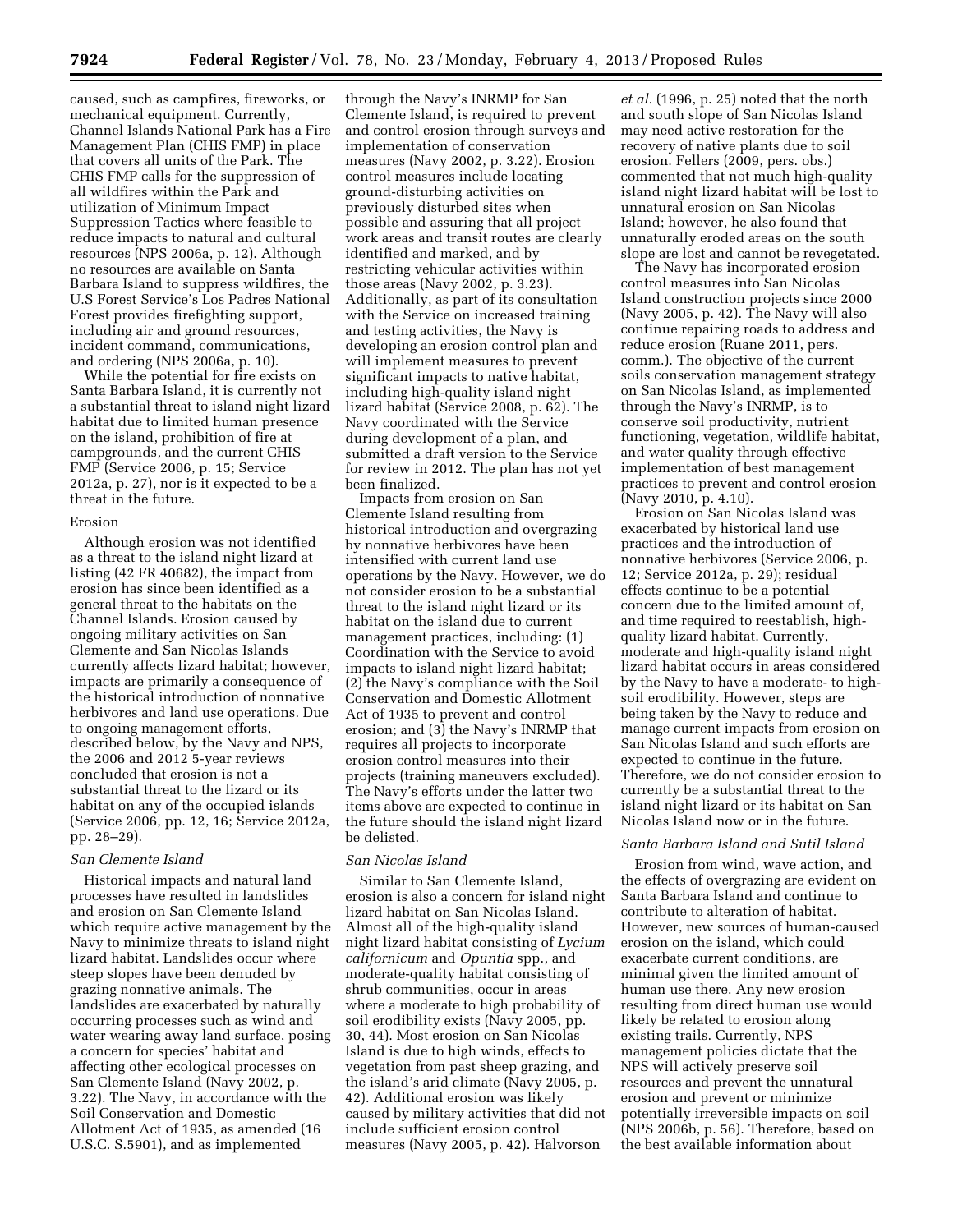caused, such as campfires, fireworks, or mechanical equipment. Currently, Channel Islands National Park has a Fire Management Plan (CHIS FMP) in place that covers all units of the Park. The CHIS FMP calls for the suppression of all wildfires within the Park and utilization of Minimum Impact Suppression Tactics where feasible to reduce impacts to natural and cultural resources (NPS 2006a, p. 12). Although no resources are available on Santa Barbara Island to suppress wildfires, the U.S Forest Service's Los Padres National Forest provides firefighting support, including air and ground resources, incident command, communications, and ordering (NPS 2006a, p. 10).

While the potential for fire exists on Santa Barbara Island, it is currently not a substantial threat to island night lizard habitat due to limited human presence on the island, prohibition of fire at campgrounds, and the current CHIS FMP (Service 2006, p. 15; Service 2012a, p. 27), nor is it expected to be a threat in the future.

### Erosion

Although erosion was not identified as a threat to the island night lizard at listing (42 FR 40682), the impact from erosion has since been identified as a general threat to the habitats on the Channel Islands. Erosion caused by ongoing military activities on San Clemente and San Nicolas Islands currently affects lizard habitat; however, impacts are primarily a consequence of the historical introduction of nonnative herbivores and land use operations. Due to ongoing management efforts, described below, by the Navy and NPS, the 2006 and 2012 5-year reviews concluded that erosion is not a substantial threat to the lizard or its habitat on any of the occupied islands (Service 2006, pp. 12, 16; Service 2012a, pp. 28–29).

#### *San Clemente Island*

Historical impacts and natural land processes have resulted in landslides and erosion on San Clemente Island which require active management by the Navy to minimize threats to island night lizard habitat. Landslides occur where steep slopes have been denuded by grazing nonnative animals. The landslides are exacerbated by naturally occurring processes such as wind and water wearing away land surface, posing a concern for species' habitat and affecting other ecological processes on San Clemente Island (Navy 2002, p. 3.22). The Navy, in accordance with the Soil Conservation and Domestic Allotment Act of 1935, as amended (16 U.S.C. S.5901), and as implemented through the Navy's INRMP for San Clemente Island, is required to prevent and control erosion through surveys and implementation of conservation measures (Navy 2002, p. 3.22). Erosion control measures include locating ground-disturbing activities on previously disturbed sites when possible and assuring that all project work areas and transit routes are clearly identified and marked, and by restricting vehicular activities within those areas (Navy 2002, p. 3.23). Additionally, as part of its consultation with the Service on increased training and testing activities, the Navy is developing an erosion control plan and will implement measures to prevent significant impacts to native habitat, including high-quality island night lizard habitat (Service 2008, p. 62). The Navy coordinated with the Service during development of a plan, and submitted a draft version to the Service for review in 2012. The plan has not yet been finalized.

Impacts from erosion on San Clemente Island resulting from historical introduction and overgrazing by nonnative herbivores have been intensified with current land use operations by the Navy. However, we do not consider erosion to be a substantial threat to the island night lizard or its habitat on the island due to current management practices, including: (1) Coordination with the Service to avoid impacts to island night lizard habitat; (2) the Navy's compliance with the Soil Conservation and Domestic Allotment Act of 1935 to prevent and control erosion; and (3) the Navy's INRMP that requires all projects to incorporate erosion control measures into their projects (training maneuvers excluded). The Navy's efforts under the latter two items above are expected to continue in the future should the island night lizard be delisted.

#### *San Nicolas Island*

Similar to San Clemente Island, erosion is also a concern for island night lizard habitat on San Nicolas Island. Almost all of the high-quality island night lizard habitat consisting of *Lycium californicum* and *Opuntia* spp., and moderate-quality habitat consisting of shrub communities, occur in areas where a moderate to high probability of soil erodibility exists (Navy 2005, pp. 30, 44). Most erosion on San Nicolas Island is due to high winds, effects to vegetation from past sheep grazing, and the island's arid climate (Navy 2005, p. 42). Additional erosion was likely caused by military activities that did not include sufficient erosion control measures (Navy 2005, p. 42). Halvorson *et al.* (1996, p. 25) noted that the north and south slope of San Nicolas Island may need active restoration for the recovery of native plants due to soil erosion. Fellers (2009, pers. obs.) commented that not much high-quality island night lizard habitat will be lost to unnatural erosion on San Nicolas Island; however, he also found that unnaturally eroded areas on the south slope are lost and cannot be revegetated.

The Navy has incorporated erosion control measures into San Nicolas Island construction projects since 2000 (Navy 2005, p. 42). The Navy will also continue repairing roads to address and reduce erosion (Ruane 2011, pers. comm.). The objective of the current soils conservation management strategy on San Nicolas Island, as implemented through the Navy's INRMP, is to conserve soil productivity, nutrient functioning, vegetation, wildlife habitat, and water quality through effective implementation of best management practices to prevent and control erosion (Navy 2010, p. 4.10).

Erosion on San Nicolas Island was exacerbated by historical land use practices and the introduction of nonnative herbivores (Service 2006, p. 12; Service 2012a, p. 29); residual effects continue to be a potential concern due to the limited amount of, and time required to reestablish, high-quality lizard habitat. Currently, moderate and high-quality island night lizard habitat occurs in areas considered by the Navy to have a moderate- to high-soil erodibility. However, steps are being taken by the Navy to reduce and manage current impacts from erosion on San Nicolas Island and such efforts are expected to continue in the future. Therefore, we do not consider erosion to currently be a substantial threat to the island night lizard or its habitat on San Nicolas Island now or in the future.

#### *Santa Barbara Island and Sutil Island*

Erosion from wind, wave action, and the effects of overgrazing are evident on Santa Barbara Island and continue to contribute to alteration of habitat. However, new sources of human-caused erosion on the island, which could exacerbate current conditions, are minimal given the limited amount of human use there. Any new erosion resulting from direct human use would likely be related to erosion along existing trails. Currently, NPS management policies dictate that the NPS will actively preserve soil resources and prevent the unnatural erosion and prevent or minimize potentially irreversible impacts on soil (NPS 2006b, p. 56). Therefore, based on the best available information about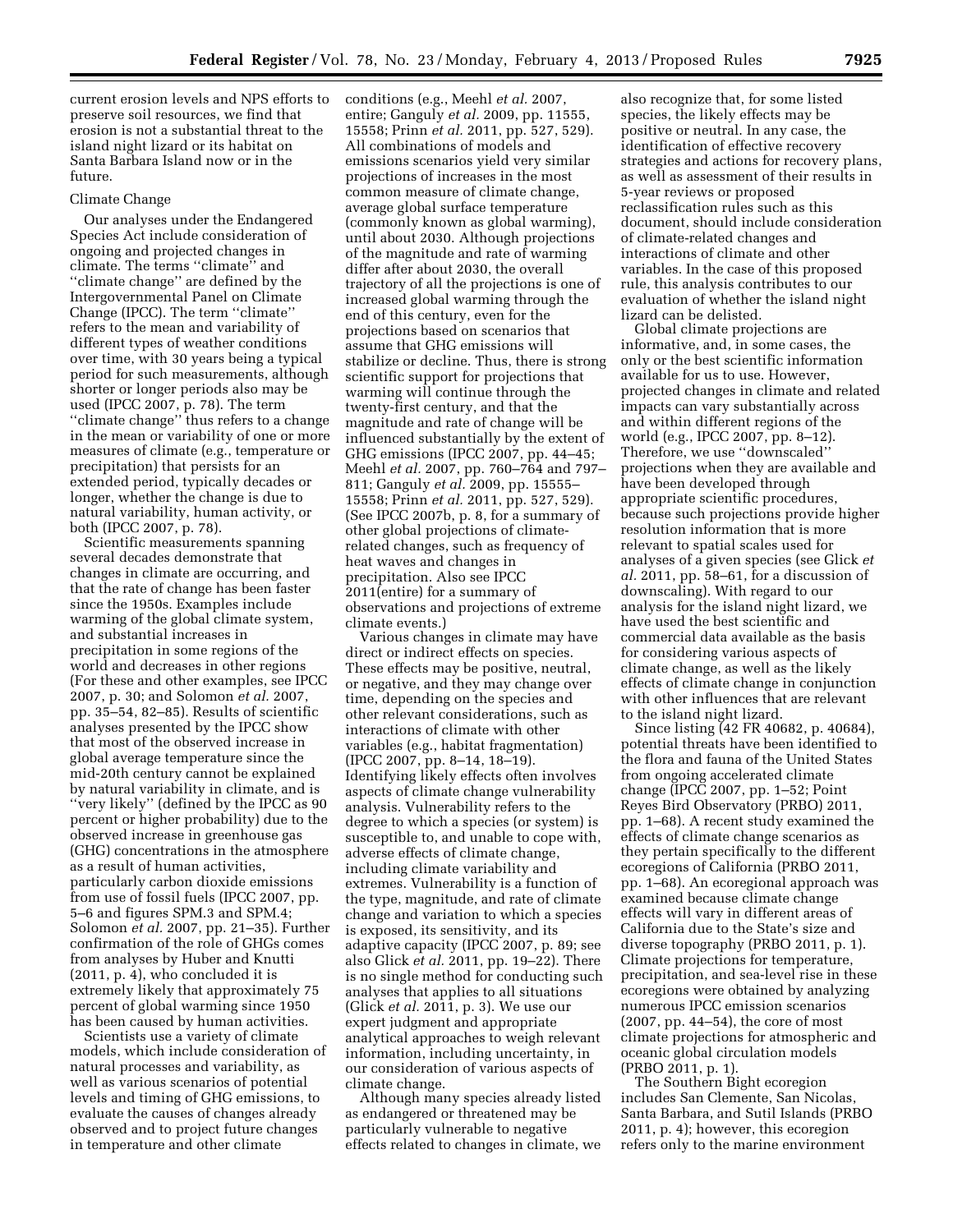current erosion levels and NPS efforts to preserve soil resources, we find that erosion is not a substantial threat to the island night lizard or its habitat on Santa Barbara Island now or in the future.

### Climate Change

Our analyses under the Endangered Species Act include consideration of ongoing and projected changes in climate. The terms ''climate'' and ''climate change'' are defined by the Intergovernmental Panel on Climate Change (IPCC). The term ''climate'' refers to the mean and variability of different types of weather conditions over time, with 30 years being a typical period for such measurements, although shorter or longer periods also may be used (IPCC 2007, p. 78). The term ''climate change'' thus refers to a change in the mean or variability of one or more measures of climate (e.g., temperature or precipitation) that persists for an extended period, typically decades or longer, whether the change is due to natural variability, human activity, or both (IPCC 2007, p. 78).

Scientific measurements spanning several decades demonstrate that changes in climate are occurring, and that the rate of change has been faster since the 1950s. Examples include warming of the global climate system, and substantial increases in precipitation in some regions of the world and decreases in other regions (For these and other examples, see IPCC 2007, p. 30; and Solomon *et al.* 2007, pp. 35–54, 82–85). Results of scientific analyses presented by the IPCC show that most of the observed increase in global average temperature since the mid-20th century cannot be explained by natural variability in climate, and is ''very likely'' (defined by the IPCC as 90 percent or higher probability) due to the observed increase in greenhouse gas (GHG) concentrations in the atmosphere as a result of human activities, particularly carbon dioxide emissions from use of fossil fuels (IPCC 2007, pp. 5–6 and figures SPM.3 and SPM.4; Solomon *et al.* 2007, pp. 21–35). Further confirmation of the role of GHGs comes from analyses by Huber and Knutti (2011, p. 4), who concluded it is extremely likely that approximately 75 percent of global warming since 1950 has been caused by human activities.

Scientists use a variety of climate models, which include consideration of natural processes and variability, as well as various scenarios of potential levels and timing of GHG emissions, to evaluate the causes of changes already observed and to project future changes in temperature and other climate conditions (e.g., Meehl *et al.* 2007, entire; Ganguly *et al.* 2009, pp. 11555, 15558; Prinn *et al.* 2011, pp. 527, 529). All combinations of models and emissions scenarios yield very similar projections of increases in the most common measure of climate change, average global surface temperature (commonly known as global warming), until about 2030. Although projections of the magnitude and rate of warming differ after about 2030, the overall trajectory of all the projections is one of increased global warming through the end of this century, even for the projections based on scenarios that assume that GHG emissions will stabilize or decline. Thus, there is strong scientific support for projections that warming will continue through the twenty-first century, and that the magnitude and rate of change will be influenced substantially by the extent of GHG emissions (IPCC 2007, pp. 44–45; Meehl *et al.* 2007, pp. 760–764 and 797–811; Ganguly *et al.* 2009, pp. 15555–15558; Prinn *et al.* 2011, pp. 527, 529). (See IPCC 2007b, p. 8, for a summary of other global projections of climate-related changes, such as frequency of heat waves and changes in precipitation. Also see IPCC 2011(entire) for a summary of observations and projections of extreme climate events.)

Various changes in climate may have direct or indirect effects on species. These effects may be positive, neutral, or negative, and they may change over time, depending on the species and other relevant considerations, such as interactions of climate with other variables (e.g., habitat fragmentation) (IPCC 2007, pp. 8–14, 18–19). Identifying likely effects often involves aspects of climate change vulnerability analysis. Vulnerability refers to the degree to which a species (or system) is susceptible to, and unable to cope with, adverse effects of climate change, including climate variability and extremes. Vulnerability is a function of the type, magnitude, and rate of climate change and variation to which a species is exposed, its sensitivity, and its adaptive capacity (IPCC 2007, p. 89; see also Glick *et al.* 2011, pp. 19–22). There is no single method for conducting such analyses that applies to all situations (Glick *et al.* 2011, p. 3). We use our expert judgment and appropriate analytical approaches to weigh relevant information, including uncertainty, in our consideration of various aspects of climate change.

Although many species already listed as endangered or threatened may be particularly vulnerable to negative effects related to changes in climate, we also recognize that, for some listed species, the likely effects may be positive or neutral. In any case, the identification of effective recovery strategies and actions for recovery plans, as well as assessment of their results in 5-year reviews or proposed reclassification rules such as this document, should include consideration of climate-related changes and interactions of climate and other variables. In the case of this proposed rule, this analysis contributes to our evaluation of whether the island night lizard can be delisted.

Global climate projections are informative, and, in some cases, the only or the best scientific information available for us to use. However, projected changes in climate and related impacts can vary substantially across and within different regions of the world (e.g., IPCC 2007, pp. 8–12). Therefore, we use ''downscaled'' projections when they are available and have been developed through appropriate scientific procedures, because such projections provide higher resolution information that is more relevant to spatial scales used for analyses of a given species (see Glick *et al.* 2011, pp. 58–61, for a discussion of downscaling). With regard to our analysis for the island night lizard, we have used the best scientific and commercial data available as the basis for considering various aspects of climate change, as well as the likely effects of climate change in conjunction with other influences that are relevant to the island night lizard.

Since listing (42 FR 40682, p. 40684), potential threats have been identified to the flora and fauna of the United States from ongoing accelerated climate change (IPCC 2007, pp. 1–52; Point Reyes Bird Observatory (PRBO) 2011, pp. 1–68). A recent study examined the effects of climate change scenarios as they pertain specifically to the different ecoregions of California (PRBO 2011, pp. 1–68). An ecoregional approach was examined because climate change effects will vary in different areas of California due to the State's size and diverse topography (PRBO 2011, p. 1). Climate projections for temperature, precipitation, and sea-level rise in these ecoregions were obtained by analyzing numerous IPCC emission scenarios (2007, pp. 44–54), the core of most climate projections for atmospheric and oceanic global circulation models (PRBO 2011, p. 1).

The Southern Bight ecoregion includes San Clemente, San Nicolas, Santa Barbara, and Sutil Islands (PRBO 2011, p. 4); however, this ecoregion refers only to the marine environment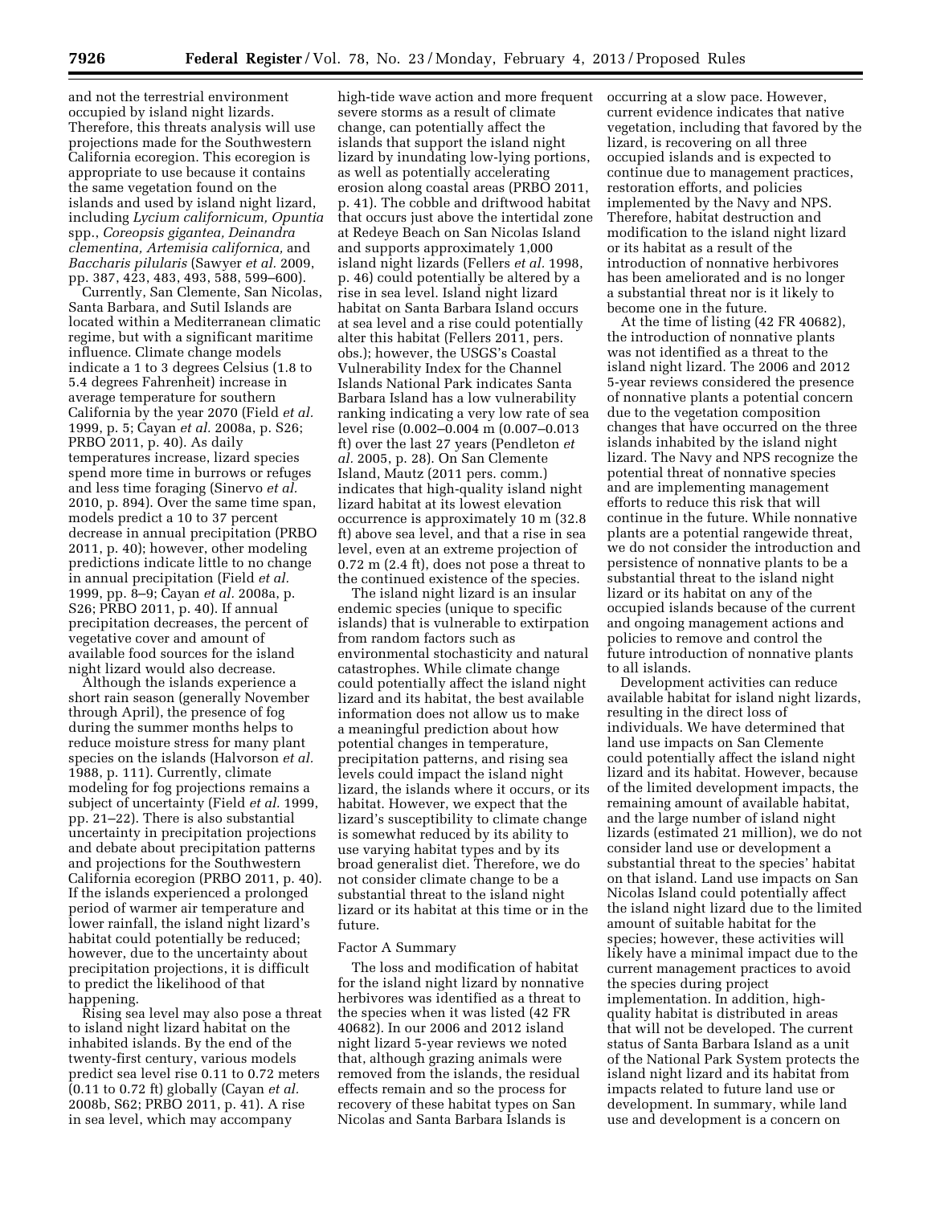and not the terrestrial environment occupied by island night lizards. Therefore, this threats analysis will use projections made for the Southwestern California ecoregion. This ecoregion is appropriate to use because it contains the same vegetation found on the islands and used by island night lizard, including *Lycium californicum, Opuntia* spp., *Coreopsis gigantea, Deinandra clementina, Artemisia californica,* and *Baccharis pilularis* (Sawyer *et al.* 2009, pp. 387, 423, 483, 493, 588, 599–600).

Currently, San Clemente, San Nicolas, Santa Barbara, and Sutil Islands are located within a Mediterranean climatic regime, but with a significant maritime influence. Climate change models indicate a 1 to 3 degrees Celsius (1.8 to 5.4 degrees Fahrenheit) increase in average temperature for southern California by the year 2070 (Field *et al.* 1999, p. 5; Cayan *et al.* 2008a, p. S26; PRBO 2011, p. 40). As daily temperatures increase, lizard species spend more time in burrows or refuges and less time foraging (Sinervo *et al.* 2010, p. 894). Over the same time span, models predict a 10 to 37 percent decrease in annual precipitation (PRBO 2011, p. 40); however, other modeling predictions indicate little to no change in annual precipitation (Field *et al.* 1999, pp. 8–9; Cayan *et al.* 2008a, p. S26; PRBO 2011, p. 40). If annual precipitation decreases, the percent of vegetative cover and amount of available food sources for the island night lizard would also decrease.

Although the islands experience a short rain season (generally November through April), the presence of fog during the summer months helps to reduce moisture stress for many plant species on the islands (Halvorson *et al.* 1988, p. 111). Currently, climate modeling for fog projections remains a subject of uncertainty (Field *et al.* 1999, pp. 21–22). There is also substantial uncertainty in precipitation projections and debate about precipitation patterns and projections for the Southwestern California ecoregion (PRBO 2011, p. 40). If the islands experienced a prolonged period of warmer air temperature and lower rainfall, the island night lizard's habitat could potentially be reduced; however, due to the uncertainty about precipitation projections, it is difficult to predict the likelihood of that happening.

Rising sea level may also pose a threat to island night lizard habitat on the inhabited islands. By the end of the twenty-first century, various models predict sea level rise 0.11 to 0.72 meters (0.11 to 0.72 ft) globally (Cayan *et al.* 2008b, S62; PRBO 2011, p. 41). A rise in sea level, which may accompany high-tide wave action and more frequent severe storms as a result of climate change, can potentially affect the islands that support the island night lizard by inundating low-lying portions, as well as potentially accelerating erosion along coastal areas (PRBO 2011, p. 41). The cobble and driftwood habitat that occurs just above the intertidal zone at Redeye Beach on San Nicolas Island and supports approximately 1,000 island night lizards (Fellers *et al.* 1998, p. 46) could potentially be altered by a rise in sea level. Island night lizard habitat on Santa Barbara Island occurs at sea level and a rise could potentially alter this habitat (Fellers 2011, pers. obs.); however, the USGS's Coastal Vulnerability Index for the Channel Islands National Park indicates Santa Barbara Island has a low vulnerability ranking indicating a very low rate of sea level rise (0.002–0.004 m (0.007–0.013 ft) over the last 27 years (Pendleton *et al.* 2005, p. 28). On San Clemente Island, Mautz (2011 pers. comm.) indicates that high-quality island night lizard habitat at its lowest elevation occurrence is approximately 10 m (32.8 ft) above sea level, and that a rise in sea level, even at an extreme projection of 0.72 m (2.4 ft), does not pose a threat to the continued existence of the species.

The island night lizard is an insular endemic species (unique to specific islands) that is vulnerable to extirpation from random factors such as environmental stochasticity and natural catastrophes. While climate change could potentially affect the island night lizard and its habitat, the best available information does not allow us to make a meaningful prediction about how potential changes in temperature, precipitation patterns, and rising sea levels could impact the island night lizard, the islands where it occurs, or its habitat. However, we expect that the lizard's susceptibility to climate change is somewhat reduced by its ability to use varying habitat types and by its broad generalist diet. Therefore, we do not consider climate change to be a substantial threat to the island night lizard or its habitat at this time or in the future.

### Factor A Summary

The loss and modification of habitat for the island night lizard by nonnative herbivores was identified as a threat to the species when it was listed (42 FR 40682). In our 2006 and 2012 island night lizard 5-year reviews we noted that, although grazing animals were removed from the islands, the residual effects remain and so the process for recovery of these habitat types on San Nicolas and Santa Barbara Islands is occurring at a slow pace. However, current evidence indicates that native vegetation, including that favored by the lizard, is recovering on all three occupied islands and is expected to continue due to management practices, restoration efforts, and policies implemented by the Navy and NPS. Therefore, habitat destruction and modification to the island night lizard or its habitat as a result of the introduction of nonnative herbivores has been ameliorated and is no longer a substantial threat nor is it likely to become one in the future.

At the time of listing (42 FR 40682), the introduction of nonnative plants was not identified as a threat to the island night lizard. The 2006 and 2012 5-year reviews considered the presence of nonnative plants a potential concern due to the vegetation composition changes that have occurred on the three islands inhabited by the island night lizard. The Navy and NPS recognize the potential threat of nonnative species and are implementing management efforts to reduce this risk that will continue in the future. While nonnative plants are a potential rangewide threat, we do not consider the introduction and persistence of nonnative plants to be a substantial threat to the island night lizard or its habitat on any of the occupied islands because of the current and ongoing management actions and policies to remove and control the future introduction of nonnative plants to all islands.

Development activities can reduce available habitat for island night lizards, resulting in the direct loss of individuals. We have determined that land use impacts on San Clemente could potentially affect the island night lizard and its habitat. However, because of the limited development impacts, the remaining amount of available habitat, and the large number of island night lizards (estimated 21 million), we do not consider land use or development a substantial threat to the species' habitat on that island. Land use impacts on San Nicolas Island could potentially affect the island night lizard due to the limited amount of suitable habitat for the species; however, these activities will likely have a minimal impact due to the current management practices to avoid the species during project implementation. In addition, high-quality habitat is distributed in areas that will not be developed. The current status of Santa Barbara Island as a unit of the National Park System protects the island night lizard and its habitat from impacts related to future land use or development. In summary, while land use and development is a concern on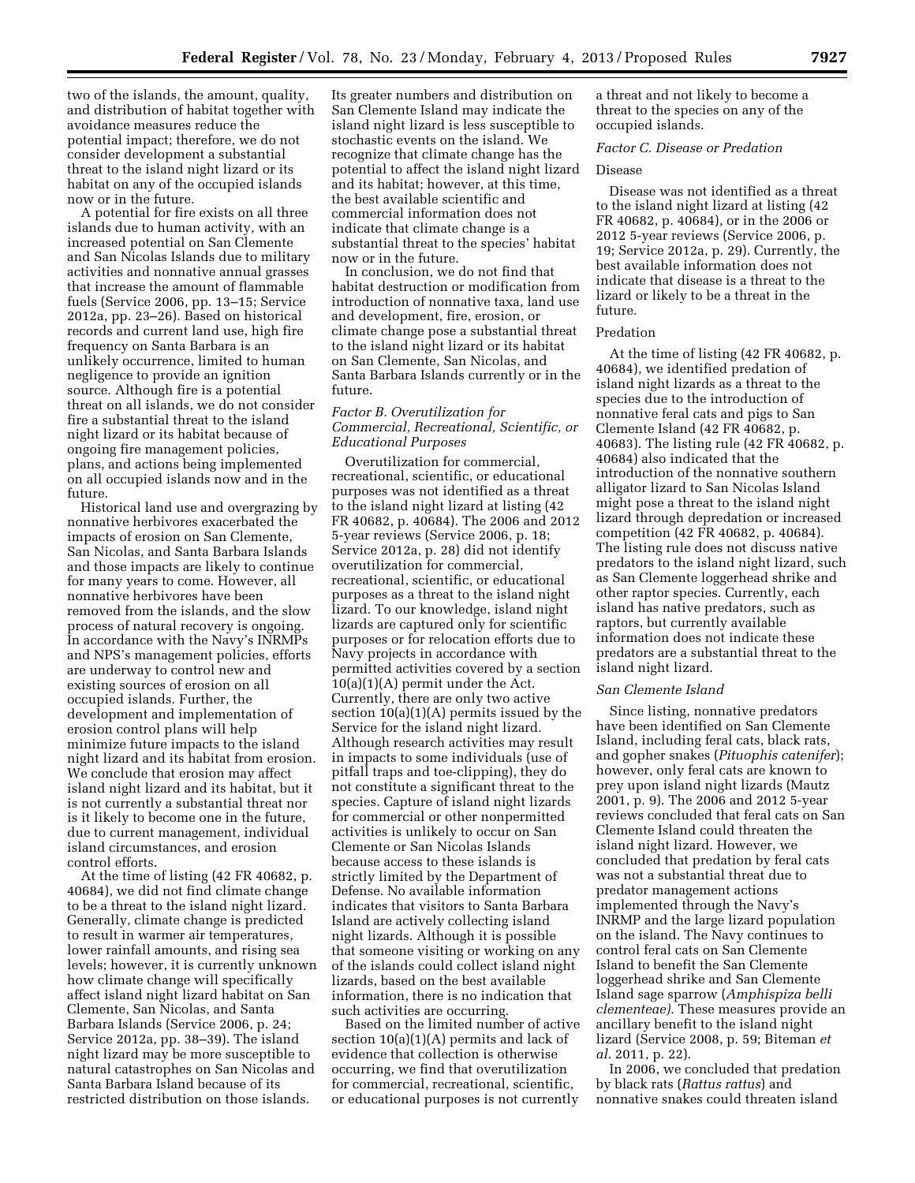two of the islands, the amount, quality, and distribution of habitat together with avoidance measures reduce the potential impact; therefore, we do not consider development a substantial threat to the island night lizard or its habitat on any of the occupied islands now or in the future.

A potential for fire exists on all three islands due to human activity, with an increased potential on San Clemente and San Nicolas Islands due to military activities and nonnative annual grasses that increase the amount of flammable fuels (Service 2006, pp. 13–15; Service 2012a, pp. 23–26). Based on historical records and current land use, high fire frequency on Santa Barbara is an unlikely occurrence, limited to human negligence to provide an ignition source. Although fire is a potential threat on all islands, we do not consider fire a substantial threat to the island night lizard or its habitat because of ongoing fire management policies, plans, and actions being implemented on all occupied islands now and in the future.

Historical land use and overgrazing by nonnative herbivores exacerbated the impacts of erosion on San Clemente, San Nicolas, and Santa Barbara Islands and those impacts are likely to continue for many years to come. However, all nonnative herbivores have been removed from the islands, and the slow process of natural recovery is ongoing. In accordance with the Navy's INRMPs and NPS's management policies, efforts are underway to control new and existing sources of erosion on all occupied islands. Further, the development and implementation of erosion control plans will help minimize future impacts to the island night lizard and its habitat from erosion. We conclude that erosion may affect island night lizard and its habitat, but it is not currently a substantial threat nor is it likely to become one in the future, due to current management, individual island circumstances, and erosion control efforts.

At the time of listing (42 FR 40682, p. 40684), we did not find climate change to be a threat to the island night lizard. Generally, climate change is predicted to result in warmer air temperatures, lower rainfall amounts, and rising sea levels; however, it is currently unknown how climate change will specifically affect island night lizard habitat on San Clemente, San Nicolas, and Santa Barbara Islands (Service 2006, p. 24; Service 2012a, pp. 38–39). The island night lizard may be more susceptible to natural catastrophes on San Nicolas and Santa Barbara Island because of its restricted distribution on those islands. Its greater numbers and distribution on San Clemente Island may indicate the island night lizard is less susceptible to stochastic events on the island. We recognize that climate change has the potential to affect the island night lizard and its habitat; however, at this time, the best available scientific and commercial information does not indicate that climate change is a substantial threat to the species' habitat now or in the future.

In conclusion, we do not find that habitat destruction or modification from introduction of nonnative taxa, land use and development, fire, erosion, or climate change pose a substantial threat to the island night lizard or its habitat on San Clemente, San Nicolas, and Santa Barbara Islands currently or in the future.

*Factor B. Overutilization for Commercial, Recreational, Scientific, or Educational Purposes*

Overutilization for commercial, recreational, scientific, or educational purposes was not identified as a threat to the island night lizard at listing (42 FR 40682, p. 40684). The 2006 and 2012 5-year reviews (Service 2006, p. 18; Service 2012a, p. 28) did not identify overutilization for commercial, recreational, scientific, or educational purposes as a threat to the island night lizard. To our knowledge, island night lizards are captured only for scientific purposes or for relocation efforts due to Navy projects in accordance with permitted activities covered by a section 10(a)(1)(A) permit under the Act. Currently, there are only two active section 10(a)(1)(A) permits issued by the Service for the island night lizard. Although research activities may result in impacts to some individuals (use of pitfall traps and toe-clipping), they do not constitute a significant threat to the species. Capture of island night lizards for commercial or other nonpermitted activities is unlikely to occur on San Clemente or San Nicolas Islands because access to these islands is strictly limited by the Department of Defense. No available information indicates that visitors to Santa Barbara Island are actively collecting island night lizards. Although it is possible that someone visiting or working on any of the islands could collect island night lizards, based on the best available information, there is no indication that such activities are occurring.

Based on the limited number of active section 10(a)(1)(A) permits and lack of evidence that collection is otherwise occurring, we find that overutilization for commercial, recreational, scientific, or educational purposes is not currently a threat and not likely to become a threat to the species on any of the occupied islands.

*Factor C. Disease or Predation*

Disease

Disease was not identified as a threat to the island night lizard at listing (42 FR 40682, p. 40684), or in the 2006 or 2012 5-year reviews (Service 2006, p. 19; Service 2012a, p. 29). Currently, the best available information does not indicate that disease is a threat to the lizard or likely to be a threat in the future.

Predation

At the time of listing (42 FR 40682, p. 40684), we identified predation of island night lizards as a threat to the species due to the introduction of nonnative feral cats and pigs to San Clemente Island (42 FR 40682, p. 40683). The listing rule (42 FR 40682, p. 40684) also indicated that the introduction of the nonnative southern alligator lizard to San Nicolas Island might pose a threat to the island night lizard through depredation or increased competition (42 FR 40682, p. 40684). The listing rule does not discuss native predators to the island night lizard, such as San Clemente loggerhead shrike and other raptor species. Currently, each island has native predators, such as raptors, but currently available information does not indicate these predators are a substantial threat to the island night lizard.

*San Clemente Island*

Since listing, nonnative predators have been identified on San Clemente Island, including feral cats, black rats, and gopher snakes (*Pituophis catenifer*); however, only feral cats are known to prey upon island night lizards (Mautz 2001, p. 9). The 2006 and 2012 5-year reviews concluded that feral cats on San Clemente Island could threaten the island night lizard. However, we concluded that predation by feral cats was not a substantial threat due to predator management actions implemented through the Navy's INRMP and the large lizard population on the island. The Navy continues to control feral cats on San Clemente Island to benefit the San Clemente loggerhead shrike and San Clemente Island sage sparrow (*Amphispiza belli clementeae).* These measures provide an ancillary benefit to the island night lizard (Service 2008, p. 59; Biteman *et al.* 2011, p. 22).

In 2006, we concluded that predation by black rats (*Rattus rattus*) and nonnative snakes could threaten island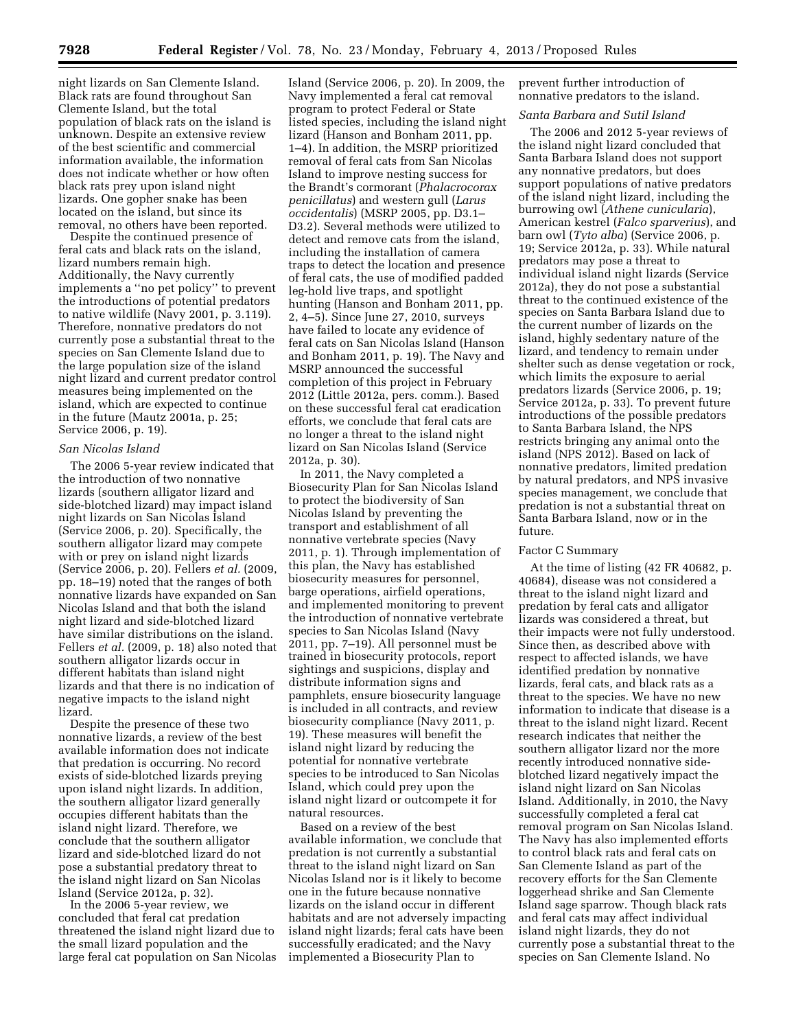night lizards on San Clemente Island. Black rats are found throughout San Clemente Island, but the total population of black rats on the island is unknown. Despite an extensive review of the best scientific and commercial information available, the information does not indicate whether or how often black rats prey upon island night lizards. One gopher snake has been located on the island, but since its removal, no others have been reported.

Despite the continued presence of feral cats and black rats on the island, lizard numbers remain high. Additionally, the Navy currently implements a ''no pet policy'' to prevent the introductions of potential predators to native wildlife (Navy 2001, p. 3.119). Therefore, nonnative predators do not currently pose a substantial threat to the species on San Clemente Island due to the large population size of the island night lizard and current predator control measures being implemented on the island, which are expected to continue in the future (Mautz 2001a, p. 25; Service 2006, p. 19).

### *San Nicolas Island*

The 2006 5-year review indicated that the introduction of two nonnative lizards (southern alligator lizard and side-blotched lizard) may impact island night lizards on San Nicolas Island (Service 2006, p. 20). Specifically, the southern alligator lizard may compete with or prey on island night lizards (Service 2006, p. 20). Fellers *et al.* (2009, pp. 18–19) noted that the ranges of both nonnative lizards have expanded on San Nicolas Island and that both the island night lizard and side-blotched lizard have similar distributions on the island. Fellers *et al.* (2009, p. 18) also noted that southern alligator lizards occur in different habitats than island night lizards and that there is no indication of negative impacts to the island night lizard.

Despite the presence of these two nonnative lizards, a review of the best available information does not indicate that predation is occurring. No record exists of side-blotched lizards preying upon island night lizards. In addition, the southern alligator lizard generally occupies different habitats than the island night lizard. Therefore, we conclude that the southern alligator lizard and side-blotched lizard do not pose a substantial predatory threat to the island night lizard on San Nicolas Island (Service 2012a, p. 32).

In the 2006 5-year review, we concluded that feral cat predation threatened the island night lizard due to the small lizard population and the large feral cat population on San Nicolas Island (Service 2006, p. 20). In 2009, the Navy implemented a feral cat removal program to protect Federal or State listed species, including the island night lizard (Hanson and Bonham 2011, pp. 1–4). In addition, the MSRP prioritized removal of feral cats from San Nicolas Island to improve nesting success for the Brandt's cormorant (*Phalacrocorax penicillatus*) and western gull (*Larus occidentalis*) (MSRP 2005, pp. D3.1–D3.2). Several methods were utilized to detect and remove cats from the island, including the installation of camera traps to detect the location and presence of feral cats, the use of modified padded leg-hold live traps, and spotlight hunting (Hanson and Bonham 2011, pp. 2, 4–5). Since June 27, 2010, surveys have failed to locate any evidence of feral cats on San Nicolas Island (Hanson and Bonham 2011, p. 19). The Navy and MSRP announced the successful completion of this project in February 2012 (Little 2012a, pers. comm.). Based on these successful feral cat eradication efforts, we conclude that feral cats are no longer a threat to the island night lizard on San Nicolas Island (Service 2012a, p. 30).

In 2011, the Navy completed a Biosecurity Plan for San Nicolas Island to protect the biodiversity of San Nicolas Island by preventing the transport and establishment of all nonnative vertebrate species (Navy 2011, p. 1). Through implementation of this plan, the Navy has established biosecurity measures for personnel, barge operations, airfield operations, and implemented monitoring to prevent the introduction of nonnative vertebrate species to San Nicolas Island (Navy 2011, pp. 7–19). All personnel must be trained in biosecurity protocols, report sightings and suspicions, display and distribute information signs and pamphlets, ensure biosecurity language is included in all contracts, and review biosecurity compliance (Navy 2011, p. 19). These measures will benefit the island night lizard by reducing the potential for nonnative vertebrate species to be introduced to San Nicolas Island, which could prey upon the island night lizard or outcompete it for natural resources.

Based on a review of the best available information, we conclude that predation is not currently a substantial threat to the island night lizard on San Nicolas Island nor is it likely to become one in the future because nonnative lizards on the island occur in different habitats and are not adversely impacting island night lizards; feral cats have been successfully eradicated; and the Navy implemented a Biosecurity Plan to prevent further introduction of nonnative predators to the island.

### *Santa Barbara and Sutil Island*

The 2006 and 2012 5-year reviews of the island night lizard concluded that Santa Barbara Island does not support any nonnative predators, but does support populations of native predators of the island night lizard, including the burrowing owl (*Athene cunicularia*), American kestrel (*Falco sparverius*), and barn owl (*Tyto alba*) (Service 2006, p. 19; Service 2012a, p. 33). While natural predators may pose a threat to individual island night lizards (Service 2012a), they do not pose a substantial threat to the continued existence of the species on Santa Barbara Island due to the current number of lizards on the island, highly sedentary nature of the lizard, and tendency to remain under shelter such as dense vegetation or rock, which limits the exposure to aerial predators lizards (Service 2006, p. 19; Service 2012a, p. 33). To prevent future introductions of the possible predators to Santa Barbara Island, the NPS restricts bringing any animal onto the island (NPS 2012). Based on lack of nonnative predators, limited predation by natural predators, and NPS invasive species management, we conclude that predation is not a substantial threat on Santa Barbara Island, now or in the future.

### Factor C Summary

At the time of listing (42 FR 40682, p. 40684), disease was not considered a threat to the island night lizard and predation by feral cats and alligator lizards was considered a threat, but their impacts were not fully understood. Since then, as described above with respect to affected islands, we have identified predation by nonnative lizards, feral cats, and black rats as a threat to the species. We have no new information to indicate that disease is a threat to the island night lizard. Recent research indicates that neither the southern alligator lizard nor the more recently introduced nonnative side-blotched lizard negatively impact the island night lizard on San Nicolas Island. Additionally, in 2010, the Navy successfully completed a feral cat removal program on San Nicolas Island. The Navy has also implemented efforts to control black rats and feral cats on San Clemente Island as part of the recovery efforts for the San Clemente loggerhead shrike and San Clemente Island sage sparrow. Though black rats and feral cats may affect individual island night lizards, they do not currently pose a substantial threat to the species on San Clemente Island. No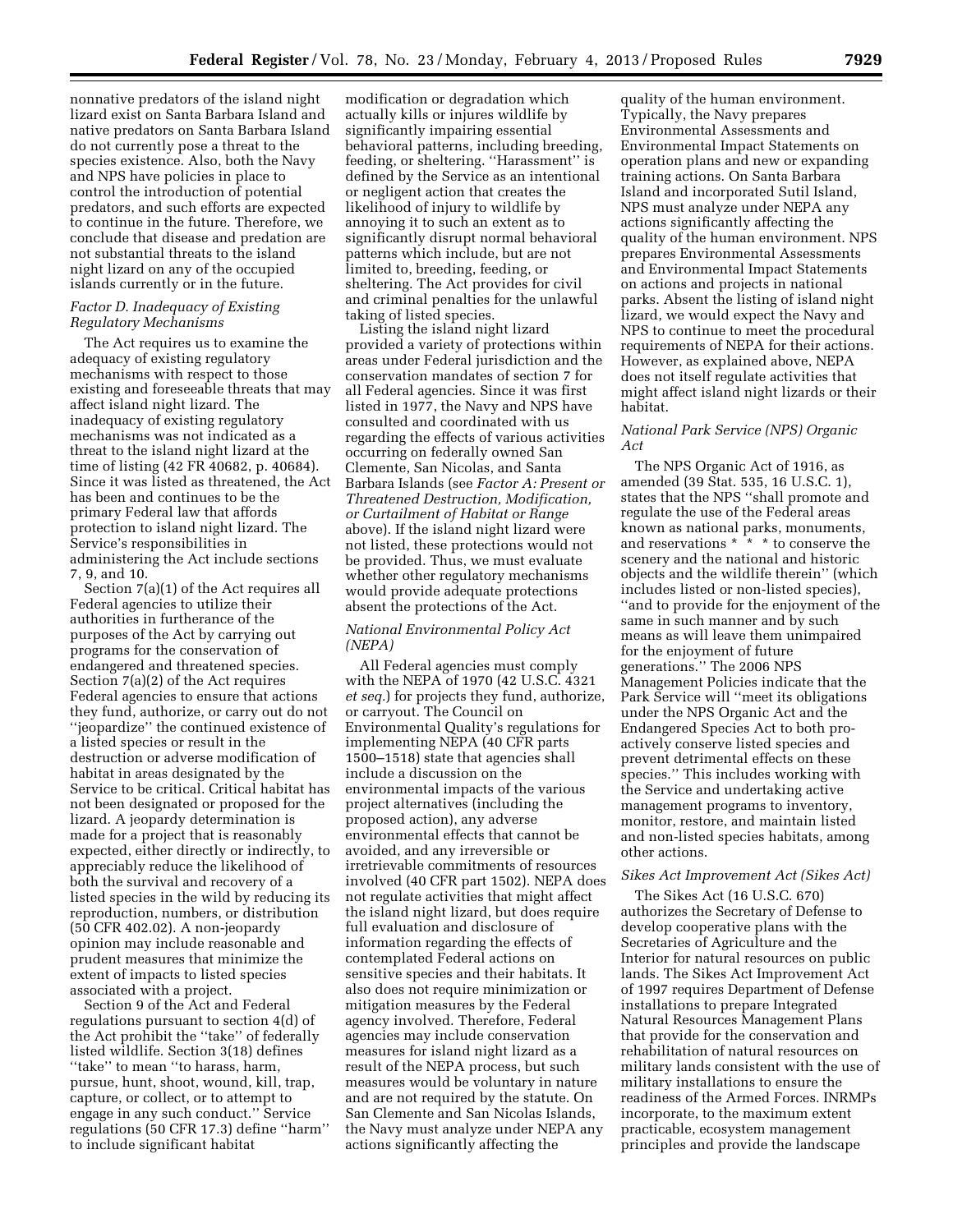nonnative predators of the island night lizard exist on Santa Barbara Island and native predators on Santa Barbara Island do not currently pose a threat to the species existence. Also, both the Navy and NPS have policies in place to control the introduction of potential predators, and such efforts are expected to continue in the future. Therefore, we conclude that disease and predation are not substantial threats to the island night lizard on any of the occupied islands currently or in the future.

### *Factor D. Inadequacy of Existing Regulatory Mechanisms*

The Act requires us to examine the adequacy of existing regulatory mechanisms with respect to those existing and foreseeable threats that may affect island night lizard. The inadequacy of existing regulatory mechanisms was not indicated as a threat to the island night lizard at the time of listing (42 FR 40682, p. 40684). Since it was listed as threatened, the Act has been and continues to be the primary Federal law that affords protection to island night lizard. The Service's responsibilities in administering the Act include sections 7, 9, and 10.

Section 7(a)(1) of the Act requires all Federal agencies to utilize their authorities in furtherance of the purposes of the Act by carrying out programs for the conservation of endangered and threatened species. Section 7(a)(2) of the Act requires Federal agencies to ensure that actions they fund, authorize, or carry out do not ''jeopardize'' the continued existence of a listed species or result in the destruction or adverse modification of habitat in areas designated by the Service to be critical. Critical habitat has not been designated or proposed for the lizard. A jeopardy determination is made for a project that is reasonably expected, either directly or indirectly, to appreciably reduce the likelihood of both the survival and recovery of a listed species in the wild by reducing its reproduction, numbers, or distribution (50 CFR 402.02). A non-jeopardy opinion may include reasonable and prudent measures that minimize the extent of impacts to listed species associated with a project.

Section 9 of the Act and Federal regulations pursuant to section 4(d) of the Act prohibit the ''take'' of federally listed wildlife. Section 3(18) defines ''take'' to mean ''to harass, harm, pursue, hunt, shoot, wound, kill, trap, capture, or collect, or to attempt to engage in any such conduct.'' Service regulations (50 CFR 17.3) define ''harm'' to include significant habitat modification or degradation which actually kills or injures wildlife by significantly impairing essential behavioral patterns, including breeding, feeding, or sheltering. ''Harassment'' is defined by the Service as an intentional or negligent action that creates the likelihood of injury to wildlife by annoying it to such an extent as to significantly disrupt normal behavioral patterns which include, but are not limited to, breeding, feeding, or sheltering. The Act provides for civil and criminal penalties for the unlawful taking of listed species.

Listing the island night lizard provided a variety of protections within areas under Federal jurisdiction and the conservation mandates of section 7 for all Federal agencies. Since it was first listed in 1977, the Navy and NPS have consulted and coordinated with us regarding the effects of various activities occurring on federally owned San Clemente, San Nicolas, and Santa Barbara Islands (see *Factor A: Present or Threatened Destruction, Modification, or Curtailment of Habitat or Range* above). If the island night lizard were not listed, these protections would not be provided. Thus, we must evaluate whether other regulatory mechanisms would provide adequate protections absent the protections of the Act.

### *National Environmental Policy Act (NEPA)*

All Federal agencies must comply with the NEPA of 1970 (42 U.S.C. 4321 *et seq.*) for projects they fund, authorize, or carryout. The Council on Environmental Quality's regulations for implementing NEPA (40 CFR parts 1500–1518) state that agencies shall include a discussion on the environmental impacts of the various project alternatives (including the proposed action), any adverse environmental effects that cannot be avoided, and any irreversible or irretrievable commitments of resources involved (40 CFR part 1502). NEPA does not regulate activities that might affect the island night lizard, but does require full evaluation and disclosure of information regarding the effects of contemplated Federal actions on sensitive species and their habitats. It also does not require minimization or mitigation measures by the Federal agency involved. Therefore, Federal agencies may include conservation measures for island night lizard as a result of the NEPA process, but such measures would be voluntary in nature and are not required by the statute. On San Clemente and San Nicolas Islands, the Navy must analyze under NEPA any actions significantly affecting the quality of the human environment. Typically, the Navy prepares Environmental Assessments and Environmental Impact Statements on operation plans and new or expanding training actions. On Santa Barbara Island and incorporated Sutil Island, NPS must analyze under NEPA any actions significantly affecting the quality of the human environment. NPS prepares Environmental Assessments and Environmental Impact Statements on actions and projects in national parks. Absent the listing of island night lizard, we would expect the Navy and NPS to continue to meet the procedural requirements of NEPA for their actions. However, as explained above, NEPA does not itself regulate activities that might affect island night lizards or their habitat.

### *National Park Service (NPS) Organic Act*

The NPS Organic Act of 1916, as amended (39 Stat. 535, 16 U.S.C. 1), states that the NPS ''shall promote and regulate the use of the Federal areas known as national parks, monuments, and reservations * * * to conserve the scenery and the national and historic objects and the wildlife therein'' (which includes listed or non-listed species), ''and to provide for the enjoyment of the same in such manner and by such means as will leave them unimpaired for the enjoyment of future generations.'' The 2006 NPS Management Policies indicate that the Park Service will ''meet its obligations under the NPS Organic Act and the Endangered Species Act to both pro-actively conserve listed species and prevent detrimental effects on these species.'' This includes working with the Service and undertaking active management programs to inventory, monitor, restore, and maintain listed and non-listed species habitats, among other actions.

### *Sikes Act Improvement Act (Sikes Act)*

The Sikes Act (16 U.S.C. 670) authorizes the Secretary of Defense to develop cooperative plans with the Secretaries of Agriculture and the Interior for natural resources on public lands. The Sikes Act Improvement Act of 1997 requires Department of Defense installations to prepare Integrated Natural Resources Management Plans that provide for the conservation and rehabilitation of natural resources on military lands consistent with the use of military installations to ensure the readiness of the Armed Forces. INRMPs incorporate, to the maximum extent practicable, ecosystem management principles and provide the landscape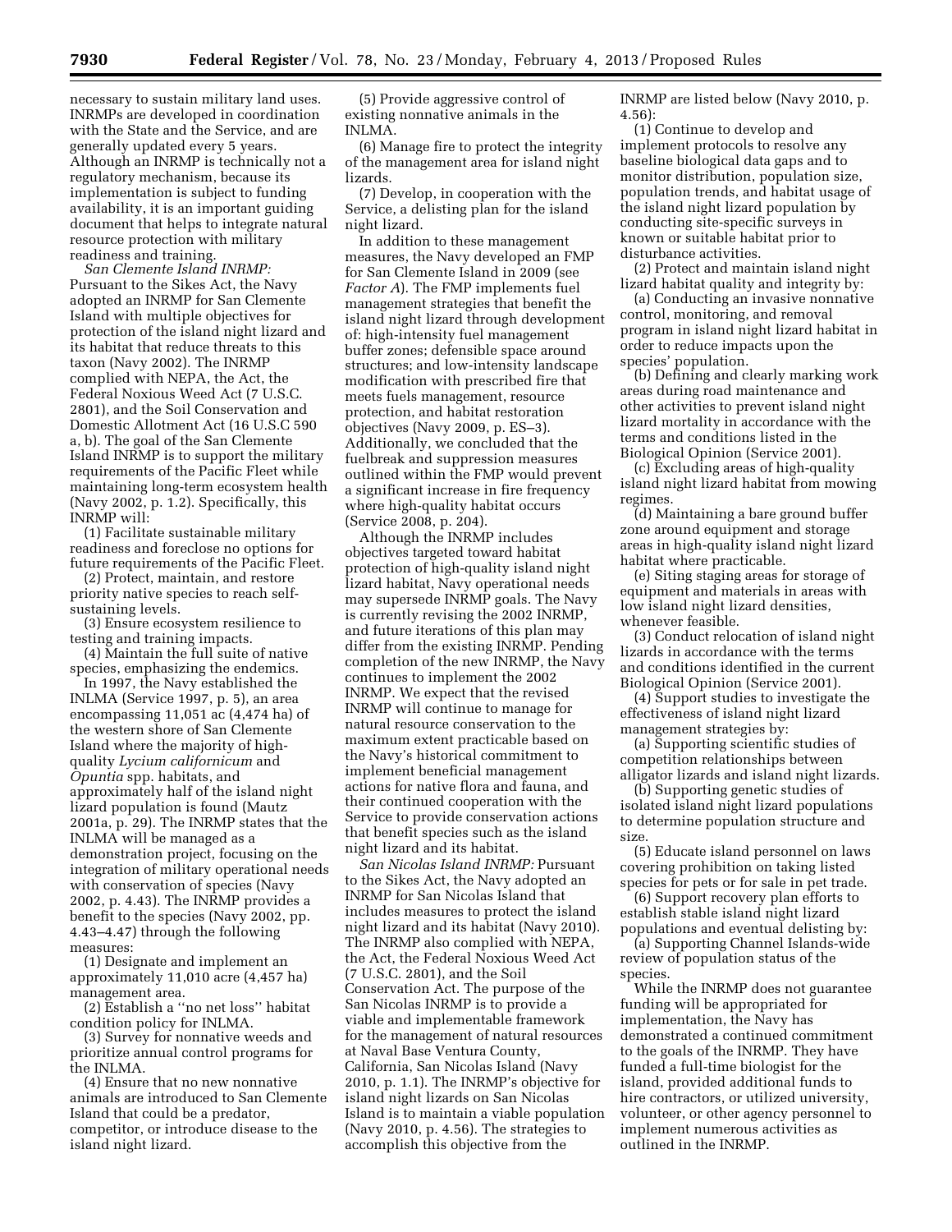necessary to sustain military land uses. INRMPs are developed in coordination with the State and the Service, and are generally updated every 5 years. Although an INRMP is technically not a regulatory mechanism, because its implementation is subject to funding availability, it is an important guiding document that helps to integrate natural resource protection with military readiness and training.

*San Clemente Island INRMP:* Pursuant to the Sikes Act, the Navy adopted an INRMP for San Clemente Island with multiple objectives for protection of the island night lizard and its habitat that reduce threats to this taxon (Navy 2002). The INRMP complied with NEPA, the Act, the Federal Noxious Weed Act (7 U.S.C. 2801), and the Soil Conservation and Domestic Allotment Act (16 U.S.C 590 a, b). The goal of the San Clemente Island INRMP is to support the military requirements of the Pacific Fleet while maintaining long-term ecosystem health (Navy 2002, p. 1.2). Specifically, this INRMP will:

(1) Facilitate sustainable military readiness and foreclose no options for future requirements of the Pacific Fleet.

(2) Protect, maintain, and restore priority native species to reach self-sustaining levels.

(3) Ensure ecosystem resilience to testing and training impacts.

(4) Maintain the full suite of native species, emphasizing the endemics.

In 1997, the Navy established the INLMA (Service 1997, p. 5), an area encompassing 11,051 ac (4,474 ha) of the western shore of San Clemente Island where the majority of high-quality *Lycium californicum* and *Opuntia* spp. habitats, and approximately half of the island night lizard population is found (Mautz 2001a, p. 29). The INRMP states that the INLMA will be managed as a demonstration project, focusing on the integration of military operational needs with conservation of species (Navy 2002, p. 4.43). The INRMP provides a benefit to the species (Navy 2002, pp. 4.43–4.47) through the following measures:

(1) Designate and implement an approximately 11,010 acre (4,457 ha) management area.

(2) Establish a ''no net loss'' habitat condition policy for INLMA.

(3) Survey for nonnative weeds and prioritize annual control programs for the INLMA.

(4) Ensure that no new nonnative animals are introduced to San Clemente Island that could be a predator, competitor, or introduce disease to the island night lizard.

(5) Provide aggressive control of existing nonnative animals in the INLMA.

(6) Manage fire to protect the integrity of the management area for island night lizards.

(7) Develop, in cooperation with the Service, a delisting plan for the island night lizard.

In addition to these management measures, the Navy developed an FMP for San Clemente Island in 2009 (see *Factor A*). The FMP implements fuel management strategies that benefit the island night lizard through development of: high-intensity fuel management buffer zones; defensible space around structures; and low-intensity landscape modification with prescribed fire that meets fuels management, resource protection, and habitat restoration objectives (Navy 2009, p. ES–3). Additionally, we concluded that the fuelbreak and suppression measures outlined within the FMP would prevent a significant increase in fire frequency where high-quality habitat occurs (Service 2008, p. 204).

Although the INRMP includes objectives targeted toward habitat protection of high-quality island night lizard habitat, Navy operational needs may supersede INRMP goals. The Navy is currently revising the 2002 INRMP, and future iterations of this plan may differ from the existing INRMP. Pending completion of the new INRMP, the Navy continues to implement the 2002 INRMP. We expect that the revised INRMP will continue to manage for natural resource conservation to the maximum extent practicable based on the Navy's historical commitment to implement beneficial management actions for native flora and fauna, and their continued cooperation with the Service to provide conservation actions that benefit species such as the island night lizard and its habitat.

*San Nicolas Island INRMP:* Pursuant to the Sikes Act, the Navy adopted an INRMP for San Nicolas Island that includes measures to protect the island night lizard and its habitat (Navy 2010). The INRMP also complied with NEPA, the Act, the Federal Noxious Weed Act (7 U.S.C. 2801), and the Soil Conservation Act. The purpose of the San Nicolas INRMP is to provide a viable and implementable framework for the management of natural resources at Naval Base Ventura County, California, San Nicolas Island (Navy 2010, p. 1.1). The INRMP's objective for island night lizards on San Nicolas Island is to maintain a viable population (Navy 2010, p. 4.56). The strategies to accomplish this objective from the INRMP are listed below (Navy 2010, p. 4.56):

(1) Continue to develop and implement protocols to resolve any baseline biological data gaps and to monitor distribution, population size, population trends, and habitat usage of the island night lizard population by conducting site-specific surveys in known or suitable habitat prior to disturbance activities.

(2) Protect and maintain island night lizard habitat quality and integrity by:

(a) Conducting an invasive nonnative control, monitoring, and removal program in island night lizard habitat in order to reduce impacts upon the species' population.

(b) Defining and clearly marking work areas during road maintenance and other activities to prevent island night lizard mortality in accordance with the terms and conditions listed in the Biological Opinion (Service 2001).

(c) Excluding areas of high-quality island night lizard habitat from mowing regimes.

(d) Maintaining a bare ground buffer zone around equipment and storage areas in high-quality island night lizard habitat where practicable.

(e) Siting staging areas for storage of equipment and materials in areas with low island night lizard densities, whenever feasible.

(3) Conduct relocation of island night lizards in accordance with the terms and conditions identified in the current Biological Opinion (Service 2001).

(4) Support studies to investigate the effectiveness of island night lizard management strategies by:

(a) Supporting scientific studies of competition relationships between alligator lizards and island night lizards.

(b) Supporting genetic studies of isolated island night lizard populations to determine population structure and size.

(5) Educate island personnel on laws covering prohibition on taking listed species for pets or for sale in pet trade.

(6) Support recovery plan efforts to establish stable island night lizard populations and eventual delisting by:

(a) Supporting Channel Islands-wide review of population status of the species.

While the INRMP does not guarantee funding will be appropriated for implementation, the Navy has demonstrated a continued commitment to the goals of the INRMP. They have funded a full-time biologist for the island, provided additional funds to hire contractors, or utilized university, volunteer, or other agency personnel to implement numerous activities as outlined in the INRMP.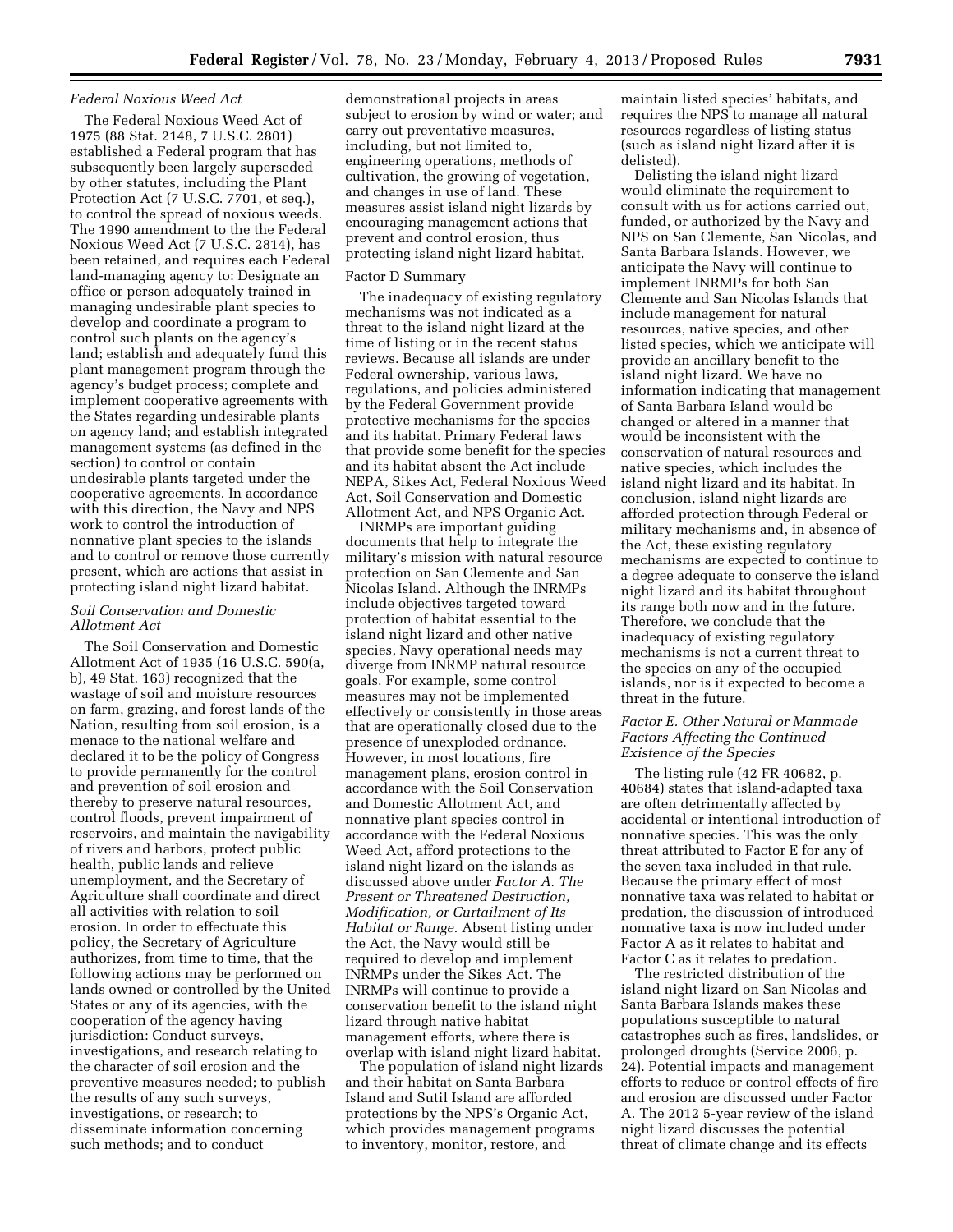*Federal Noxious Weed Act*

The Federal Noxious Weed Act of 1975 (88 Stat. 2148, 7 U.S.C. 2801) established a Federal program that has subsequently been largely superseded by other statutes, including the Plant Protection Act (7 U.S.C. 7701, et seq.), to control the spread of noxious weeds. The 1990 amendment to the the Federal Noxious Weed Act (7 U.S.C. 2814), has been retained, and requires each Federal land-managing agency to: Designate an office or person adequately trained in managing undesirable plant species to develop and coordinate a program to control such plants on the agency's land; establish and adequately fund this plant management program through the agency's budget process; complete and implement cooperative agreements with the States regarding undesirable plants on agency land; and establish integrated management systems (as defined in the section) to control or contain undesirable plants targeted under the cooperative agreements. In accordance with this direction, the Navy and NPS work to control the introduction of nonnative plant species to the islands and to control or remove those currently present, which are actions that assist in protecting island night lizard habitat.

*Soil Conservation and Domestic Allotment Act*

The Soil Conservation and Domestic Allotment Act of 1935 (16 U.S.C. 590(a, b), 49 Stat. 163) recognized that the wastage of soil and moisture resources on farm, grazing, and forest lands of the Nation, resulting from soil erosion, is a menace to the national welfare and declared it to be the policy of Congress to provide permanently for the control and prevention of soil erosion and thereby to preserve natural resources, control floods, prevent impairment of reservoirs, and maintain the navigability of rivers and harbors, protect public health, public lands and relieve unemployment, and the Secretary of Agriculture shall coordinate and direct all activities with relation to soil erosion. In order to effectuate this policy, the Secretary of Agriculture authorizes, from time to time, that the following actions may be performed on lands owned or controlled by the United States or any of its agencies, with the cooperation of the agency having jurisdiction: Conduct surveys, investigations, and research relating to the character of soil erosion and the preventive measures needed; to publish the results of any such surveys, investigations, or research; to disseminate information concerning such methods; and to conduct demonstrational projects in areas subject to erosion by wind or water; and carry out preventative measures, including, but not limited to, engineering operations, methods of cultivation, the growing of vegetation, and changes in use of land. These measures assist island night lizards by encouraging management actions that prevent and control erosion, thus protecting island night lizard habitat.

Factor D Summary

The inadequacy of existing regulatory mechanisms was not indicated as a threat to the island night lizard at the time of listing or in the recent status reviews. Because all islands are under Federal ownership, various laws, regulations, and policies administered by the Federal Government provide protective mechanisms for the species and its habitat. Primary Federal laws that provide some benefit for the species and its habitat absent the Act include NEPA, Sikes Act, Federal Noxious Weed Act, Soil Conservation and Domestic Allotment Act, and NPS Organic Act.

INRMPs are important guiding documents that help to integrate the military's mission with natural resource protection on San Clemente and San Nicolas Island. Although the INRMPs include objectives targeted toward protection of habitat essential to the island night lizard and other native species, Navy operational needs may diverge from INRMP natural resource goals. For example, some control measures may not be implemented effectively or consistently in those areas that are operationally closed due to the presence of unexploded ordnance. However, in most locations, fire management plans, erosion control in accordance with the Soil Conservation and Domestic Allotment Act, and nonnative plant species control in accordance with the Federal Noxious Weed Act, afford protections to the island night lizard on the islands as discussed above under *Factor A. The Present or Threatened Destruction, Modification, or Curtailment of Its Habitat or Range.* Absent listing under the Act, the Navy would still be required to develop and implement INRMPs under the Sikes Act. The INRMPs will continue to provide a conservation benefit to the island night lizard through native habitat management efforts, where there is overlap with island night lizard habitat.

The population of island night lizards and their habitat on Santa Barbara Island and Sutil Island are afforded protections by the NPS's Organic Act, which provides management programs to inventory, monitor, restore, and maintain listed species' habitats, and requires the NPS to manage all natural resources regardless of listing status (such as island night lizard after it is delisted).

Delisting the island night lizard would eliminate the requirement to consult with us for actions carried out, funded, or authorized by the Navy and NPS on San Clemente, San Nicolas, and Santa Barbara Islands. However, we anticipate the Navy will continue to implement INRMPs for both San Clemente and San Nicolas Islands that include management for natural resources, native species, and other listed species, which we anticipate will provide an ancillary benefit to the island night lizard. We have no information indicating that management of Santa Barbara Island would be changed or altered in a manner that would be inconsistent with the conservation of natural resources and native species, which includes the island night lizard and its habitat. In conclusion, island night lizards are afforded protection through Federal or military mechanisms and, in absence of the Act, these existing regulatory mechanisms are expected to continue to a degree adequate to conserve the island night lizard and its habitat throughout its range both now and in the future. Therefore, we conclude that the inadequacy of existing regulatory mechanisms is not a current threat to the species on any of the occupied islands, nor is it expected to become a threat in the future.

*Factor E. Other Natural or Manmade Factors Affecting the Continued Existence of the Species*

The listing rule (42 FR 40682, p. 40684) states that island-adapted taxa are often detrimentally affected by accidental or intentional introduction of nonnative species. This was the only threat attributed to Factor E for any of the seven taxa included in that rule. Because the primary effect of most nonnative taxa was related to habitat or predation, the discussion of introduced nonnative taxa is now included under Factor A as it relates to habitat and Factor C as it relates to predation.

The restricted distribution of the island night lizard on San Nicolas and Santa Barbara Islands makes these populations susceptible to natural catastrophes such as fires, landslides, or prolonged droughts (Service 2006, p. 24). Potential impacts and management efforts to reduce or control effects of fire and erosion are discussed under Factor A. The 2012 5-year review of the island night lizard discusses the potential threat of climate change and its effects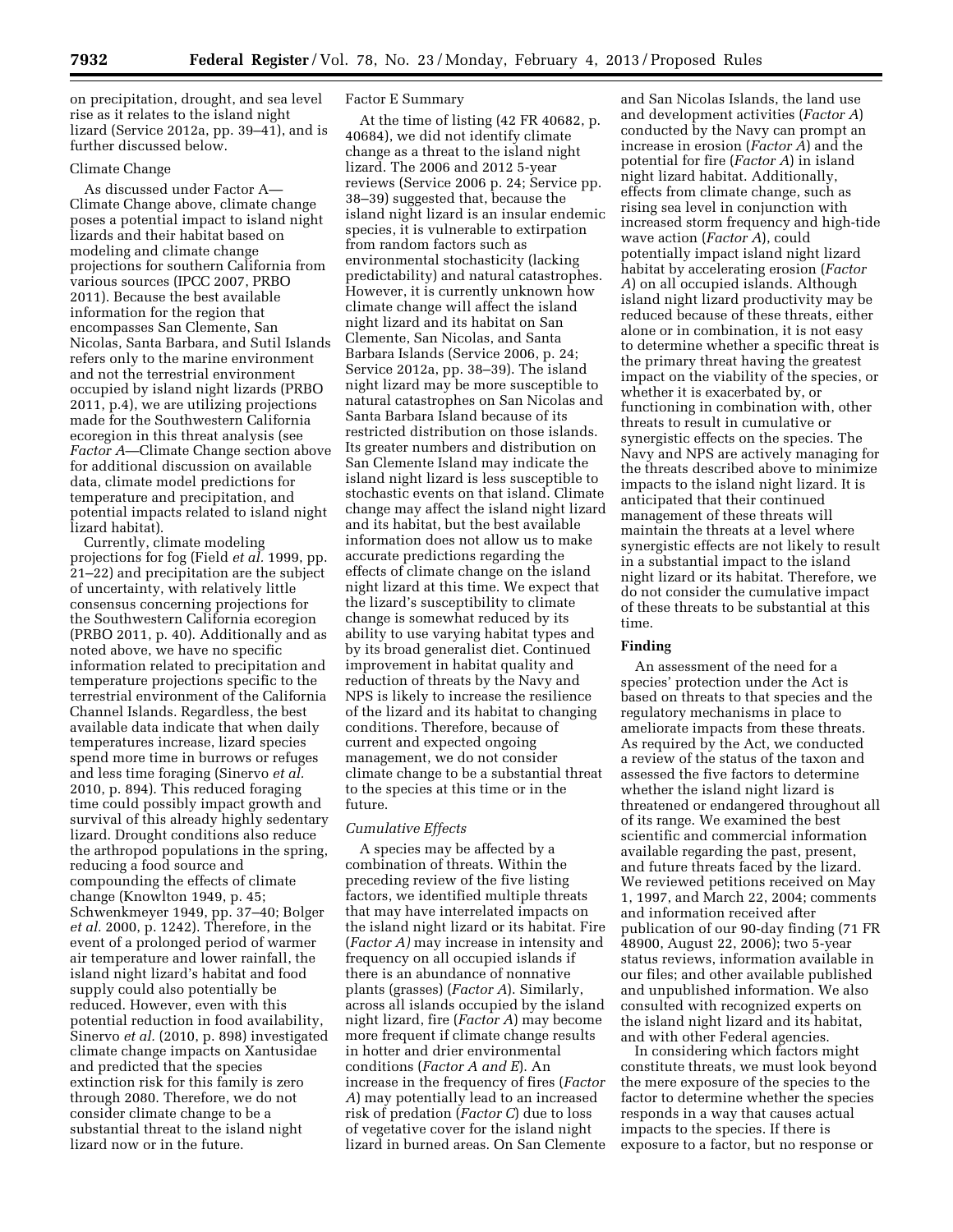on precipitation, drought, and sea level rise as it relates to the island night lizard (Service 2012a, pp. 39–41), and is further discussed below.

Climate Change

As discussed under Factor A—Climate Change above, climate change poses a potential impact to island night lizards and their habitat based on modeling and climate change projections for southern California from various sources (IPCC 2007, PRBO 2011). Because the best available information for the region that encompasses San Clemente, San Nicolas, Santa Barbara, and Sutil Islands refers only to the marine environment and not the terrestrial environment occupied by island night lizards (PRBO 2011, p.4), we are utilizing projections made for the Southwestern California ecoregion in this threat analysis (see *Factor A*—Climate Change section above for additional discussion on available data, climate model predictions for temperature and precipitation, and potential impacts related to island night lizard habitat).

Currently, climate modeling projections for fog (Field *et al.* 1999, pp. 21–22) and precipitation are the subject of uncertainty, with relatively little consensus concerning projections for the Southwestern California ecoregion (PRBO 2011, p. 40). Additionally and as noted above, we have no specific information related to precipitation and temperature projections specific to the terrestrial environment of the California Channel Islands. Regardless, the best available data indicate that when daily temperatures increase, lizard species spend more time in burrows or refuges and less time foraging (Sinervo *et al.* 2010, p. 894). This reduced foraging time could possibly impact growth and survival of this already highly sedentary lizard. Drought conditions also reduce the arthropod populations in the spring, reducing a food source and compounding the effects of climate change (Knowlton 1949, p. 45; Schwenkmeyer 1949, pp. 37–40; Bolger *et al.* 2000, p. 1242). Therefore, in the event of a prolonged period of warmer air temperature and lower rainfall, the island night lizard's habitat and food supply could also potentially be reduced. However, even with this potential reduction in food availability, Sinervo *et al.* (2010, p. 898) investigated climate change impacts on Xantusidae and predicted that the species extinction risk for this family is zero through 2080. Therefore, we do not consider climate change to be a substantial threat to the island night lizard now or in the future.

Factor E Summary

At the time of listing (42 FR 40682, p. 40684), we did not identify climate change as a threat to the island night lizard. The 2006 and 2012 5-year reviews (Service 2006 p. 24; Service pp. 38–39) suggested that, because the island night lizard is an insular endemic species, it is vulnerable to extirpation from random factors such as environmental stochasticity (lacking predictability) and natural catastrophes. However, it is currently unknown how climate change will affect the island night lizard and its habitat on San Clemente, San Nicolas, and Santa Barbara Islands (Service 2006, p. 24; Service 2012a, pp. 38–39). The island night lizard may be more susceptible to natural catastrophes on San Nicolas and Santa Barbara Island because of its restricted distribution on those islands. Its greater numbers and distribution on San Clemente Island may indicate the island night lizard is less susceptible to stochastic events on that island. Climate change may affect the island night lizard and its habitat, but the best available information does not allow us to make accurate predictions regarding the effects of climate change on the island night lizard at this time. We expect that the lizard's susceptibility to climate change is somewhat reduced by its ability to use varying habitat types and by its broad generalist diet. Continued improvement in habitat quality and reduction of threats by the Navy and NPS is likely to increase the resilience of the lizard and its habitat to changing conditions. Therefore, because of current and expected ongoing management, we do not consider climate change to be a substantial threat to the species at this time or in the future.

*Cumulative Effects*

A species may be affected by a combination of threats. Within the preceding review of the five listing factors, we identified multiple threats that may have interrelated impacts on the island night lizard or its habitat. Fire (*Factor A)* may increase in intensity and frequency on all occupied islands if there is an abundance of nonnative plants (grasses) (*Factor A*). Similarly, across all islands occupied by the island night lizard, fire (*Factor A*) may become more frequent if climate change results in hotter and drier environmental conditions (*Factor A and E*). An increase in the frequency of fires (*Factor A*) may potentially lead to an increased risk of predation (*Factor C*) due to loss of vegetative cover for the island night lizard in burned areas. On San Clemente and San Nicolas Islands, the land use and development activities (*Factor A*) conducted by the Navy can prompt an increase in erosion (*Factor A*) and the potential for fire (*Factor A*) in island night lizard habitat. Additionally, effects from climate change, such as rising sea level in conjunction with increased storm frequency and high-tide wave action (*Factor A*), could potentially impact island night lizard habitat by accelerating erosion (*Factor A*) on all occupied islands. Although island night lizard productivity may be reduced because of these threats, either alone or in combination, it is not easy to determine whether a specific threat is the primary threat having the greatest impact on the viability of the species, or whether it is exacerbated by, or functioning in combination with, other threats to result in cumulative or synergistic effects on the species. The Navy and NPS are actively managing for the threats described above to minimize impacts to the island night lizard. It is anticipated that their continued management of these threats will maintain the threats at a level where synergistic effects are not likely to result in a substantial impact to the island night lizard or its habitat. Therefore, we do not consider the cumulative impact of these threats to be substantial at this time.

**Finding**

An assessment of the need for a species' protection under the Act is based on threats to that species and the regulatory mechanisms in place to ameliorate impacts from these threats. As required by the Act, we conducted a review of the status of the taxon and assessed the five factors to determine whether the island night lizard is threatened or endangered throughout all of its range. We examined the best scientific and commercial information available regarding the past, present, and future threats faced by the lizard. We reviewed petitions received on May 1, 1997, and March 22, 2004; comments and information received after publication of our 90-day finding (71 FR 48900, August 22, 2006); two 5-year status reviews, information available in our files; and other available published and unpublished information. We also consulted with recognized experts on the island night lizard and its habitat, and with other Federal agencies.

In considering which factors might constitute threats, we must look beyond the mere exposure of the species to the factor to determine whether the species responds in a way that causes actual impacts to the species. If there is exposure to a factor, but no response or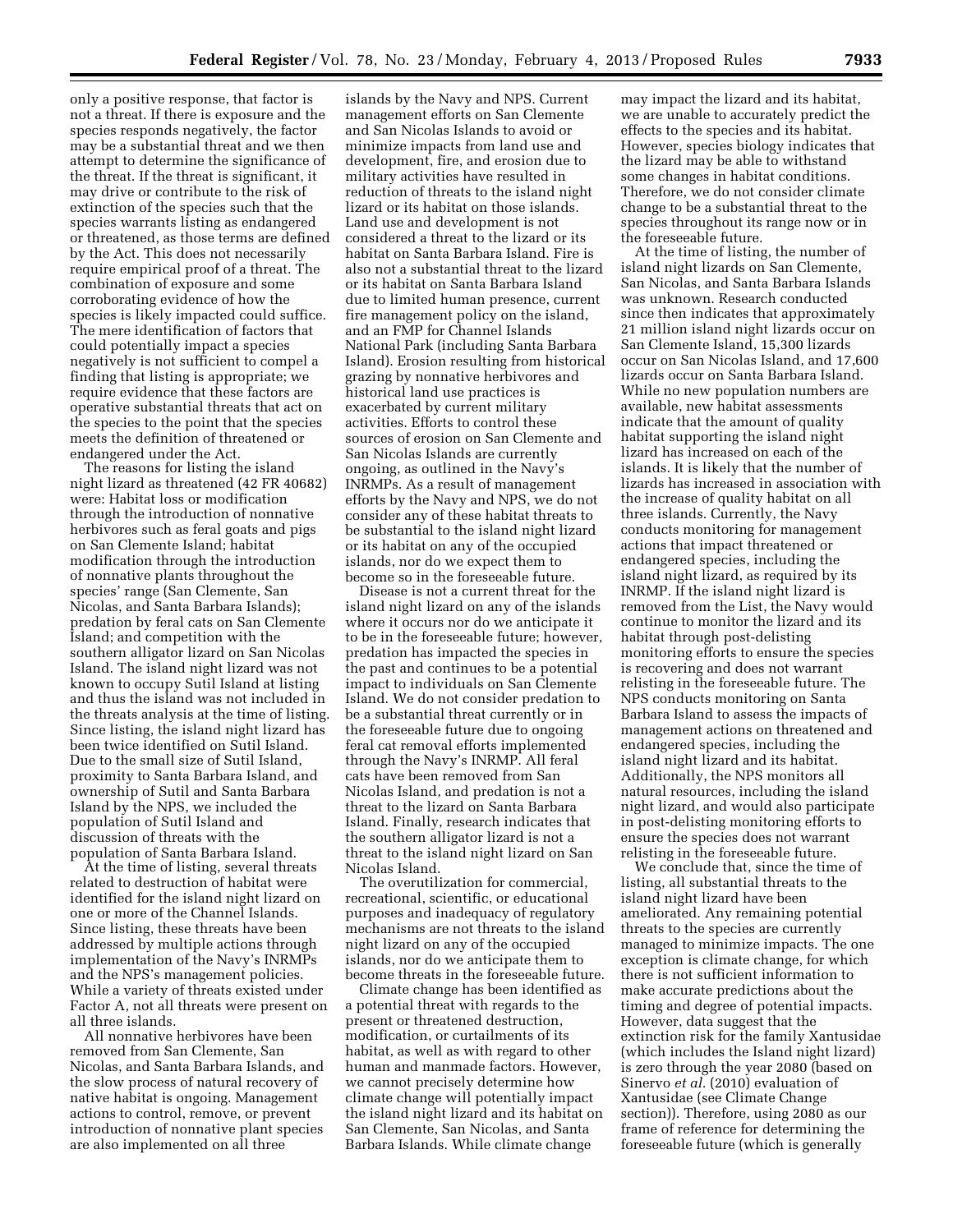only a positive response, that factor is not a threat. If there is exposure and the species responds negatively, the factor may be a substantial threat and we then attempt to determine the significance of the threat. If the threat is significant, it may drive or contribute to the risk of extinction of the species such that the species warrants listing as endangered or threatened, as those terms are defined by the Act. This does not necessarily require empirical proof of a threat. The combination of exposure and some corroborating evidence of how the species is likely impacted could suffice. The mere identification of factors that could potentially impact a species negatively is not sufficient to compel a finding that listing is appropriate; we require evidence that these factors are operative substantial threats that act on the species to the point that the species meets the definition of threatened or endangered under the Act.

The reasons for listing the island night lizard as threatened (42 FR 40682) were: Habitat loss or modification through the introduction of nonnative herbivores such as feral goats and pigs on San Clemente Island; habitat modification through the introduction of nonnative plants throughout the species' range (San Clemente, San Nicolas, and Santa Barbara Islands); predation by feral cats on San Clemente Island; and competition with the southern alligator lizard on San Nicolas Island. The island night lizard was not known to occupy Sutil Island at listing and thus the island was not included in the threats analysis at the time of listing. Since listing, the island night lizard has been twice identified on Sutil Island. Due to the small size of Sutil Island, proximity to Santa Barbara Island, and ownership of Sutil and Santa Barbara Island by the NPS, we included the population of Sutil Island and discussion of threats with the population of Santa Barbara Island.

At the time of listing, several threats related to destruction of habitat were identified for the island night lizard on one or more of the Channel Islands. Since listing, these threats have been addressed by multiple actions through implementation of the Navy's INRMPs and the NPS's management policies. While a variety of threats existed under Factor A, not all threats were present on all three islands.

All nonnative herbivores have been removed from San Clemente, San Nicolas, and Santa Barbara Islands, and the slow process of natural recovery of native habitat is ongoing. Management actions to control, remove, or prevent introduction of nonnative plant species are also implemented on all three islands by the Navy and NPS. Current management efforts on San Clemente and San Nicolas Islands to avoid or minimize impacts from land use and development, fire, and erosion due to military activities have resulted in reduction of threats to the island night lizard or its habitat on those islands. Land use and development is not considered a threat to the lizard or its habitat on Santa Barbara Island. Fire is also not a substantial threat to the lizard or its habitat on Santa Barbara Island due to limited human presence, current fire management policy on the island, and an FMP for Channel Islands National Park (including Santa Barbara Island). Erosion resulting from historical grazing by nonnative herbivores and historical land use practices is exacerbated by current military activities. Efforts to control these sources of erosion on San Clemente and San Nicolas Islands are currently ongoing, as outlined in the Navy's INRMPs. As a result of management efforts by the Navy and NPS, we do not consider any of these habitat threats to be substantial to the island night lizard or its habitat on any of the occupied islands, nor do we expect them to become so in the foreseeable future.

Disease is not a current threat for the island night lizard on any of the islands where it occurs nor do we anticipate it to be in the foreseeable future; however, predation has impacted the species in the past and continues to be a potential impact to individuals on San Clemente Island. We do not consider predation to be a substantial threat currently or in the foreseeable future due to ongoing feral cat removal efforts implemented through the Navy's INRMP. All feral cats have been removed from San Nicolas Island, and predation is not a threat to the lizard on Santa Barbara Island. Finally, research indicates that the southern alligator lizard is not a threat to the island night lizard on San Nicolas Island.

The overutilization for commercial, recreational, scientific, or educational purposes and inadequacy of regulatory mechanisms are not threats to the island night lizard on any of the occupied islands, nor do we anticipate them to become threats in the foreseeable future.

Climate change has been identified as a potential threat with regards to the present or threatened destruction, modification, or curtailments of its habitat, as well as with regard to other human and manmade factors. However, we cannot precisely determine how climate change will potentially impact the island night lizard and its habitat on San Clemente, San Nicolas, and Santa Barbara Islands. While climate change may impact the lizard and its habitat, we are unable to accurately predict the effects to the species and its habitat. However, species biology indicates that the lizard may be able to withstand some changes in habitat conditions. Therefore, we do not consider climate change to be a substantial threat to the species throughout its range now or in the foreseeable future.

At the time of listing, the number of island night lizards on San Clemente, San Nicolas, and Santa Barbara Islands was unknown. Research conducted since then indicates that approximately 21 million island night lizards occur on San Clemente Island, 15,300 lizards occur on San Nicolas Island, and 17,600 lizards occur on Santa Barbara Island. While no new population numbers are available, new habitat assessments indicate that the amount of quality habitat supporting the island night lizard has increased on each of the islands. It is likely that the number of lizards has increased in association with the increase of quality habitat on all three islands. Currently, the Navy conducts monitoring for management actions that impact threatened or endangered species, including the island night lizard, as required by its INRMP. If the island night lizard is removed from the List, the Navy would continue to monitor the lizard and its habitat through post-delisting monitoring efforts to ensure the species is recovering and does not warrant relisting in the foreseeable future. The NPS conducts monitoring on Santa Barbara Island to assess the impacts of management actions on threatened and endangered species, including the island night lizard and its habitat. Additionally, the NPS monitors all natural resources, including the island night lizard, and would also participate in post-delisting monitoring efforts to ensure the species does not warrant relisting in the foreseeable future.

We conclude that, since the time of listing, all substantial threats to the island night lizard have been ameliorated. Any remaining potential threats to the species are currently managed to minimize impacts. The one exception is climate change, for which there is not sufficient information to make accurate predictions about the timing and degree of potential impacts. However, data suggest that the extinction risk for the family Xantusidae (which includes the Island night lizard) is zero through the year 2080 (based on Sinervo *et al.* (2010) evaluation of Xantusidae (see Climate Change section)). Therefore, using 2080 as our frame of reference for determining the foreseeable future (which is generally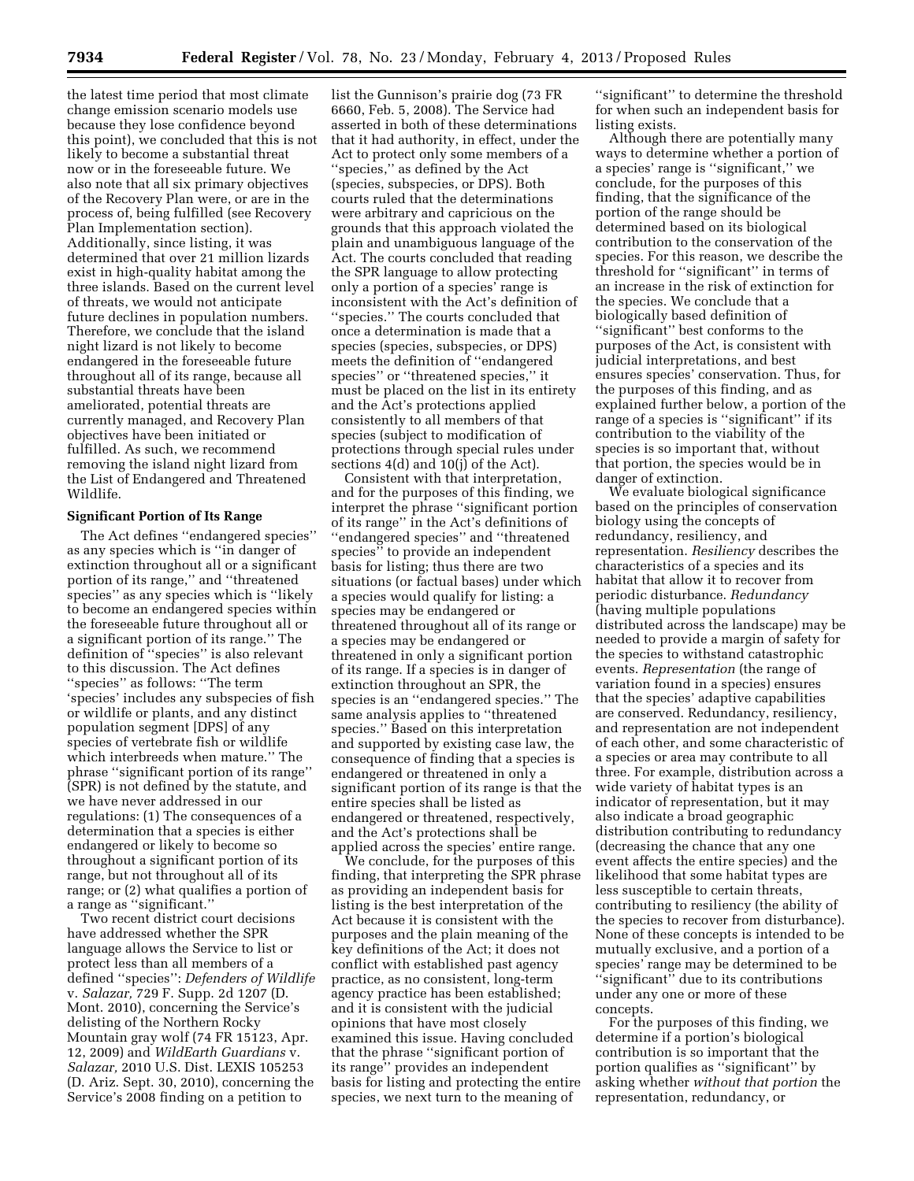the latest time period that most climate change emission scenario models use because they lose confidence beyond this point), we concluded that this is not likely to become a substantial threat now or in the foreseeable future. We also note that all six primary objectives of the Recovery Plan were, or are in the process of, being fulfilled (see Recovery Plan Implementation section). Additionally, since listing, it was determined that over 21 million lizards exist in high-quality habitat among the three islands. Based on the current level of threats, we would not anticipate future declines in population numbers. Therefore, we conclude that the island night lizard is not likely to become endangered in the foreseeable future throughout all of its range, because all substantial threats have been ameliorated, potential threats are currently managed, and Recovery Plan objectives have been initiated or fulfilled. As such, we recommend removing the island night lizard from the List of Endangered and Threatened Wildlife.

**Significant Portion of Its Range**

The Act defines ''endangered species'' as any species which is ''in danger of extinction throughout all or a significant portion of its range,'' and ''threatened species'' as any species which is ''likely to become an endangered species within the foreseeable future throughout all or a significant portion of its range.'' The definition of ''species'' is also relevant to this discussion. The Act defines ''species'' as follows: ''The term 'species' includes any subspecies of fish or wildlife or plants, and any distinct population segment [DPS] of any species of vertebrate fish or wildlife which interbreeds when mature.'' The phrase ''significant portion of its range'' (SPR) is not defined by the statute, and we have never addressed in our regulations: (1) The consequences of a determination that a species is either endangered or likely to become so throughout a significant portion of its range, but not throughout all of its range; or (2) what qualifies a portion of a range as ''significant.''

Two recent district court decisions have addressed whether the SPR language allows the Service to list or protect less than all members of a defined ''species'': *Defenders of Wildlife* v. *Salazar,* 729 F. Supp. 2d 1207 (D. Mont. 2010), concerning the Service's delisting of the Northern Rocky Mountain gray wolf (74 FR 15123, Apr. 12, 2009) and *WildEarth Guardians* v. *Salazar,* 2010 U.S. Dist. LEXIS 105253 (D. Ariz. Sept. 30, 2010), concerning the Service's 2008 finding on a petition to list the Gunnison's prairie dog (73 FR 6660, Feb. 5, 2008). The Service had asserted in both of these determinations that it had authority, in effect, under the Act to protect only some members of a ''species,'' as defined by the Act (species, subspecies, or DPS). Both courts ruled that the determinations were arbitrary and capricious on the grounds that this approach violated the plain and unambiguous language of the Act. The courts concluded that reading the SPR language to allow protecting only a portion of a species' range is inconsistent with the Act's definition of ''species.'' The courts concluded that once a determination is made that a species (species, subspecies, or DPS) meets the definition of ''endangered species'' or ''threatened species,'' it must be placed on the list in its entirety and the Act's protections applied consistently to all members of that species (subject to modification of protections through special rules under sections 4(d) and 10(j) of the Act).

Consistent with that interpretation, and for the purposes of this finding, we interpret the phrase ''significant portion of its range'' in the Act's definitions of ''endangered species'' and ''threatened species'' to provide an independent basis for listing; thus there are two situations (or factual bases) under which a species would qualify for listing: a species may be endangered or threatened throughout all of its range or a species may be endangered or threatened in only a significant portion of its range. If a species is in danger of extinction throughout an SPR, the species is an ''endangered species.'' The same analysis applies to ''threatened species.'' Based on this interpretation and supported by existing case law, the consequence of finding that a species is endangered or threatened in only a significant portion of its range is that the entire species shall be listed as endangered or threatened, respectively, and the Act's protections shall be applied across the species' entire range.

We conclude, for the purposes of this finding, that interpreting the SPR phrase as providing an independent basis for listing is the best interpretation of the Act because it is consistent with the purposes and the plain meaning of the key definitions of the Act; it does not conflict with established past agency practice, as no consistent, long-term agency practice has been established; and it is consistent with the judicial opinions that have most closely examined this issue. Having concluded that the phrase ''significant portion of its range'' provides an independent basis for listing and protecting the entire species, we next turn to the meaning of ''significant'' to determine the threshold for when such an independent basis for listing exists.

Although there are potentially many ways to determine whether a portion of a species' range is ''significant,'' we conclude, for the purposes of this finding, that the significance of the portion of the range should be determined based on its biological contribution to the conservation of the species. For this reason, we describe the threshold for ''significant'' in terms of an increase in the risk of extinction for the species. We conclude that a biologically based definition of ''significant'' best conforms to the purposes of the Act, is consistent with judicial interpretations, and best ensures species' conservation. Thus, for the purposes of this finding, and as explained further below, a portion of the range of a species is ''significant'' if its contribution to the viability of the species is so important that, without that portion, the species would be in danger of extinction.

We evaluate biological significance based on the principles of conservation biology using the concepts of redundancy, resiliency, and representation. *Resiliency* describes the characteristics of a species and its habitat that allow it to recover from periodic disturbance. *Redundancy* (having multiple populations distributed across the landscape) may be needed to provide a margin of safety for the species to withstand catastrophic events. *Representation* (the range of variation found in a species) ensures that the species' adaptive capabilities are conserved. Redundancy, resiliency, and representation are not independent of each other, and some characteristic of a species or area may contribute to all three. For example, distribution across a wide variety of habitat types is an indicator of representation, but it may also indicate a broad geographic distribution contributing to redundancy (decreasing the chance that any one event affects the entire species) and the likelihood that some habitat types are less susceptible to certain threats, contributing to resiliency (the ability of the species to recover from disturbance). None of these concepts is intended to be mutually exclusive, and a portion of a species' range may be determined to be ''significant'' due to its contributions under any one or more of these concepts.

For the purposes of this finding, we determine if a portion's biological contribution is so important that the portion qualifies as ''significant'' by asking whether *without that portion* the representation, redundancy, or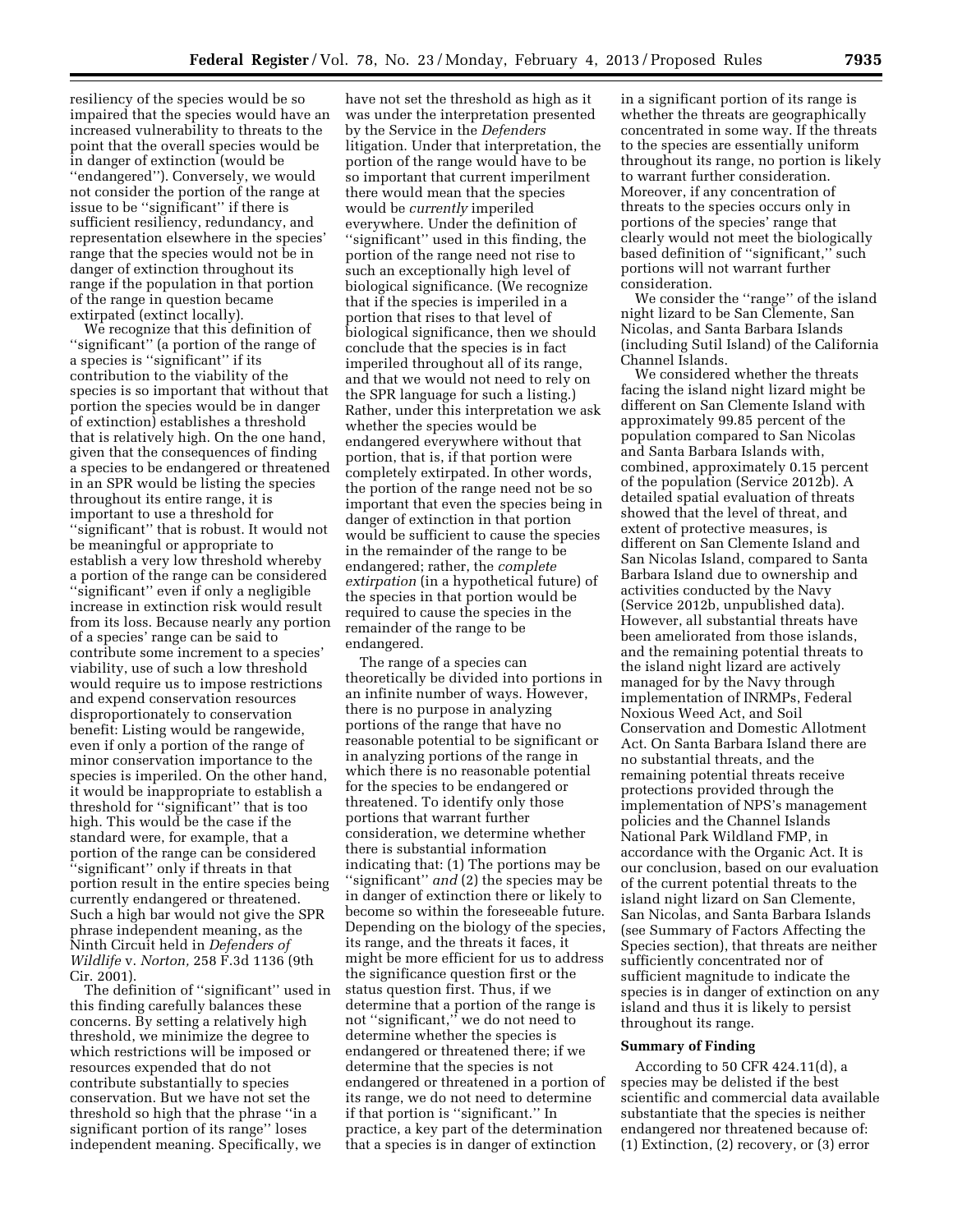resiliency of the species would be so impaired that the species would have an increased vulnerability to threats to the point that the overall species would be in danger of extinction (would be ''endangered''). Conversely, we would not consider the portion of the range at issue to be ''significant'' if there is sufficient resiliency, redundancy, and representation elsewhere in the species' range that the species would not be in danger of extinction throughout its range if the population in that portion of the range in question became extirpated (extinct locally).

We recognize that this definition of ''significant'' (a portion of the range of a species is ''significant'' if its contribution to the viability of the species is so important that without that portion the species would be in danger of extinction) establishes a threshold that is relatively high. On the one hand, given that the consequences of finding a species to be endangered or threatened in an SPR would be listing the species throughout its entire range, it is important to use a threshold for ''significant'' that is robust. It would not be meaningful or appropriate to establish a very low threshold whereby a portion of the range can be considered ''significant'' even if only a negligible increase in extinction risk would result from its loss. Because nearly any portion of a species' range can be said to contribute some increment to a species' viability, use of such a low threshold would require us to impose restrictions and expend conservation resources disproportionately to conservation benefit: Listing would be rangewide, even if only a portion of the range of minor conservation importance to the species is imperiled. On the other hand, it would be inappropriate to establish a threshold for ''significant'' that is too high. This would be the case if the standard were, for example, that a portion of the range can be considered ''significant'' only if threats in that portion result in the entire species being currently endangered or threatened. Such a high bar would not give the SPR phrase independent meaning, as the Ninth Circuit held in *Defenders of Wildlife* v. *Norton,* 258 F.3d 1136 (9th Cir. 2001).

The definition of ''significant'' used in this finding carefully balances these concerns. By setting a relatively high threshold, we minimize the degree to which restrictions will be imposed or resources expended that do not contribute substantially to species conservation. But we have not set the threshold so high that the phrase ''in a significant portion of its range'' loses independent meaning. Specifically, we have not set the threshold as high as it was under the interpretation presented by the Service in the *Defenders* litigation. Under that interpretation, the portion of the range would have to be so important that current imperilment there would mean that the species would be *currently* imperiled everywhere. Under the definition of ''significant'' used in this finding, the portion of the range need not rise to such an exceptionally high level of biological significance. (We recognize that if the species is imperiled in a portion that rises to that level of biological significance, then we should conclude that the species is in fact imperiled throughout all of its range, and that we would not need to rely on the SPR language for such a listing.) Rather, under this interpretation we ask whether the species would be endangered everywhere without that portion, that is, if that portion were completely extirpated. In other words, the portion of the range need not be so important that even the species being in danger of extinction in that portion would be sufficient to cause the species in the remainder of the range to be endangered; rather, the *complete extirpation* (in a hypothetical future) of the species in that portion would be required to cause the species in the remainder of the range to be endangered.

The range of a species can theoretically be divided into portions in an infinite number of ways. However, there is no purpose in analyzing portions of the range that have no reasonable potential to be significant or in analyzing portions of the range in which there is no reasonable potential for the species to be endangered or threatened. To identify only those portions that warrant further consideration, we determine whether there is substantial information indicating that: (1) The portions may be ''significant'' *and* (2) the species may be in danger of extinction there or likely to become so within the foreseeable future. Depending on the biology of the species, its range, and the threats it faces, it might be more efficient for us to address the significance question first or the status question first. Thus, if we determine that a portion of the range is not ''significant,'' we do not need to determine whether the species is endangered or threatened there; if we determine that the species is not endangered or threatened in a portion of its range, we do not need to determine if that portion is ''significant.'' In practice, a key part of the determination that a species is in danger of extinction in a significant portion of its range is whether the threats are geographically concentrated in some way. If the threats to the species are essentially uniform throughout its range, no portion is likely to warrant further consideration. Moreover, if any concentration of threats to the species occurs only in portions of the species' range that clearly would not meet the biologically based definition of ''significant,'' such portions will not warrant further consideration.

We consider the ''range'' of the island night lizard to be San Clemente, San Nicolas, and Santa Barbara Islands (including Sutil Island) of the California Channel Islands.

We considered whether the threats facing the island night lizard might be different on San Clemente Island with approximately 99.85 percent of the population compared to San Nicolas and Santa Barbara Islands with, combined, approximately 0.15 percent of the population (Service 2012b). A detailed spatial evaluation of threats showed that the level of threat, and extent of protective measures, is different on San Clemente Island and San Nicolas Island, compared to Santa Barbara Island due to ownership and activities conducted by the Navy (Service 2012b, unpublished data). However, all substantial threats have been ameliorated from those islands, and the remaining potential threats to the island night lizard are actively managed for by the Navy through implementation of INRMPs, Federal Noxious Weed Act, and Soil Conservation and Domestic Allotment Act. On Santa Barbara Island there are no substantial threats, and the remaining potential threats receive protections provided through the implementation of NPS's management policies and the Channel Islands National Park Wildland FMP, in accordance with the Organic Act. It is our conclusion, based on our evaluation of the current potential threats to the island night lizard on San Clemente, San Nicolas, and Santa Barbara Islands (see Summary of Factors Affecting the Species section), that threats are neither sufficiently concentrated nor of sufficient magnitude to indicate the species is in danger of extinction on any island and thus it is likely to persist throughout its range.

## Summary of Finding

According to 50 CFR 424.11(d), a species may be delisted if the best scientific and commercial data available substantiate that the species is neither endangered nor threatened because of: (1) Extinction, (2) recovery, or (3) error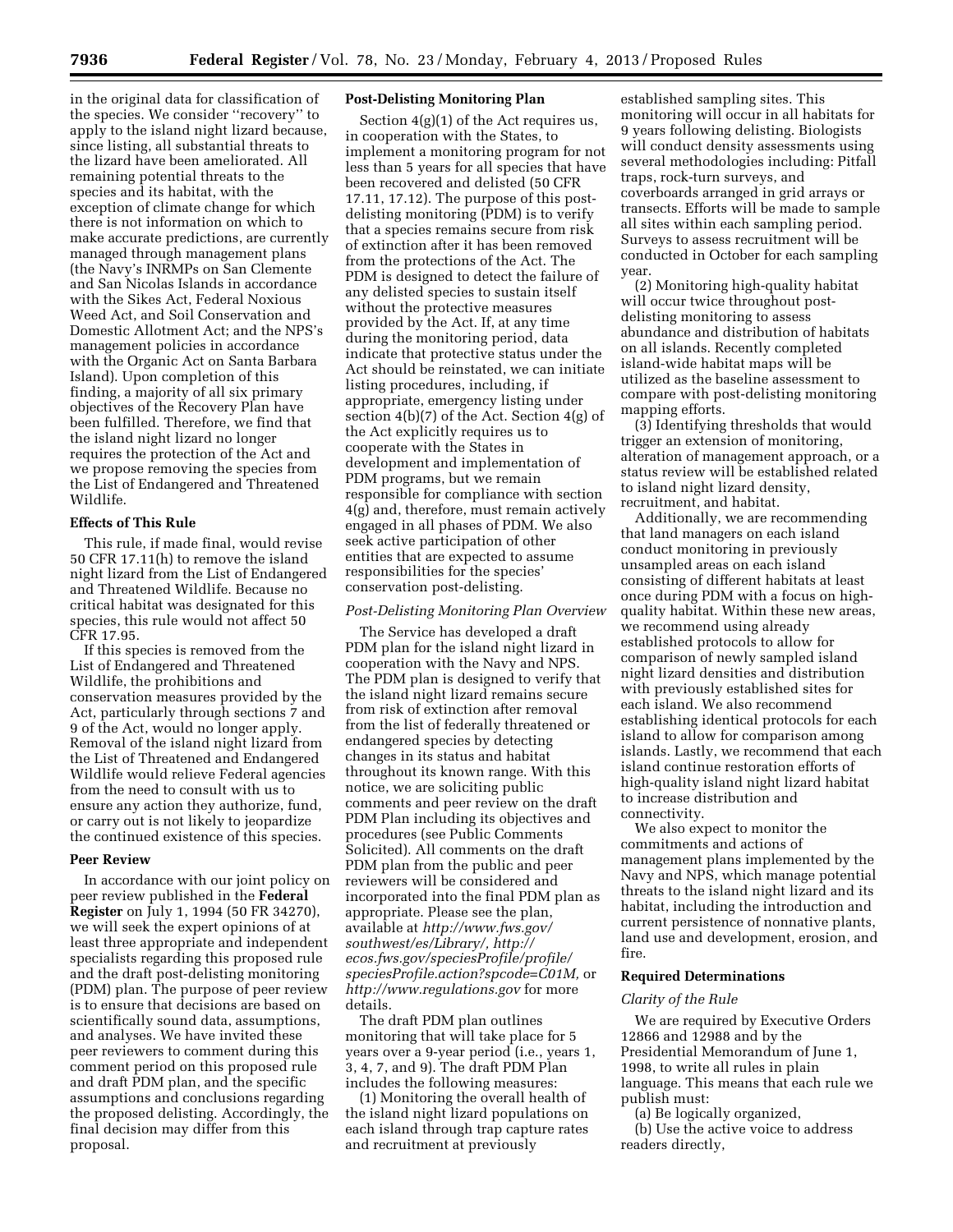in the original data for classification of the species. We consider ''recovery'' to apply to the island night lizard because, since listing, all substantial threats to the lizard have been ameliorated. All remaining potential threats to the species and its habitat, with the exception of climate change for which there is not information on which to make accurate predictions, are currently managed through management plans (the Navy's INRMPs on San Clemente and San Nicolas Islands in accordance with the Sikes Act, Federal Noxious Weed Act, and Soil Conservation and Domestic Allotment Act; and the NPS's management policies in accordance with the Organic Act on Santa Barbara Island). Upon completion of this finding, a majority of all six primary objectives of the Recovery Plan have been fulfilled. Therefore, we find that the island night lizard no longer requires the protection of the Act and we propose removing the species from the List of Endangered and Threatened Wildlife.

**Effects of This Rule**

This rule, if made final, would revise 50 CFR 17.11(h) to remove the island night lizard from the List of Endangered and Threatened Wildlife. Because no critical habitat was designated for this species, this rule would not affect 50 CFR 17.95.

If this species is removed from the List of Endangered and Threatened Wildlife, the prohibitions and conservation measures provided by the Act, particularly through sections 7 and 9 of the Act, would no longer apply. Removal of the island night lizard from the List of Threatened and Endangered Wildlife would relieve Federal agencies from the need to consult with us to ensure any action they authorize, fund, or carry out is not likely to jeopardize the continued existence of this species.

**Peer Review**

In accordance with our joint policy on peer review published in the **Federal Register** on July 1, 1994 (50 FR 34270), we will seek the expert opinions of at least three appropriate and independent specialists regarding this proposed rule and the draft post-delisting monitoring (PDM) plan. The purpose of peer review is to ensure that decisions are based on scientifically sound data, assumptions, and analyses. We have invited these peer reviewers to comment during this comment period on this proposed rule and draft PDM plan, and the specific assumptions and conclusions regarding the proposed delisting. Accordingly, the final decision may differ from this proposal.

**Post-Delisting Monitoring Plan**

Section 4(g)(1) of the Act requires us, in cooperation with the States, to implement a monitoring program for not less than 5 years for all species that have been recovered and delisted (50 CFR 17.11, 17.12). The purpose of this post-delisting monitoring (PDM) is to verify that a species remains secure from risk of extinction after it has been removed from the protections of the Act. The PDM is designed to detect the failure of any delisted species to sustain itself without the protective measures provided by the Act. If, at any time during the monitoring period, data indicate that protective status under the Act should be reinstated, we can initiate listing procedures, including, if appropriate, emergency listing under section 4(b)(7) of the Act. Section 4(g) of the Act explicitly requires us to cooperate with the States in development and implementation of PDM programs, but we remain responsible for compliance with section 4(g) and, therefore, must remain actively engaged in all phases of PDM. We also seek active participation of other entities that are expected to assume responsibilities for the species' conservation post-delisting.

*Post-Delisting Monitoring Plan Overview*

The Service has developed a draft PDM plan for the island night lizard in cooperation with the Navy and NPS. The PDM plan is designed to verify that the island night lizard remains secure from risk of extinction after removal from the list of federally threatened or endangered species by detecting changes in its status and habitat throughout its known range. With this notice, we are soliciting public comments and peer review on the draft PDM Plan including its objectives and procedures (see Public Comments Solicited). All comments on the draft PDM plan from the public and peer reviewers will be considered and incorporated into the final PDM plan as appropriate. Please see the plan, available at *http://www.fws.gov/southwest/es/Library/, http://ecos.fws.gov/speciesProfile/profile/speciesProfile.action?spcode=C01M,* or *http://www.regulations.gov* for more details.

The draft PDM plan outlines monitoring that will take place for 5 years over a 9-year period (i.e., years 1, 3, 4, 7, and 9). The draft PDM Plan includes the following measures:

(1) Monitoring the overall health of the island night lizard populations on each island through trap capture rates and recruitment at previously established sampling sites. This monitoring will occur in all habitats for 9 years following delisting. Biologists will conduct density assessments using several methodologies including: Pitfall traps, rock-turn surveys, and coverboards arranged in grid arrays or transects. Efforts will be made to sample all sites within each sampling period. Surveys to assess recruitment will be conducted in October for each sampling year.

(2) Monitoring high-quality habitat will occur twice throughout post-delisting monitoring to assess abundance and distribution of habitats on all islands. Recently completed island-wide habitat maps will be utilized as the baseline assessment to compare with post-delisting monitoring mapping efforts.

(3) Identifying thresholds that would trigger an extension of monitoring, alteration of management approach, or a status review will be established related to island night lizard density, recruitment, and habitat.

Additionally, we are recommending that land managers on each island conduct monitoring in previously unsampled areas on each island consisting of different habitats at least once during PDM with a focus on high-quality habitat. Within these new areas, we recommend using already established protocols to allow for comparison of newly sampled island night lizard densities and distribution with previously established sites for each island. We also recommend establishing identical protocols for each island to allow for comparison among islands. Lastly, we recommend that each island continue restoration efforts of high-quality island night lizard habitat to increase distribution and connectivity.

We also expect to monitor the commitments and actions of management plans implemented by the Navy and NPS, which manage potential threats to the island night lizard and its habitat, including the introduction and current persistence of nonnative plants, land use and development, erosion, and fire.

**Required Determinations**

*Clarity of the Rule*

We are required by Executive Orders 12866 and 12988 and by the Presidential Memorandum of June 1, 1998, to write all rules in plain language. This means that each rule we publish must:

(a) Be logically organized,

(b) Use the active voice to address readers directly,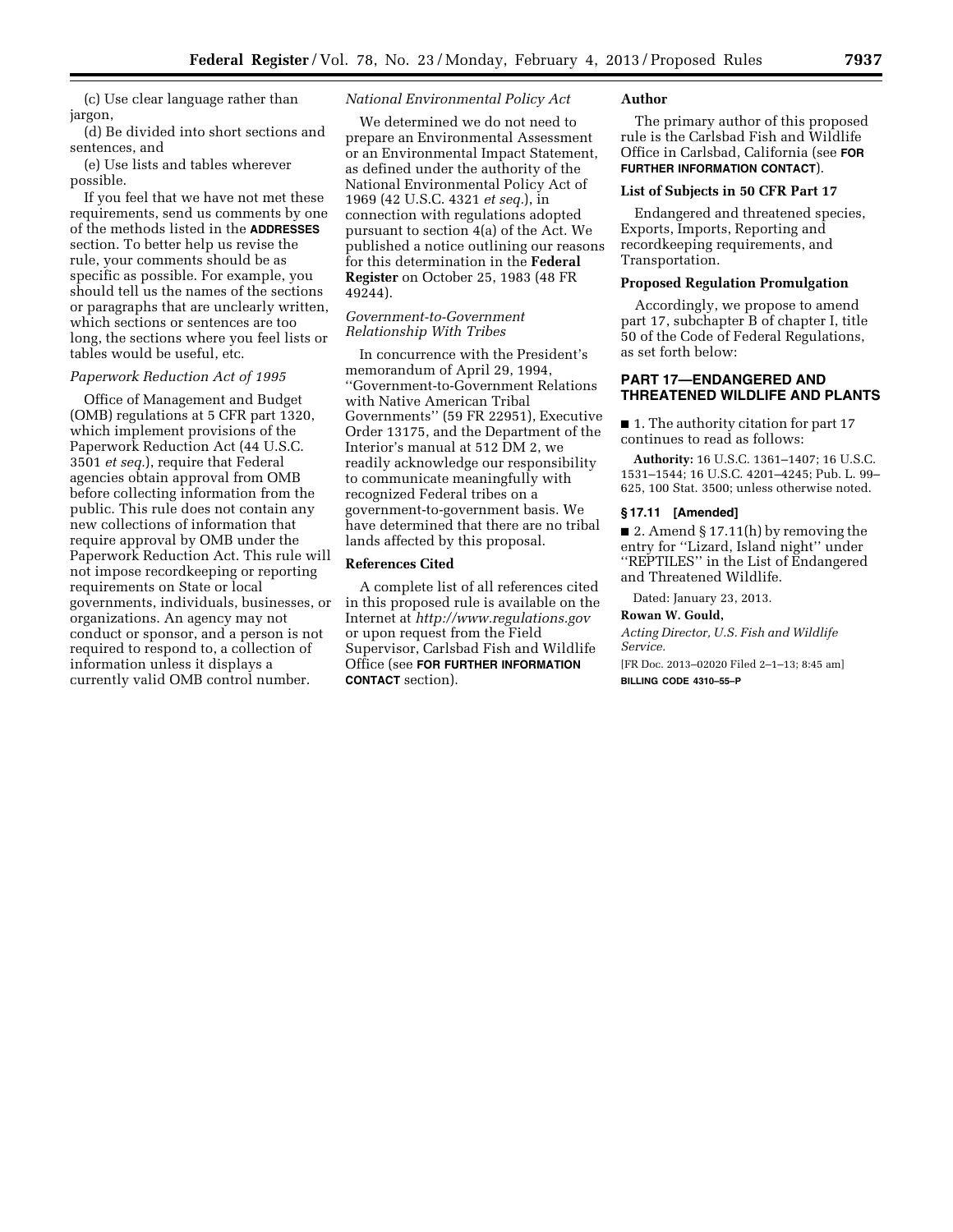(c) Use clear language rather than jargon,

(d) Be divided into short sections and sentences, and

(e) Use lists and tables wherever possible.

If you feel that we have not met these requirements, send us comments by one of the methods listed in the **ADDRESSES** section. To better help us revise the rule, your comments should be as specific as possible. For example, you should tell us the names of the sections or paragraphs that are unclearly written, which sections or sentences are too long, the sections where you feel lists or tables would be useful, etc.

*Paperwork Reduction Act of 1995*

Office of Management and Budget (OMB) regulations at 5 CFR part 1320, which implement provisions of the Paperwork Reduction Act (44 U.S.C. 3501 *et seq.*), require that Federal agencies obtain approval from OMB before collecting information from the public. This rule does not contain any new collections of information that require approval by OMB under the Paperwork Reduction Act. This rule will not impose recordkeeping or reporting requirements on State or local governments, individuals, businesses, or organizations. An agency may not conduct or sponsor, and a person is not required to respond to, a collection of information unless it displays a currently valid OMB control number.

*National Environmental Policy Act*

We determined we do not need to prepare an Environmental Assessment or an Environmental Impact Statement, as defined under the authority of the National Environmental Policy Act of 1969 (42 U.S.C. 4321 *et seq.*), in connection with regulations adopted pursuant to section 4(a) of the Act. We published a notice outlining our reasons for this determination in the **Federal Register** on October 25, 1983 (48 FR 49244).

*Government-to-Government Relationship With Tribes*

In concurrence with the President's memorandum of April 29, 1994, "Government-to-Government Relations with Native American Tribal Governments" (59 FR 22951), Executive Order 13175, and the Department of the Interior's manual at 512 DM 2, we readily acknowledge our responsibility to communicate meaningfully with recognized Federal tribes on a government-to-government basis. We have determined that there are no tribal lands affected by this proposal.

**References Cited**

A complete list of all references cited in this proposed rule is available on the Internet at *http://www.regulations.gov* or upon request from the Field Supervisor, Carlsbad Fish and Wildlife Office (see **FOR FURTHER INFORMATION CONTACT** section).

**Author**

The primary author of this proposed rule is the Carlsbad Fish and Wildlife Office in Carlsbad, California (see **FOR FURTHER INFORMATION CONTACT**).

**List of Subjects in 50 CFR Part 17**

Endangered and threatened species, Exports, Imports, Reporting and recordkeeping requirements, and Transportation.

**Proposed Regulation Promulgation**

Accordingly, we propose to amend part 17, subchapter B of chapter I, title 50 of the Code of Federal Regulations, as set forth below:

## PART 17—ENDANGERED AND THREATENED WILDLIFE AND PLANTS

■ 1. The authority citation for part 17 continues to read as follows:

**Authority:** 16 U.S.C. 1361–1407; 16 U.S.C. 1531–1544; 16 U.S.C. 4201–4245; Pub. L. 99–625, 100 Stat. 3500; unless otherwise noted.

**§ 17.11 [Amended]**

■ 2. Amend § 17.11(h) by removing the entry for "Lizard, Island night" under "REPTILES" in the List of Endangered and Threatened Wildlife.

Dated: January 23, 2013.

**Rowan W. Gould,**

*Acting Director, U.S. Fish and Wildlife Service.*

[FR Doc. 2013–02020 Filed 2–1–13; 8:45 am]

BILLING CODE 4310–55–P